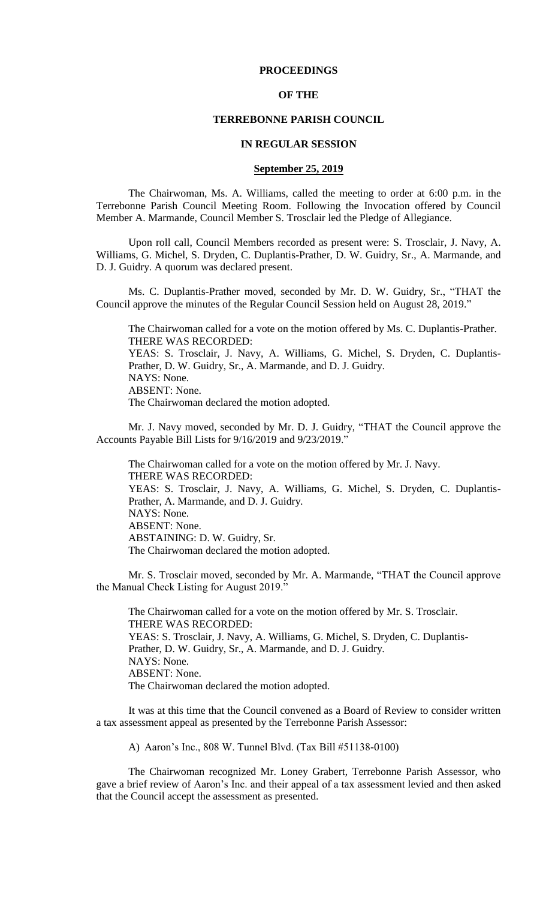**PROCEEDINGS**

**OF THE**

**TERREBONNE PARISH COUNCIL**

**IN REGULAR SESSION**

**September 25, 2019**

The Chairwoman, Ms. A. Williams, called the meeting to order at 6:00 p.m. in the Terrebonne Parish Council Meeting Room. Following the Invocation offered by Council Member A. Marmande, Council Member S. Trosclair led the Pledge of Allegiance.

Upon roll call, Council Members recorded as present were: S. Trosclair, J. Navy, A. Williams, G. Michel, S. Dryden, C. Duplantis-Prather, D. W. Guidry, Sr., A. Marmande, and D. J. Guidry. A quorum was declared present.

Ms. C. Duplantis-Prather moved, seconded by Mr. D. W. Guidry, Sr., "THAT the Council approve the minutes of the Regular Council Session held on August 28, 2019."

The Chairwoman called for a vote on the motion offered by Ms. C. Duplantis-Prather.
THERE WAS RECORDED:
YEAS: S. Trosclair, J. Navy, A. Williams, G. Michel, S. Dryden, C. Duplantis-Prather, D. W. Guidry, Sr., A. Marmande, and D. J. Guidry.
NAYS: None.
ABSENT: None.
The Chairwoman declared the motion adopted.

Mr. J. Navy moved, seconded by Mr. D. J. Guidry, "THAT the Council approve the Accounts Payable Bill Lists for 9/16/2019 and 9/23/2019."

The Chairwoman called for a vote on the motion offered by Mr. J. Navy.
THERE WAS RECORDED:
YEAS: S. Trosclair, J. Navy, A. Williams, G. Michel, S. Dryden, C. Duplantis-Prather, A. Marmande, and D. J. Guidry.
NAYS: None.
ABSENT: None.
ABSTAINING: D. W. Guidry, Sr.
The Chairwoman declared the motion adopted.

Mr. S. Trosclair moved, seconded by Mr. A. Marmande, "THAT the Council approve the Manual Check Listing for August 2019."

The Chairwoman called for a vote on the motion offered by Mr. S. Trosclair.
THERE WAS RECORDED:
YEAS: S. Trosclair, J. Navy, A. Williams, G. Michel, S. Dryden, C. Duplantis-Prather, D. W. Guidry, Sr., A. Marmande, and D. J. Guidry.
NAYS: None.
ABSENT: None.
The Chairwoman declared the motion adopted.

It was at this time that the Council convened as a Board of Review to consider written a tax assessment appeal as presented by the Terrebonne Parish Assessor:

A) Aaron's Inc., 808 W. Tunnel Blvd. (Tax Bill #51138-0100)

The Chairwoman recognized Mr. Loney Grabert, Terrebonne Parish Assessor, who gave a brief review of Aaron's Inc. and their appeal of a tax assessment levied and then asked that the Council accept the assessment as presented.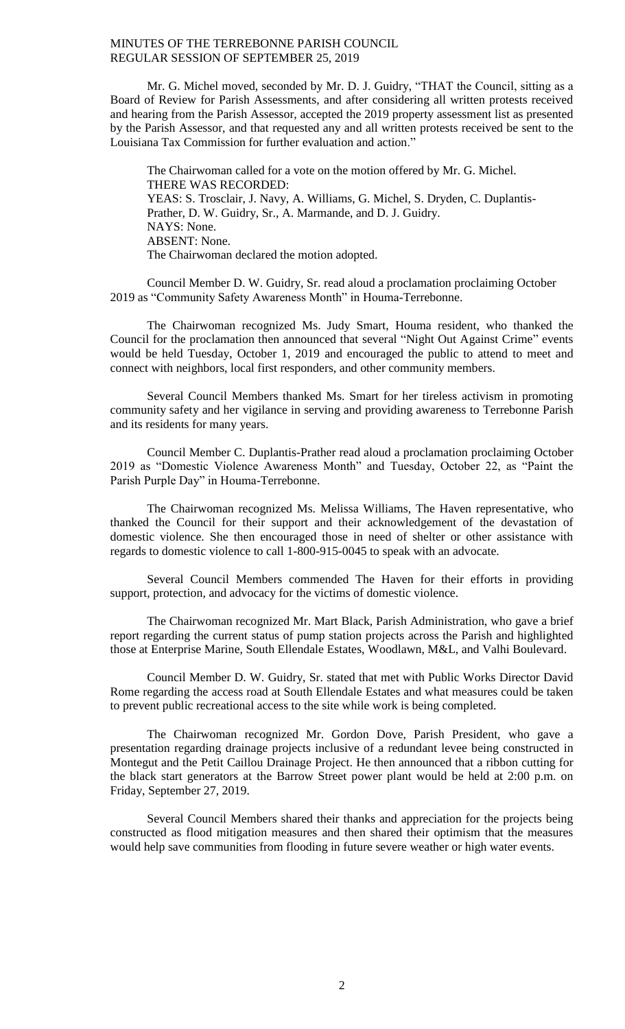Mr. G. Michel moved, seconded by Mr. D. J. Guidry, "THAT the Council, sitting as a Board of Review for Parish Assessments, and after considering all written protests received and hearing from the Parish Assessor, accepted the 2019 property assessment list as presented by the Parish Assessor, and that requested any and all written protests received be sent to the Louisiana Tax Commission for further evaluation and action."

The Chairwoman called for a vote on the motion offered by Mr. G. Michel.
THERE WAS RECORDED:
YEAS: S. Trosclair, J. Navy, A. Williams, G. Michel, S. Dryden, C. Duplantis-Prather, D. W. Guidry, Sr., A. Marmande, and D. J. Guidry.
NAYS: None.
ABSENT: None.
The Chairwoman declared the motion adopted.

Council Member D. W. Guidry, Sr. read aloud a proclamation proclaiming October 2019 as "Community Safety Awareness Month" in Houma-Terrebonne.

The Chairwoman recognized Ms. Judy Smart, Houma resident, who thanked the Council for the proclamation then announced that several "Night Out Against Crime" events would be held Tuesday, October 1, 2019 and encouraged the public to attend to meet and connect with neighbors, local first responders, and other community members.

Several Council Members thanked Ms. Smart for her tireless activism in promoting community safety and her vigilance in serving and providing awareness to Terrebonne Parish and its residents for many years.

Council Member C. Duplantis-Prather read aloud a proclamation proclaiming October 2019 as "Domestic Violence Awareness Month" and Tuesday, October 22, as "Paint the Parish Purple Day" in Houma-Terrebonne.

The Chairwoman recognized Ms. Melissa Williams, The Haven representative, who thanked the Council for their support and their acknowledgement of the devastation of domestic violence. She then encouraged those in need of shelter or other assistance with regards to domestic violence to call 1-800-915-0045 to speak with an advocate.

Several Council Members commended The Haven for their efforts in providing support, protection, and advocacy for the victims of domestic violence.

The Chairwoman recognized Mr. Mart Black, Parish Administration, who gave a brief report regarding the current status of pump station projects across the Parish and highlighted those at Enterprise Marine, South Ellendale Estates, Woodlawn, M&L, and Valhi Boulevard.

Council Member D. W. Guidry, Sr. stated that met with Public Works Director David Rome regarding the access road at South Ellendale Estates and what measures could be taken to prevent public recreational access to the site while work is being completed.

The Chairwoman recognized Mr. Gordon Dove, Parish President, who gave a presentation regarding drainage projects inclusive of a redundant levee being constructed in Montegut and the Petit Caillou Drainage Project. He then announced that a ribbon cutting for the black start generators at the Barrow Street power plant would be held at 2:00 p.m. on Friday, September 27, 2019.

Several Council Members shared their thanks and appreciation for the projects being constructed as flood mitigation measures and then shared their optimism that the measures would help save communities from flooding in future severe weather or high water events.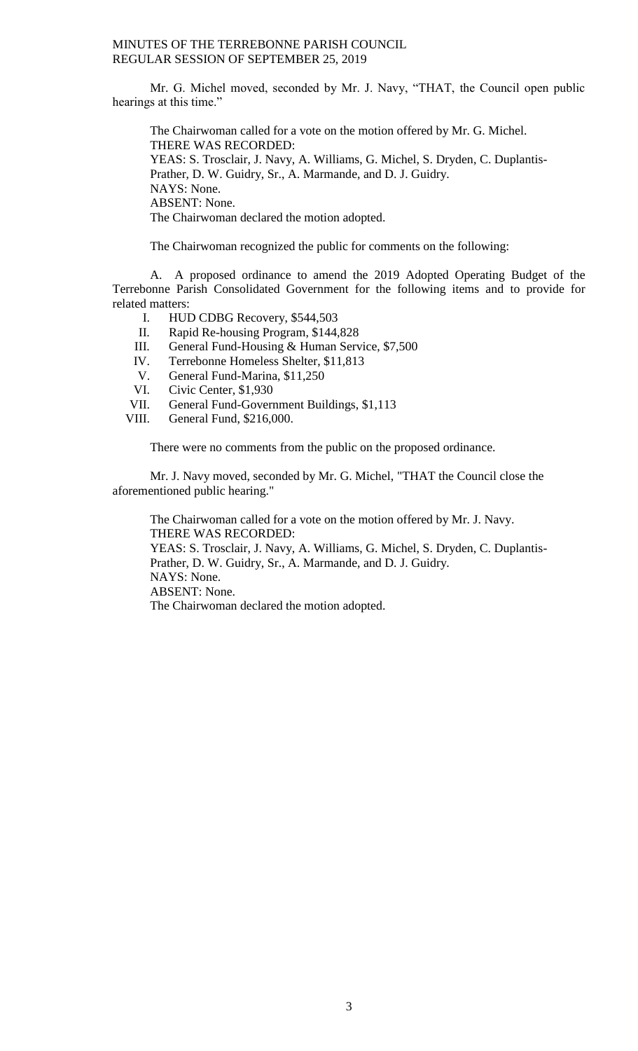Mr. G. Michel moved, seconded by Mr. J. Navy, "THAT, the Council open public hearings at this time."

The Chairwoman called for a vote on the motion offered by Mr. G. Michel.
THERE WAS RECORDED:
YEAS: S. Trosclair, J. Navy, A. Williams, G. Michel, S. Dryden, C. Duplantis-Prather, D. W. Guidry, Sr., A. Marmande, and D. J. Guidry.
NAYS: None.
ABSENT: None.
The Chairwoman declared the motion adopted.

The Chairwoman recognized the public for comments on the following:

A. A proposed ordinance to amend the 2019 Adopted Operating Budget of the Terrebonne Parish Consolidated Government for the following items and to provide for related matters:

I. HUD CDBG Recovery, $544,503
II. Rapid Re-housing Program, $144,828
III. General Fund-Housing & Human Service, $7,500
IV. Terrebonne Homeless Shelter, $11,813
V. General Fund-Marina, $11,250
VI. Civic Center, $1,930
VII. General Fund-Government Buildings, $1,113
VIII. General Fund, $216,000.

There were no comments from the public on the proposed ordinance.

Mr. J. Navy moved, seconded by Mr. G. Michel, "THAT the Council close the aforementioned public hearing."

The Chairwoman called for a vote on the motion offered by Mr. J. Navy.
THERE WAS RECORDED:
YEAS: S. Trosclair, J. Navy, A. Williams, G. Michel, S. Dryden, C. Duplantis-Prather, D. W. Guidry, Sr., A. Marmande, and D. J. Guidry.
NAYS: None.
ABSENT: None.
The Chairwoman declared the motion adopted.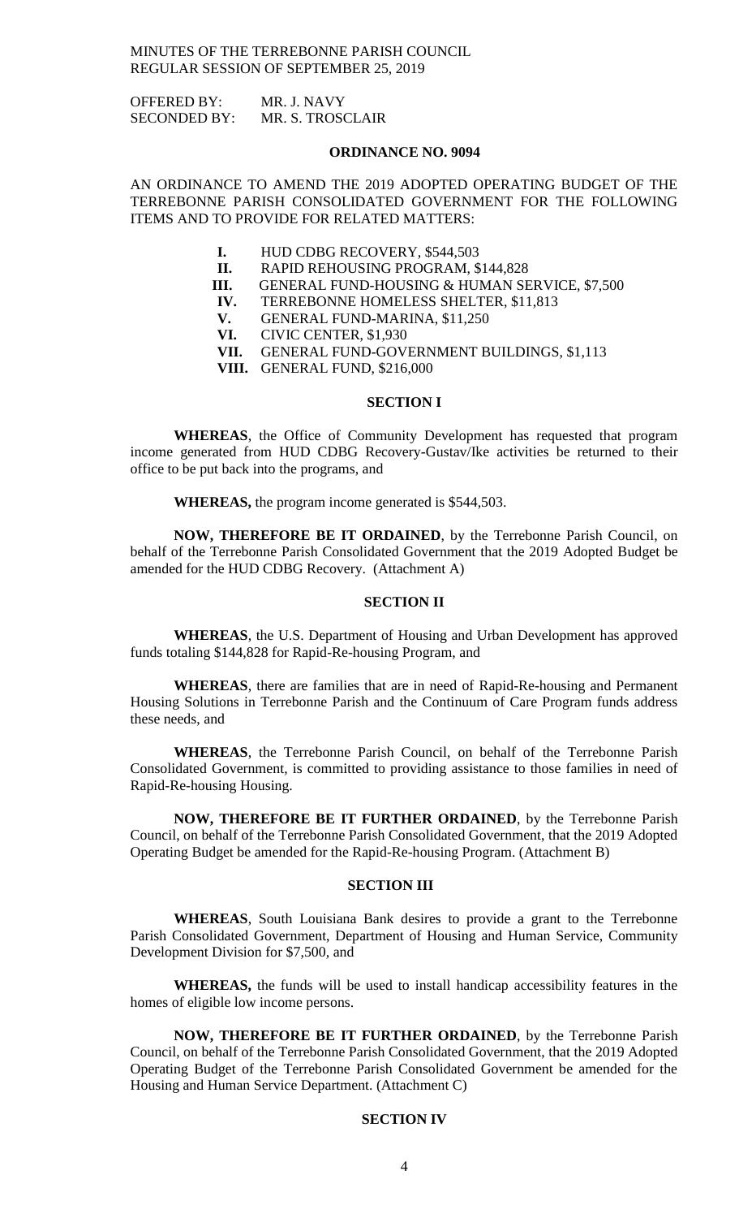OFFERED BY: MR. J. NAVY
SECONDED BY: MR. S. TROSCLAIR

**ORDINANCE NO. 9094**

AN ORDINANCE TO AMEND THE 2019 ADOPTED OPERATING BUDGET OF THE TERREBONNE PARISH CONSOLIDATED GOVERNMENT FOR THE FOLLOWING ITEMS AND TO PROVIDE FOR RELATED MATTERS:

- **I.** HUD CDBG RECOVERY, $544,503
- **II.** RAPID REHOUSING PROGRAM, $144,828
- **III.** GENERAL FUND-HOUSING & HUMAN SERVICE, $7,500
- **IV.** TERREBONNE HOMELESS SHELTER, $11,813
- **V.** GENERAL FUND-MARINA, $11,250
- **VI.** CIVIC CENTER, $1,930
- **VII.** GENERAL FUND-GOVERNMENT BUILDINGS, $1,113
- **VIII.** GENERAL FUND, $216,000

**SECTION I**

**WHEREAS**, the Office of Community Development has requested that program income generated from HUD CDBG Recovery-Gustav/Ike activities be returned to their office to be put back into the programs, and

**WHEREAS,** the program income generated is $544,503.

**NOW, THEREFORE BE IT ORDAINED**, by the Terrebonne Parish Council, on behalf of the Terrebonne Parish Consolidated Government that the 2019 Adopted Budget be amended for the HUD CDBG Recovery. (Attachment A)

**SECTION II**

**WHEREAS**, the U.S. Department of Housing and Urban Development has approved funds totaling $144,828 for Rapid-Re-housing Program, and

**WHEREAS**, there are families that are in need of Rapid-Re-housing and Permanent Housing Solutions in Terrebonne Parish and the Continuum of Care Program funds address these needs, and

**WHEREAS**, the Terrebonne Parish Council, on behalf of the Terrebonne Parish Consolidated Government, is committed to providing assistance to those families in need of Rapid-Re-housing Housing.

**NOW, THEREFORE BE IT FURTHER ORDAINED**, by the Terrebonne Parish Council, on behalf of the Terrebonne Parish Consolidated Government, that the 2019 Adopted Operating Budget be amended for the Rapid-Re-housing Program. (Attachment B)

**SECTION III**

**WHEREAS**, South Louisiana Bank desires to provide a grant to the Terrebonne Parish Consolidated Government, Department of Housing and Human Service, Community Development Division for $7,500, and

**WHEREAS,** the funds will be used to install handicap accessibility features in the homes of eligible low income persons.

**NOW, THEREFORE BE IT FURTHER ORDAINED**, by the Terrebonne Parish Council, on behalf of the Terrebonne Parish Consolidated Government, that the 2019 Adopted Operating Budget of the Terrebonne Parish Consolidated Government be amended for the Housing and Human Service Department. (Attachment C)

**SECTION IV**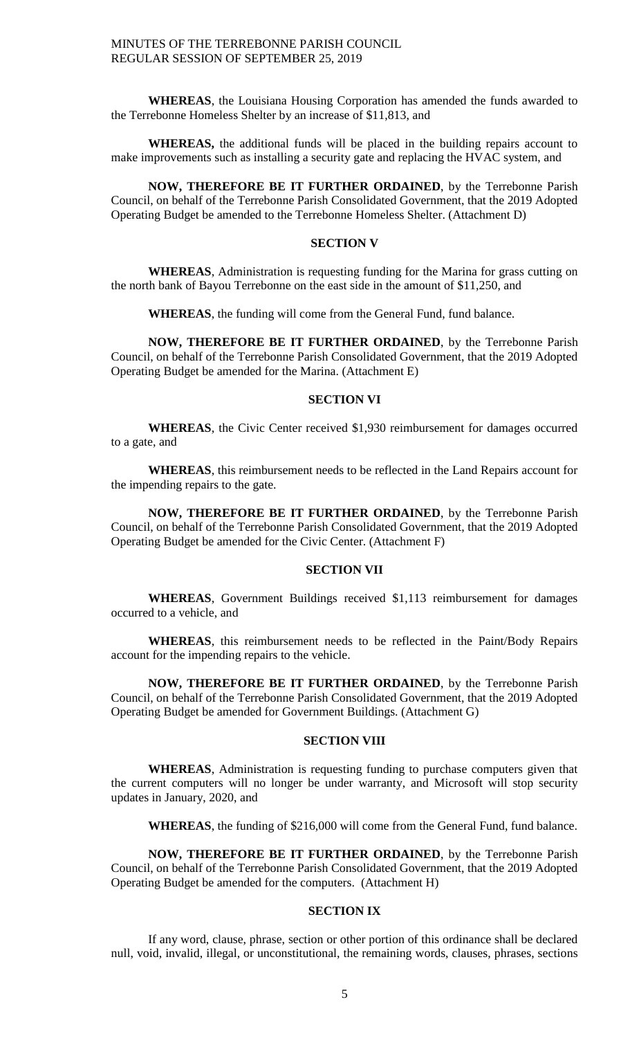**WHEREAS**, the Louisiana Housing Corporation has amended the funds awarded to the Terrebonne Homeless Shelter by an increase of $11,813, and

**WHEREAS,** the additional funds will be placed in the building repairs account to make improvements such as installing a security gate and replacing the HVAC system, and

**NOW, THEREFORE BE IT FURTHER ORDAINED**, by the Terrebonne Parish Council, on behalf of the Terrebonne Parish Consolidated Government, that the 2019 Adopted Operating Budget be amended to the Terrebonne Homeless Shelter. (Attachment D)

**SECTION V**

**WHEREAS**, Administration is requesting funding for the Marina for grass cutting on the north bank of Bayou Terrebonne on the east side in the amount of $11,250, and

**WHEREAS**, the funding will come from the General Fund, fund balance.

**NOW, THEREFORE BE IT FURTHER ORDAINED**, by the Terrebonne Parish Council, on behalf of the Terrebonne Parish Consolidated Government, that the 2019 Adopted Operating Budget be amended for the Marina. (Attachment E)

**SECTION VI**

**WHEREAS**, the Civic Center received $1,930 reimbursement for damages occurred to a gate, and

**WHEREAS**, this reimbursement needs to be reflected in the Land Repairs account for the impending repairs to the gate.

**NOW, THEREFORE BE IT FURTHER ORDAINED**, by the Terrebonne Parish Council, on behalf of the Terrebonne Parish Consolidated Government, that the 2019 Adopted Operating Budget be amended for the Civic Center. (Attachment F)

**SECTION VII**

**WHEREAS**, Government Buildings received $1,113 reimbursement for damages occurred to a vehicle, and

**WHEREAS**, this reimbursement needs to be reflected in the Paint/Body Repairs account for the impending repairs to the vehicle.

**NOW, THEREFORE BE IT FURTHER ORDAINED**, by the Terrebonne Parish Council, on behalf of the Terrebonne Parish Consolidated Government, that the 2019 Adopted Operating Budget be amended for Government Buildings. (Attachment G)

**SECTION VIII**

**WHEREAS**, Administration is requesting funding to purchase computers given that the current computers will no longer be under warranty, and Microsoft will stop security updates in January, 2020, and

**WHEREAS**, the funding of $216,000 will come from the General Fund, fund balance.

**NOW, THEREFORE BE IT FURTHER ORDAINED**, by the Terrebonne Parish Council, on behalf of the Terrebonne Parish Consolidated Government, that the 2019 Adopted Operating Budget be amended for the computers. (Attachment H)

**SECTION IX**

If any word, clause, phrase, section or other portion of this ordinance shall be declared null, void, invalid, illegal, or unconstitutional, the remaining words, clauses, phrases, sections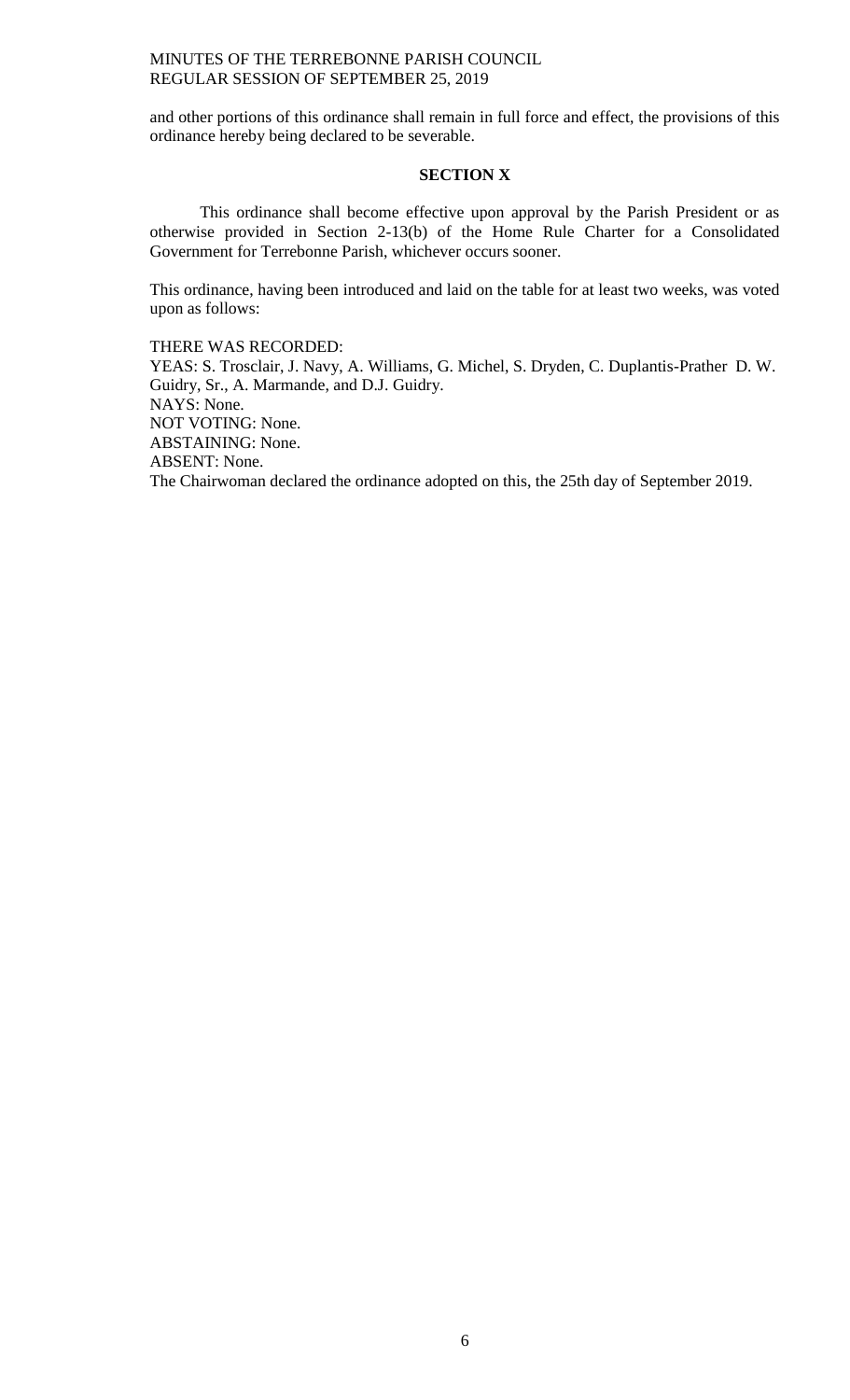and other portions of this ordinance shall remain in full force and effect, the provisions of this ordinance hereby being declared to be severable.

**SECTION X**

This ordinance shall become effective upon approval by the Parish President or as otherwise provided in Section 2-13(b) of the Home Rule Charter for a Consolidated Government for Terrebonne Parish, whichever occurs sooner.

This ordinance, having been introduced and laid on the table for at least two weeks, was voted upon as follows:

THERE WAS RECORDED:
YEAS: S. Trosclair, J. Navy, A. Williams, G. Michel, S. Dryden, C. Duplantis-Prather D. W. Guidry, Sr., A. Marmande, and D.J. Guidry.
NAYS: None.
NOT VOTING: None.
ABSTAINING: None.
ABSENT: None.
The Chairwoman declared the ordinance adopted on this, the 25th day of September 2019.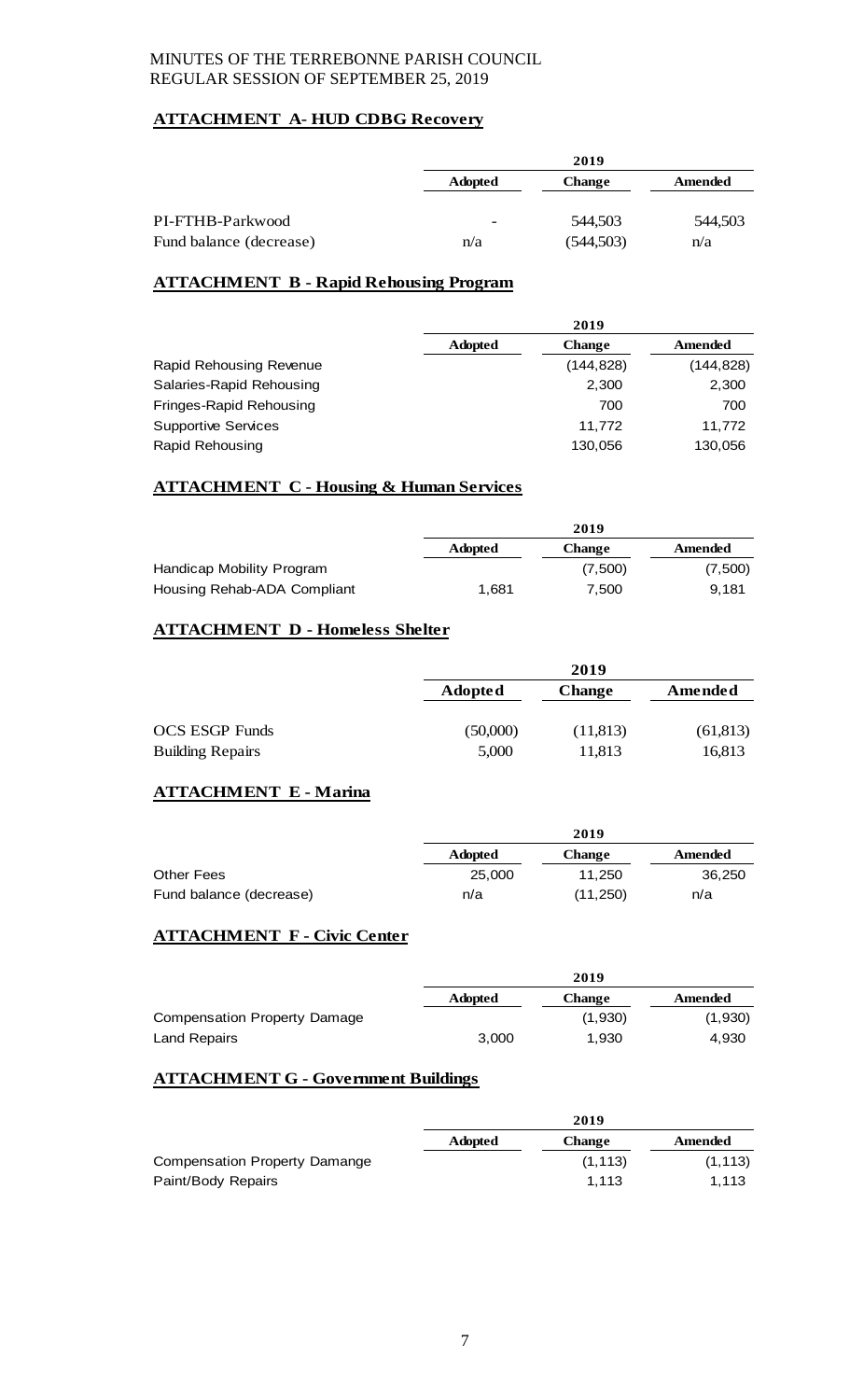MINUTES OF THE TERREBONNE PARISH COUNCIL
REGULAR SESSION OF SEPTEMBER 25, 2019

## ATTACHMENT A- HUD CDBG Recovery

| | 2019 | | |
|---|---|---|---|
| | Adopted | Change | Amended |
| PI-FTHB-Parkwood | - | 544,503 | 544,503 |
| Fund balance (decrease) | n/a | (544,503) | n/a |

## ATTACHMENT B - Rapid Rehousing Program

| | 2019 | | |
|---|---|---|---|
| | Adopted | Change | Amended |
| Rapid Rehousing Revenue | | (144,828) | (144,828) |
| Salaries-Rapid Rehousing | | 2,300 | 2,300 |
| Fringes-Rapid Rehousing | | 700 | 700 |
| Supportive Services | | 11,772 | 11,772 |
| Rapid Rehousing | | 130,056 | 130,056 |

## ATTACHMENT C - Housing & Human Services

| | 2019 | | |
|---|---|---|---|
| | Adopted | Change | Amended |
| Handicap Mobility Program | | (7,500) | (7,500) |
| Housing Rehab-ADA Compliant | 1,681 | 7,500 | 9,181 |

## ATTACHMENT D - Homeless Shelter

| | 2019 | | |
|---|---|---|---|
| | Adopted | Change | Amended |
| OCS ESGP Funds | (50,000) | (11,813) | (61,813) |
| Building Repairs | 5,000 | 11,813 | 16,813 |

## ATTACHMENT E - Marina

| | 2019 | | |
|---|---|---|---|
| | Adopted | Change | Amended |
| Other Fees | 25,000 | 11,250 | 36,250 |
| Fund balance (decrease) | n/a | (11,250) | n/a |

## ATTACHMENT F - Civic Center

| | 2019 | | |
|---|---|---|---|
| | Adopted | Change | Amended |
| Compensation Property Damage | | (1,930) | (1,930) |
| Land Repairs | 3,000 | 1,930 | 4,930 |

## ATTACHMENT G - Government Buildings

| | 2019 | | |
|---|---|---|---|
| | Adopted | Change | Amended |
| Compensation Property Damange | | (1,113) | (1,113) |
| Paint/Body Repairs | | 1,113 | 1,113 |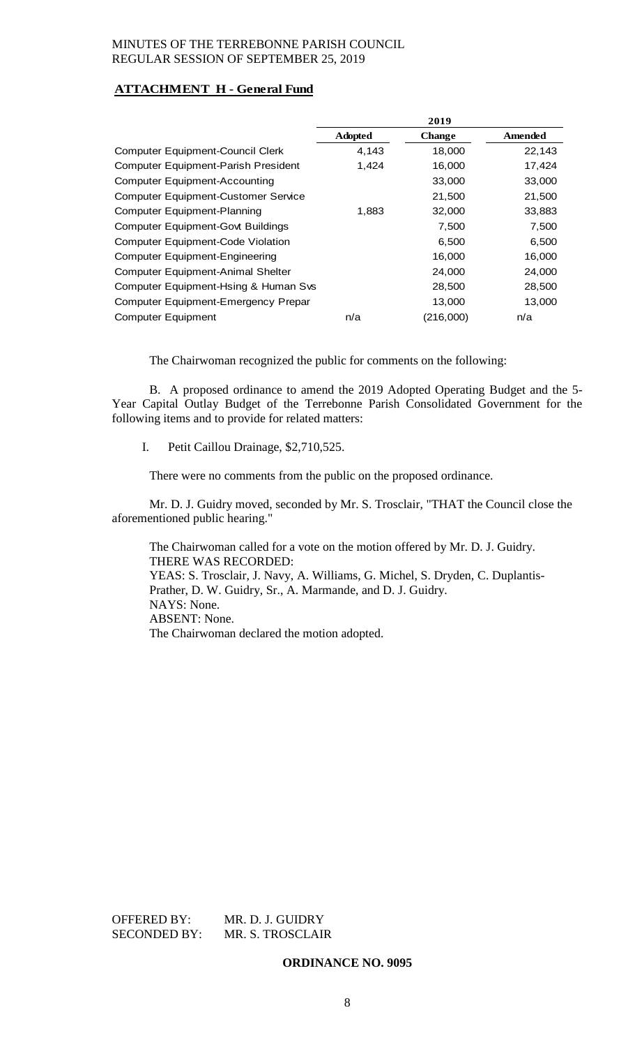**ATTACHMENT H - General Fund**

| | 2019 | | |
|---|---|---|---|
| | **Adopted** | **Change** | **Amended** |
| Computer Equipment-Council Clerk | 4,143 | 18,000 | 22,143 |
| Computer Equipment-Parish President | 1,424 | 16,000 | 17,424 |
| Computer Equipment-Accounting | | 33,000 | 33,000 |
| Computer Equipment-Customer Service | | 21,500 | 21,500 |
| Computer Equipment-Planning | 1,883 | 32,000 | 33,883 |
| Computer Equipment-Govt Buildings | | 7,500 | 7,500 |
| Computer Equipment-Code Violation | | 6,500 | 6,500 |
| Computer Equipment-Engineering | | 16,000 | 16,000 |
| Computer Equipment-Animal Shelter | | 24,000 | 24,000 |
| Computer Equipment-Hsing & Human Svs | | 28,500 | 28,500 |
| Computer Equipment-Emergency Prepar | | 13,000 | 13,000 |
| Computer Equipment | n/a | (216,000) | n/a |

The Chairwoman recognized the public for comments on the following:

B. A proposed ordinance to amend the 2019 Adopted Operating Budget and the 5-Year Capital Outlay Budget of the Terrebonne Parish Consolidated Government for the following items and to provide for related matters:

I. Petit Caillou Drainage, $2,710,525.

There were no comments from the public on the proposed ordinance.

Mr. D. J. Guidry moved, seconded by Mr. S. Trosclair, "THAT the Council close the aforementioned public hearing."

The Chairwoman called for a vote on the motion offered by Mr. D. J. Guidry.
THERE WAS RECORDED:
YEAS: S. Trosclair, J. Navy, A. Williams, G. Michel, S. Dryden, C. Duplantis-Prather, D. W. Guidry, Sr., A. Marmande, and D. J. Guidry.
NAYS: None.
ABSENT: None.
The Chairwoman declared the motion adopted.

OFFERED BY: MR. D. J. GUIDRY
SECONDED BY: MR. S. TROSCLAIR

**ORDINANCE NO. 9095**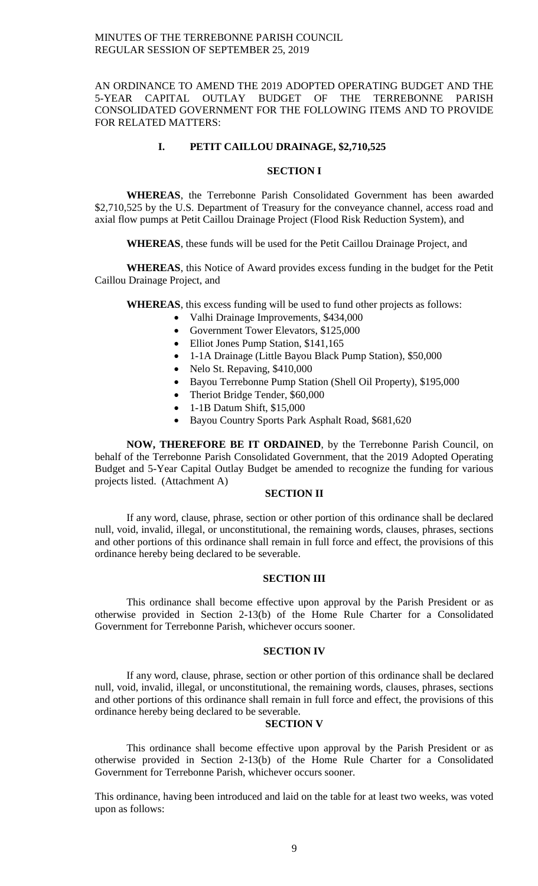AN ORDINANCE TO AMEND THE 2019 ADOPTED OPERATING BUDGET AND THE 5-YEAR CAPITAL OUTLAY BUDGET OF THE TERREBONNE PARISH CONSOLIDATED GOVERNMENT FOR THE FOLLOWING ITEMS AND TO PROVIDE FOR RELATED MATTERS:

**I. PETIT CAILLOU DRAINAGE, $2,710,525**

**SECTION I**

**WHEREAS**, the Terrebonne Parish Consolidated Government has been awarded $2,710,525 by the U.S. Department of Treasury for the conveyance channel, access road and axial flow pumps at Petit Caillou Drainage Project (Flood Risk Reduction System), and

**WHEREAS**, these funds will be used for the Petit Caillou Drainage Project, and

**WHEREAS**, this Notice of Award provides excess funding in the budget for the Petit Caillou Drainage Project, and

**WHEREAS**, this excess funding will be used to fund other projects as follows:

- Valhi Drainage Improvements, $434,000
- Government Tower Elevators, $125,000
- Elliot Jones Pump Station, $141,165
- 1-1A Drainage (Little Bayou Black Pump Station), $50,000
- Nelo St. Repaving, $410,000
- Bayou Terrebonne Pump Station (Shell Oil Property), $195,000
- Theriot Bridge Tender, $60,000
- 1-1B Datum Shift, $15,000
- Bayou Country Sports Park Asphalt Road, $681,620

**NOW, THEREFORE BE IT ORDAINED**, by the Terrebonne Parish Council, on behalf of the Terrebonne Parish Consolidated Government, that the 2019 Adopted Operating Budget and 5-Year Capital Outlay Budget be amended to recognize the funding for various projects listed. (Attachment A)

**SECTION II**

If any word, clause, phrase, section or other portion of this ordinance shall be declared null, void, invalid, illegal, or unconstitutional, the remaining words, clauses, phrases, sections and other portions of this ordinance shall remain in full force and effect, the provisions of this ordinance hereby being declared to be severable.

**SECTION III**

This ordinance shall become effective upon approval by the Parish President or as otherwise provided in Section 2-13(b) of the Home Rule Charter for a Consolidated Government for Terrebonne Parish, whichever occurs sooner.

**SECTION IV**

If any word, clause, phrase, section or other portion of this ordinance shall be declared null, void, invalid, illegal, or unconstitutional, the remaining words, clauses, phrases, sections and other portions of this ordinance shall remain in full force and effect, the provisions of this ordinance hereby being declared to be severable.

**SECTION V**

This ordinance shall become effective upon approval by the Parish President or as otherwise provided in Section 2-13(b) of the Home Rule Charter for a Consolidated Government for Terrebonne Parish, whichever occurs sooner.

This ordinance, having been introduced and laid on the table for at least two weeks, was voted upon as follows: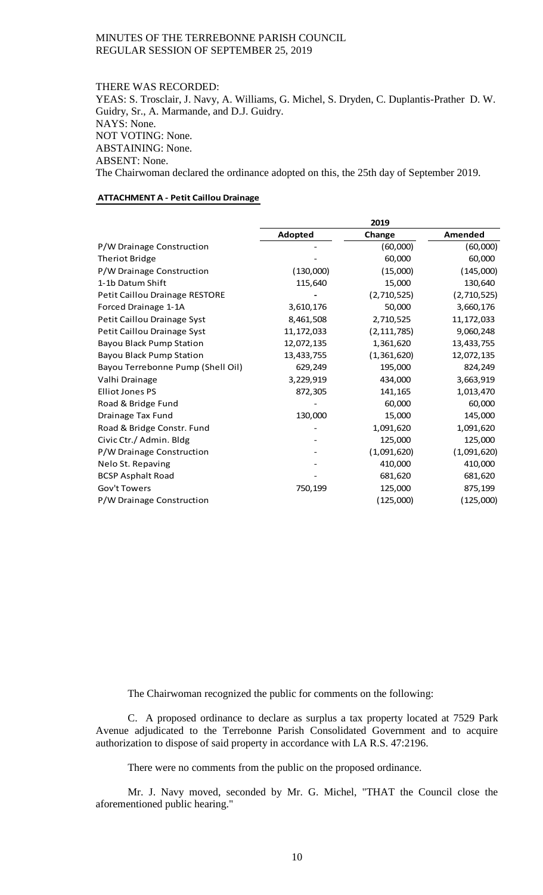THERE WAS RECORDED:

YEAS: S. Trosclair, J. Navy, A. Williams, G. Michel, S. Dryden, C. Duplantis-Prather D. W. Guidry, Sr., A. Marmande, and D.J. Guidry.

NAYS: None.

NOT VOTING: None.

ABSTAINING: None.

ABSENT: None.

The Chairwoman declared the ordinance adopted on this, the 25th day of September 2019.

**ATTACHMENT A - Petit Caillou Drainage**

| | 2019 | | |
|---|---|---|---|
| | **Adopted** | **Change** | **Amended** |
| P/W Drainage Construction | - | (60,000) | (60,000) |
| Theriot Bridge | - | 60,000 | 60,000 |
| P/W Drainage Construction | (130,000) | (15,000) | (145,000) |
| 1-1b Datum Shift | 115,640 | 15,000 | 130,640 |
| Petit Caillou Drainage RESTORE | - | (2,710,525) | (2,710,525) |
| Forced Drainage 1-1A | 3,610,176 | 50,000 | 3,660,176 |
| Petit Caillou Drainage Syst | 8,461,508 | 2,710,525 | 11,172,033 |
| Petit Caillou Drainage Syst | 11,172,033 | (2,111,785) | 9,060,248 |
| Bayou Black Pump Station | 12,072,135 | 1,361,620 | 13,433,755 |
| Bayou Black Pump Station | 13,433,755 | (1,361,620) | 12,072,135 |
| Bayou Terrebonne Pump (Shell Oil) | 629,249 | 195,000 | 824,249 |
| Valhi Drainage | 3,229,919 | 434,000 | 3,663,919 |
| Elliot Jones PS | 872,305 | 141,165 | 1,013,470 |
| Road & Bridge Fund | - | 60,000 | 60,000 |
| Drainage Tax Fund | 130,000 | 15,000 | 145,000 |
| Road & Bridge Constr. Fund | - | 1,091,620 | 1,091,620 |
| Civic Ctr./ Admin. Bldg | - | 125,000 | 125,000 |
| P/W Drainage Construction | - | (1,091,620) | (1,091,620) |
| Nelo St. Repaving | - | 410,000 | 410,000 |
| BCSP Asphalt Road | - | 681,620 | 681,620 |
| Gov't Towers | 750,199 | 125,000 | 875,199 |
| P/W Drainage Construction | | (125,000) | (125,000) |

The Chairwoman recognized the public for comments on the following:

C. A proposed ordinance to declare as surplus a tax property located at 7529 Park Avenue adjudicated to the Terrebonne Parish Consolidated Government and to acquire authorization to dispose of said property in accordance with LA R.S. 47:2196.

There were no comments from the public on the proposed ordinance.

Mr. J. Navy moved, seconded by Mr. G. Michel, "THAT the Council close the aforementioned public hearing."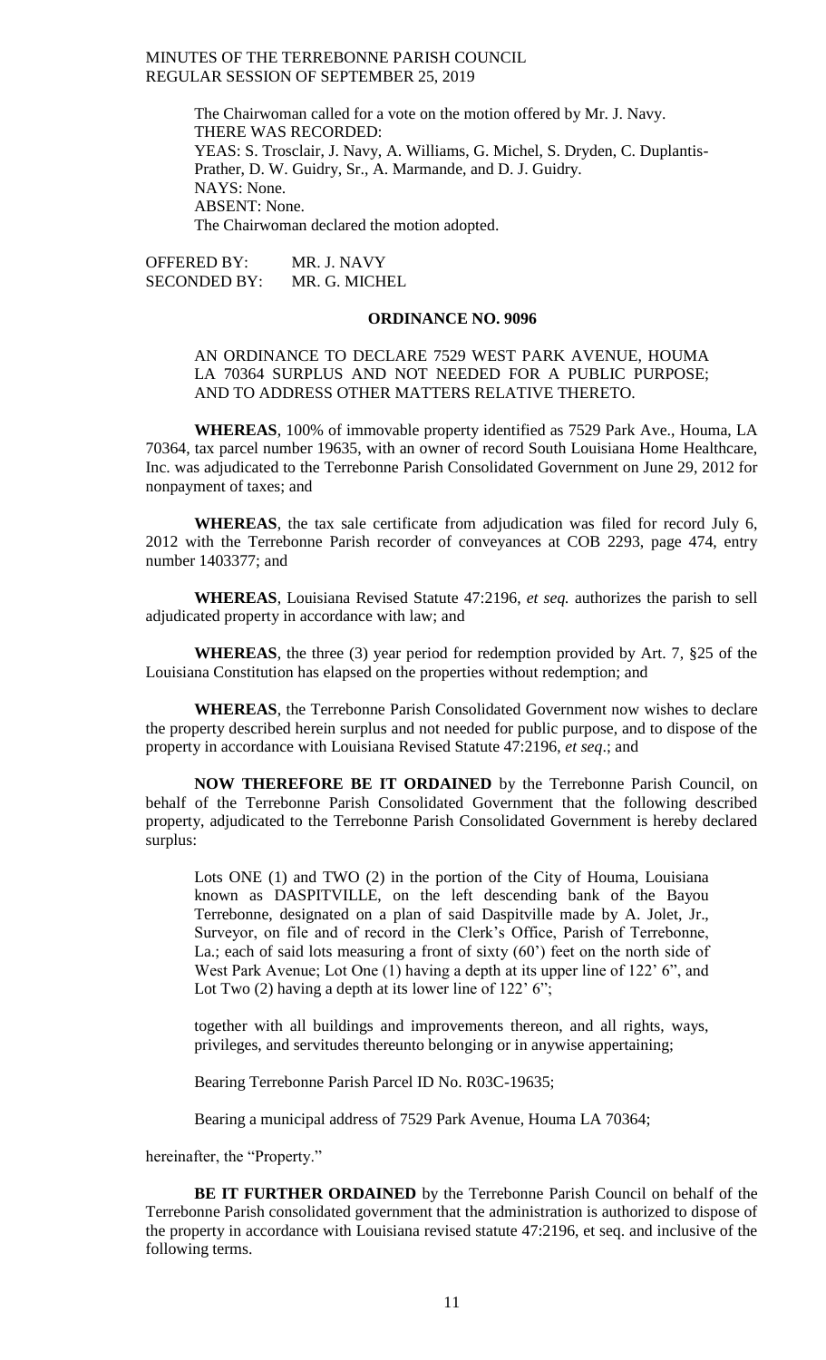The Chairwoman called for a vote on the motion offered by Mr. J. Navy.
THERE WAS RECORDED:
YEAS: S. Trosclair, J. Navy, A. Williams, G. Michel, S. Dryden, C. Duplantis-Prather, D. W. Guidry, Sr., A. Marmande, and D. J. Guidry.
NAYS: None.
ABSENT: None.
The Chairwoman declared the motion adopted.

OFFERED BY: MR. J. NAVY
SECONDED BY: MR. G. MICHEL

**ORDINANCE NO. 9096**

AN ORDINANCE TO DECLARE 7529 WEST PARK AVENUE, HOUMA LA 70364 SURPLUS AND NOT NEEDED FOR A PUBLIC PURPOSE; AND TO ADDRESS OTHER MATTERS RELATIVE THERETO.

**WHEREAS**, 100% of immovable property identified as 7529 Park Ave., Houma, LA 70364, tax parcel number 19635, with an owner of record South Louisiana Home Healthcare, Inc. was adjudicated to the Terrebonne Parish Consolidated Government on June 29, 2012 for nonpayment of taxes; and

**WHEREAS**, the tax sale certificate from adjudication was filed for record July 6, 2012 with the Terrebonne Parish recorder of conveyances at COB 2293, page 474, entry number 1403377; and

**WHEREAS**, Louisiana Revised Statute 47:2196, *et seq.* authorizes the parish to sell adjudicated property in accordance with law; and

**WHEREAS**, the three (3) year period for redemption provided by Art. 7, §25 of the Louisiana Constitution has elapsed on the properties without redemption; and

**WHEREAS**, the Terrebonne Parish Consolidated Government now wishes to declare the property described herein surplus and not needed for public purpose, and to dispose of the property in accordance with Louisiana Revised Statute 47:2196, *et seq*.; and

**NOW THEREFORE BE IT ORDAINED** by the Terrebonne Parish Council, on behalf of the Terrebonne Parish Consolidated Government that the following described property, adjudicated to the Terrebonne Parish Consolidated Government is hereby declared surplus:

> Lots ONE (1) and TWO (2) in the portion of the City of Houma, Louisiana known as DASPITVILLE, on the left descending bank of the Bayou Terrebonne, designated on a plan of said Daspitville made by A. Jolet, Jr., Surveyor, on file and of record in the Clerk's Office, Parish of Terrebonne, La.; each of said lots measuring a front of sixty (60') feet on the north side of West Park Avenue; Lot One (1) having a depth at its upper line of 122' 6", and Lot Two (2) having a depth at its lower line of 122' 6";
>
> together with all buildings and improvements thereon, and all rights, ways, privileges, and servitudes thereunto belonging or in anywise appertaining;
>
> Bearing Terrebonne Parish Parcel ID No. R03C-19635;
>
> Bearing a municipal address of 7529 Park Avenue, Houma LA 70364;

hereinafter, the "Property."

**BE IT FURTHER ORDAINED** by the Terrebonne Parish Council on behalf of the Terrebonne Parish consolidated government that the administration is authorized to dispose of the property in accordance with Louisiana revised statute 47:2196, et seq. and inclusive of the following terms.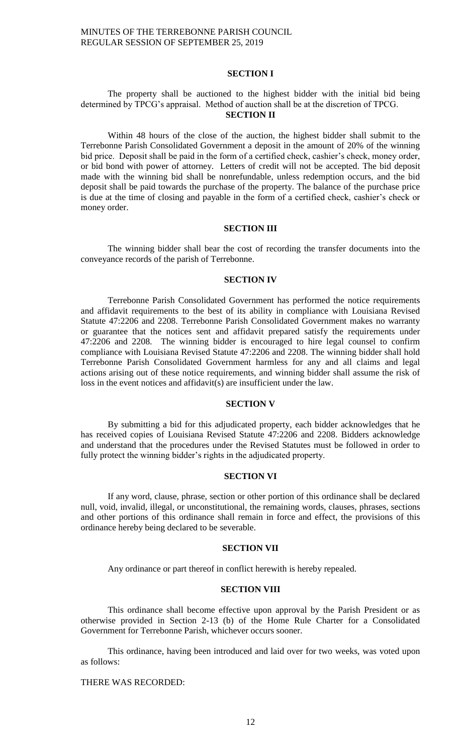**SECTION I**

The property shall be auctioned to the highest bidder with the initial bid being determined by TPCG's appraisal. Method of auction shall be at the discretion of TPCG.

**SECTION II**

Within 48 hours of the close of the auction, the highest bidder shall submit to the Terrebonne Parish Consolidated Government a deposit in the amount of 20% of the winning bid price. Deposit shall be paid in the form of a certified check, cashier's check, money order, or bid bond with power of attorney. Letters of credit will not be accepted. The bid deposit made with the winning bid shall be nonrefundable, unless redemption occurs, and the bid deposit shall be paid towards the purchase of the property. The balance of the purchase price is due at the time of closing and payable in the form of a certified check, cashier's check or money order.

**SECTION III**

The winning bidder shall bear the cost of recording the transfer documents into the conveyance records of the parish of Terrebonne.

**SECTION IV**

Terrebonne Parish Consolidated Government has performed the notice requirements and affidavit requirements to the best of its ability in compliance with Louisiana Revised Statute 47:2206 and 2208. Terrebonne Parish Consolidated Government makes no warranty or guarantee that the notices sent and affidavit prepared satisfy the requirements under 47:2206 and 2208. The winning bidder is encouraged to hire legal counsel to confirm compliance with Louisiana Revised Statute 47:2206 and 2208. The winning bidder shall hold Terrebonne Parish Consolidated Government harmless for any and all claims and legal actions arising out of these notice requirements, and winning bidder shall assume the risk of loss in the event notices and affidavit(s) are insufficient under the law.

**SECTION V**

By submitting a bid for this adjudicated property, each bidder acknowledges that he has received copies of Louisiana Revised Statute 47:2206 and 2208. Bidders acknowledge and understand that the procedures under the Revised Statutes must be followed in order to fully protect the winning bidder's rights in the adjudicated property.

**SECTION VI**

If any word, clause, phrase, section or other portion of this ordinance shall be declared null, void, invalid, illegal, or unconstitutional, the remaining words, clauses, phrases, sections and other portions of this ordinance shall remain in force and effect, the provisions of this ordinance hereby being declared to be severable.

**SECTION VII**

Any ordinance or part thereof in conflict herewith is hereby repealed.

**SECTION VIII**

This ordinance shall become effective upon approval by the Parish President or as otherwise provided in Section 2-13 (b) of the Home Rule Charter for a Consolidated Government for Terrebonne Parish, whichever occurs sooner.

This ordinance, having been introduced and laid over for two weeks, was voted upon as follows:

THERE WAS RECORDED: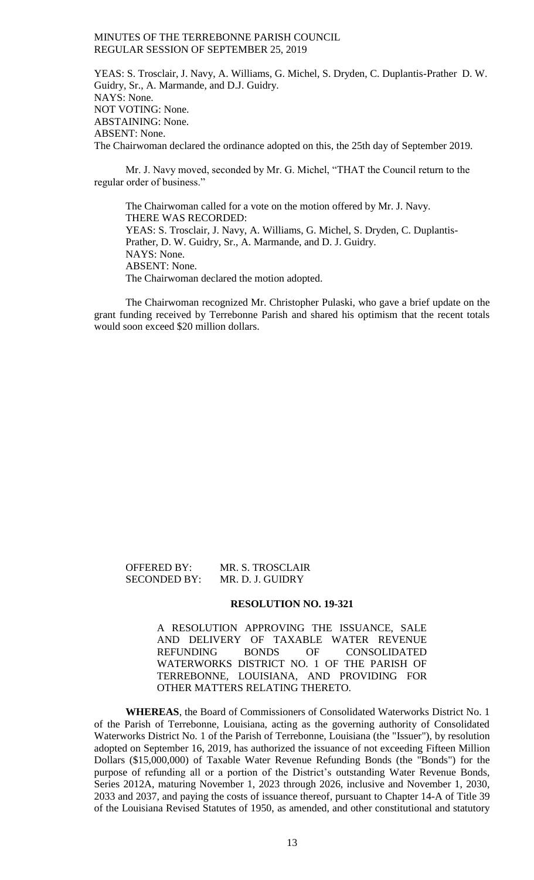YEAS: S. Trosclair, J. Navy, A. Williams, G. Michel, S. Dryden, C. Duplantis-Prather D. W. Guidry, Sr., A. Marmande, and D.J. Guidry.
NAYS: None.
NOT VOTING: None.
ABSTAINING: None.
ABSENT: None.
The Chairwoman declared the ordinance adopted on this, the 25th day of September 2019.

Mr. J. Navy moved, seconded by Mr. G. Michel, "THAT the Council return to the regular order of business."

The Chairwoman called for a vote on the motion offered by Mr. J. Navy.
THERE WAS RECORDED:
YEAS: S. Trosclair, J. Navy, A. Williams, G. Michel, S. Dryden, C. Duplantis-Prather, D. W. Guidry, Sr., A. Marmande, and D. J. Guidry.
NAYS: None.
ABSENT: None.
The Chairwoman declared the motion adopted.

The Chairwoman recognized Mr. Christopher Pulaski, who gave a brief update on the grant funding received by Terrebonne Parish and shared his optimism that the recent totals would soon exceed $20 million dollars.

OFFERED BY: MR. S. TROSCLAIR
SECONDED BY: MR. D. J. GUIDRY

**RESOLUTION NO. 19-321**

A RESOLUTION APPROVING THE ISSUANCE, SALE AND DELIVERY OF TAXABLE WATER REVENUE REFUNDING BONDS OF CONSOLIDATED WATERWORKS DISTRICT NO. 1 OF THE PARISH OF TERREBONNE, LOUISIANA, AND PROVIDING FOR OTHER MATTERS RELATING THERETO.

**WHEREAS**, the Board of Commissioners of Consolidated Waterworks District No. 1 of the Parish of Terrebonne, Louisiana, acting as the governing authority of Consolidated Waterworks District No. 1 of the Parish of Terrebonne, Louisiana (the "Issuer"), by resolution adopted on September 16, 2019, has authorized the issuance of not exceeding Fifteen Million Dollars ($15,000,000) of Taxable Water Revenue Refunding Bonds (the "Bonds") for the purpose of refunding all or a portion of the District's outstanding Water Revenue Bonds, Series 2012A, maturing November 1, 2023 through 2026, inclusive and November 1, 2030, 2033 and 2037, and paying the costs of issuance thereof, pursuant to Chapter 14-A of Title 39 of the Louisiana Revised Statutes of 1950, as amended, and other constitutional and statutory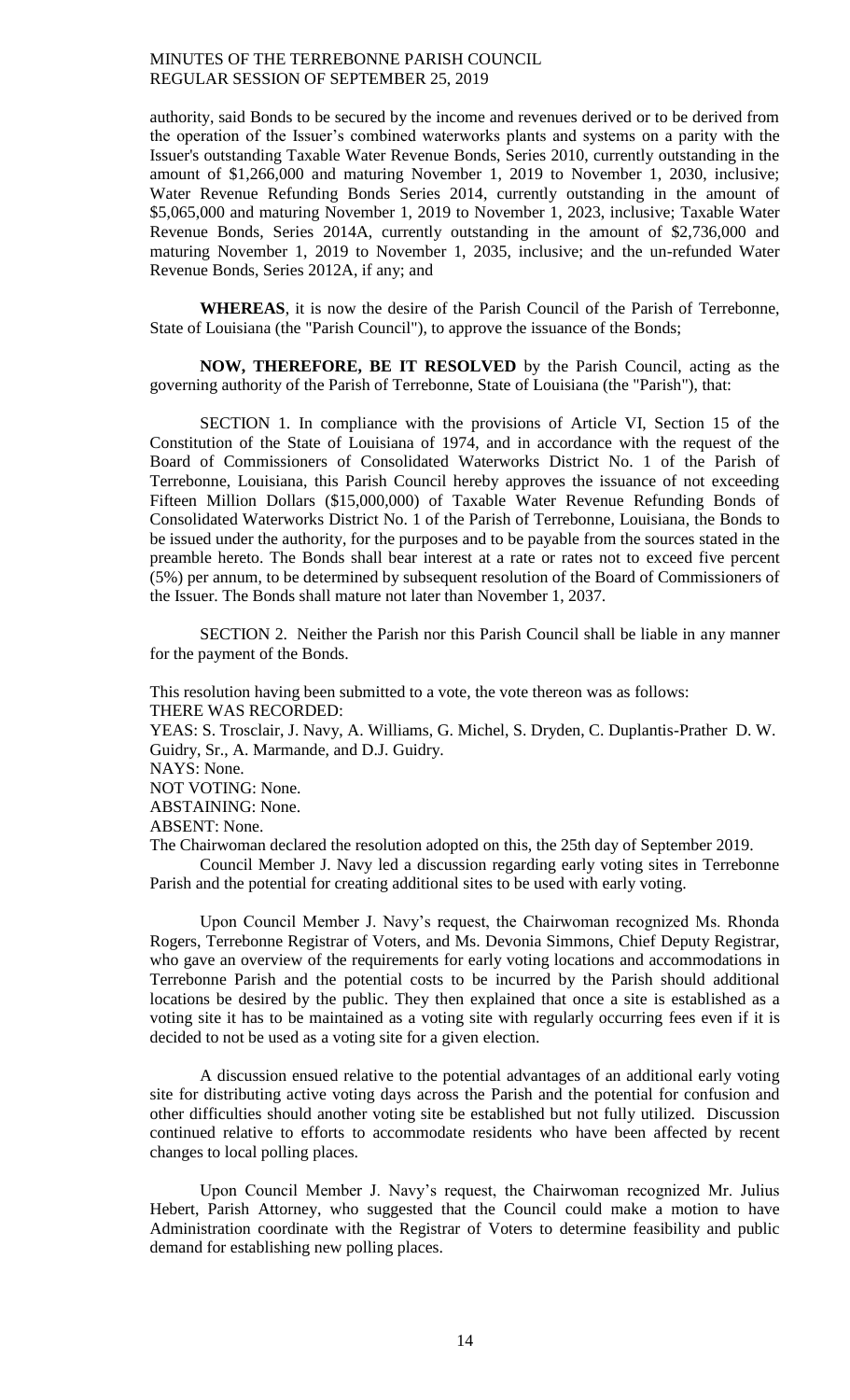authority, said Bonds to be secured by the income and revenues derived or to be derived from the operation of the Issuer's combined waterworks plants and systems on a parity with the Issuer's outstanding Taxable Water Revenue Bonds, Series 2010, currently outstanding in the amount of $1,266,000 and maturing November 1, 2019 to November 1, 2030, inclusive; Water Revenue Refunding Bonds Series 2014, currently outstanding in the amount of $5,065,000 and maturing November 1, 2019 to November 1, 2023, inclusive; Taxable Water Revenue Bonds, Series 2014A, currently outstanding in the amount of $2,736,000 and maturing November 1, 2019 to November 1, 2035, inclusive; and the un-refunded Water Revenue Bonds, Series 2012A, if any; and

**WHEREAS**, it is now the desire of the Parish Council of the Parish of Terrebonne, State of Louisiana (the "Parish Council"), to approve the issuance of the Bonds;

**NOW, THEREFORE, BE IT RESOLVED** by the Parish Council, acting as the governing authority of the Parish of Terrebonne, State of Louisiana (the "Parish"), that:

SECTION 1. In compliance with the provisions of Article VI, Section 15 of the Constitution of the State of Louisiana of 1974, and in accordance with the request of the Board of Commissioners of Consolidated Waterworks District No. 1 of the Parish of Terrebonne, Louisiana, this Parish Council hereby approves the issuance of not exceeding Fifteen Million Dollars ($15,000,000) of Taxable Water Revenue Refunding Bonds of Consolidated Waterworks District No. 1 of the Parish of Terrebonne, Louisiana, the Bonds to be issued under the authority, for the purposes and to be payable from the sources stated in the preamble hereto. The Bonds shall bear interest at a rate or rates not to exceed five percent (5%) per annum, to be determined by subsequent resolution of the Board of Commissioners of the Issuer. The Bonds shall mature not later than November 1, 2037.

SECTION 2. Neither the Parish nor this Parish Council shall be liable in any manner for the payment of the Bonds.

This resolution having been submitted to a vote, the vote thereon was as follows:
THERE WAS RECORDED:
YEAS: S. Trosclair, J. Navy, A. Williams, G. Michel, S. Dryden, C. Duplantis-Prather D. W. Guidry, Sr., A. Marmande, and D.J. Guidry.
NAYS: None.
NOT VOTING: None.
ABSTAINING: None.
ABSENT: None.
The Chairwoman declared the resolution adopted on this, the 25th day of September 2019.

Council Member J. Navy led a discussion regarding early voting sites in Terrebonne Parish and the potential for creating additional sites to be used with early voting.

Upon Council Member J. Navy's request, the Chairwoman recognized Ms. Rhonda Rogers, Terrebonne Registrar of Voters, and Ms. Devonia Simmons, Chief Deputy Registrar, who gave an overview of the requirements for early voting locations and accommodations in Terrebonne Parish and the potential costs to be incurred by the Parish should additional locations be desired by the public. They then explained that once a site is established as a voting site it has to be maintained as a voting site with regularly occurring fees even if it is decided to not be used as a voting site for a given election.

A discussion ensued relative to the potential advantages of an additional early voting site for distributing active voting days across the Parish and the potential for confusion and other difficulties should another voting site be established but not fully utilized. Discussion continued relative to efforts to accommodate residents who have been affected by recent changes to local polling places.

Upon Council Member J. Navy's request, the Chairwoman recognized Mr. Julius Hebert, Parish Attorney, who suggested that the Council could make a motion to have Administration coordinate with the Registrar of Voters to determine feasibility and public demand for establishing new polling places.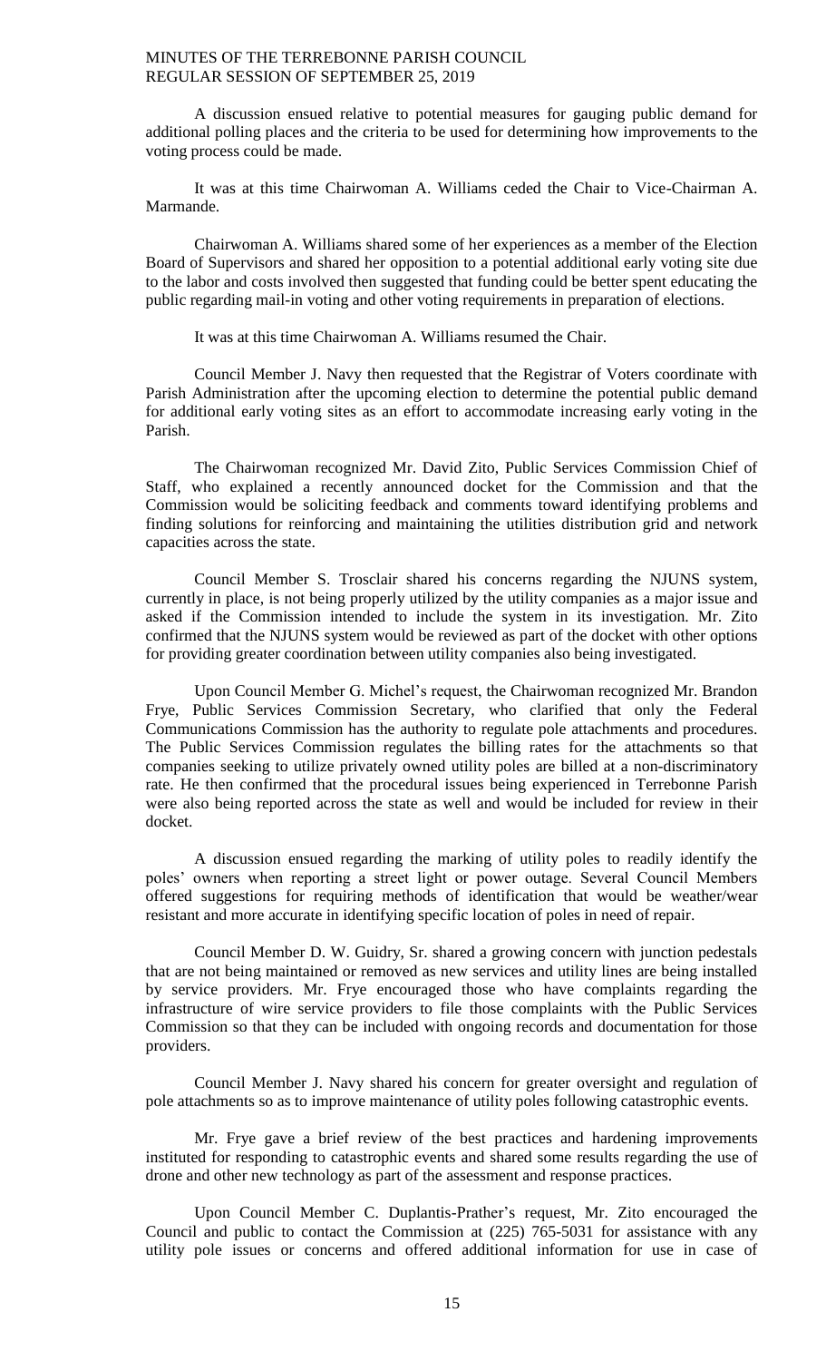A discussion ensued relative to potential measures for gauging public demand for additional polling places and the criteria to be used for determining how improvements to the voting process could be made.

It was at this time Chairwoman A. Williams ceded the Chair to Vice-Chairman A. Marmande.

Chairwoman A. Williams shared some of her experiences as a member of the Election Board of Supervisors and shared her opposition to a potential additional early voting site due to the labor and costs involved then suggested that funding could be better spent educating the public regarding mail-in voting and other voting requirements in preparation of elections.

It was at this time Chairwoman A. Williams resumed the Chair.

Council Member J. Navy then requested that the Registrar of Voters coordinate with Parish Administration after the upcoming election to determine the potential public demand for additional early voting sites as an effort to accommodate increasing early voting in the Parish.

The Chairwoman recognized Mr. David Zito, Public Services Commission Chief of Staff, who explained a recently announced docket for the Commission and that the Commission would be soliciting feedback and comments toward identifying problems and finding solutions for reinforcing and maintaining the utilities distribution grid and network capacities across the state.

Council Member S. Trosclair shared his concerns regarding the NJUNS system, currently in place, is not being properly utilized by the utility companies as a major issue and asked if the Commission intended to include the system in its investigation. Mr. Zito confirmed that the NJUNS system would be reviewed as part of the docket with other options for providing greater coordination between utility companies also being investigated.

Upon Council Member G. Michel's request, the Chairwoman recognized Mr. Brandon Frye, Public Services Commission Secretary, who clarified that only the Federal Communications Commission has the authority to regulate pole attachments and procedures. The Public Services Commission regulates the billing rates for the attachments so that companies seeking to utilize privately owned utility poles are billed at a non-discriminatory rate. He then confirmed that the procedural issues being experienced in Terrebonne Parish were also being reported across the state as well and would be included for review in their docket.

A discussion ensued regarding the marking of utility poles to readily identify the poles' owners when reporting a street light or power outage. Several Council Members offered suggestions for requiring methods of identification that would be weather/wear resistant and more accurate in identifying specific location of poles in need of repair.

Council Member D. W. Guidry, Sr. shared a growing concern with junction pedestals that are not being maintained or removed as new services and utility lines are being installed by service providers. Mr. Frye encouraged those who have complaints regarding the infrastructure of wire service providers to file those complaints with the Public Services Commission so that they can be included with ongoing records and documentation for those providers.

Council Member J. Navy shared his concern for greater oversight and regulation of pole attachments so as to improve maintenance of utility poles following catastrophic events.

Mr. Frye gave a brief review of the best practices and hardening improvements instituted for responding to catastrophic events and shared some results regarding the use of drone and other new technology as part of the assessment and response practices.

Upon Council Member C. Duplantis-Prather's request, Mr. Zito encouraged the Council and public to contact the Commission at (225) 765-5031 for assistance with any utility pole issues or concerns and offered additional information for use in case of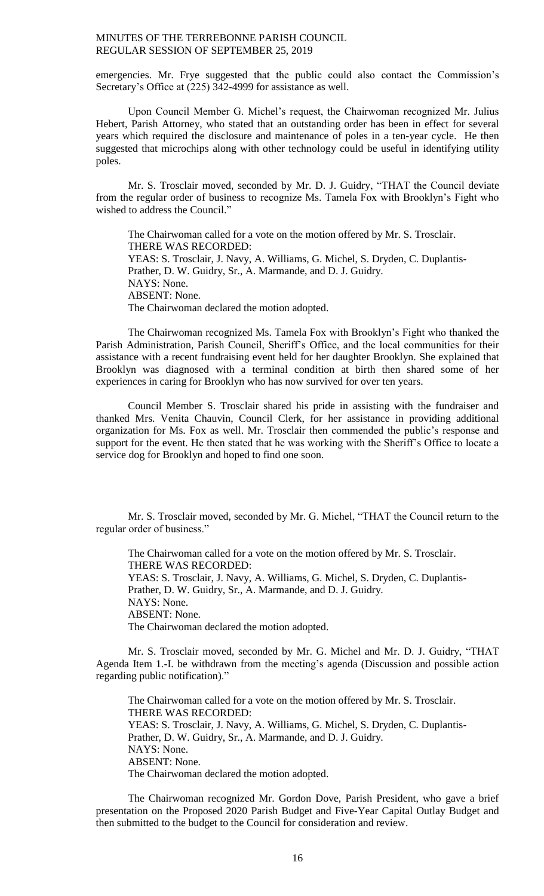emergencies. Mr. Frye suggested that the public could also contact the Commission's Secretary's Office at (225) 342-4999 for assistance as well.

Upon Council Member G. Michel's request, the Chairwoman recognized Mr. Julius Hebert, Parish Attorney, who stated that an outstanding order has been in effect for several years which required the disclosure and maintenance of poles in a ten-year cycle. He then suggested that microchips along with other technology could be useful in identifying utility poles.

Mr. S. Trosclair moved, seconded by Mr. D. J. Guidry, "THAT the Council deviate from the regular order of business to recognize Ms. Tamela Fox with Brooklyn's Fight who wished to address the Council."

The Chairwoman called for a vote on the motion offered by Mr. S. Trosclair.
THERE WAS RECORDED:
YEAS: S. Trosclair, J. Navy, A. Williams, G. Michel, S. Dryden, C. Duplantis-Prather, D. W. Guidry, Sr., A. Marmande, and D. J. Guidry.
NAYS: None.
ABSENT: None.
The Chairwoman declared the motion adopted.

The Chairwoman recognized Ms. Tamela Fox with Brooklyn's Fight who thanked the Parish Administration, Parish Council, Sheriff's Office, and the local communities for their assistance with a recent fundraising event held for her daughter Brooklyn. She explained that Brooklyn was diagnosed with a terminal condition at birth then shared some of her experiences in caring for Brooklyn who has now survived for over ten years.

Council Member S. Trosclair shared his pride in assisting with the fundraiser and thanked Mrs. Venita Chauvin, Council Clerk, for her assistance in providing additional organization for Ms. Fox as well. Mr. Trosclair then commended the public's response and support for the event. He then stated that he was working with the Sheriff's Office to locate a service dog for Brooklyn and hoped to find one soon.

Mr. S. Trosclair moved, seconded by Mr. G. Michel, "THAT the Council return to the regular order of business."

The Chairwoman called for a vote on the motion offered by Mr. S. Trosclair.
THERE WAS RECORDED:
YEAS: S. Trosclair, J. Navy, A. Williams, G. Michel, S. Dryden, C. Duplantis-Prather, D. W. Guidry, Sr., A. Marmande, and D. J. Guidry.
NAYS: None.
ABSENT: None.
The Chairwoman declared the motion adopted.

Mr. S. Trosclair moved, seconded by Mr. G. Michel and Mr. D. J. Guidry, "THAT Agenda Item 1.-I. be withdrawn from the meeting's agenda (Discussion and possible action regarding public notification)."

The Chairwoman called for a vote on the motion offered by Mr. S. Trosclair.
THERE WAS RECORDED:
YEAS: S. Trosclair, J. Navy, A. Williams, G. Michel, S. Dryden, C. Duplantis-Prather, D. W. Guidry, Sr., A. Marmande, and D. J. Guidry.
NAYS: None.
ABSENT: None.
The Chairwoman declared the motion adopted.

The Chairwoman recognized Mr. Gordon Dove, Parish President, who gave a brief presentation on the Proposed 2020 Parish Budget and Five-Year Capital Outlay Budget and then submitted to the budget to the Council for consideration and review.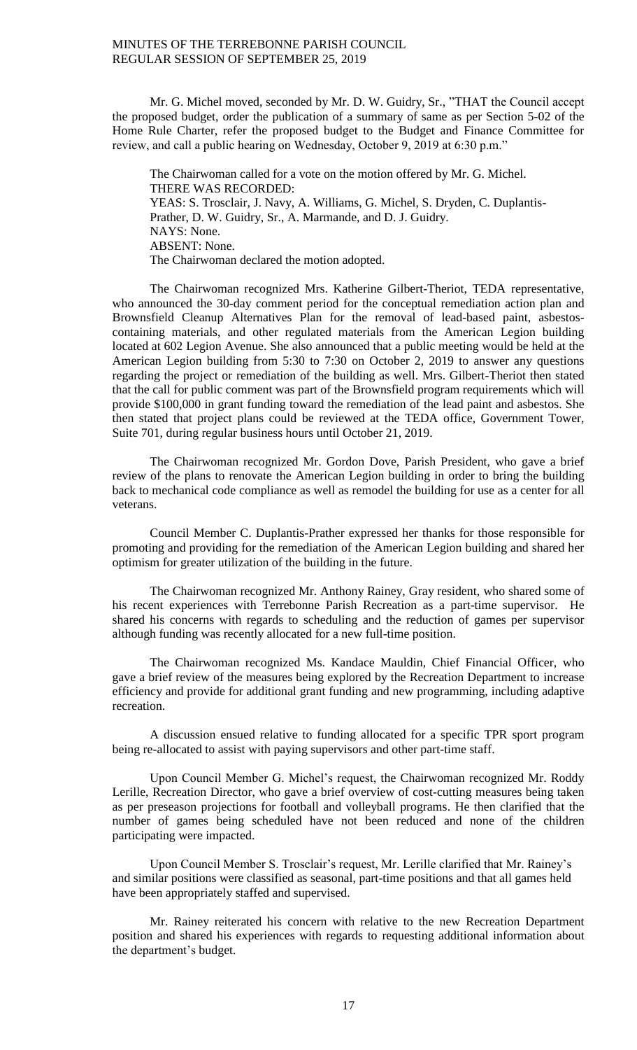Mr. G. Michel moved, seconded by Mr. D. W. Guidry, Sr., "THAT the Council accept the proposed budget, order the publication of a summary of same as per Section 5-02 of the Home Rule Charter, refer the proposed budget to the Budget and Finance Committee for review, and call a public hearing on Wednesday, October 9, 2019 at 6:30 p.m."

The Chairwoman called for a vote on the motion offered by Mr. G. Michel.
THERE WAS RECORDED:
YEAS: S. Trosclair, J. Navy, A. Williams, G. Michel, S. Dryden, C. Duplantis-Prather, D. W. Guidry, Sr., A. Marmande, and D. J. Guidry.
NAYS: None.
ABSENT: None.
The Chairwoman declared the motion adopted.

The Chairwoman recognized Mrs. Katherine Gilbert-Theriot, TEDA representative, who announced the 30-day comment period for the conceptual remediation action plan and Brownsfield Cleanup Alternatives Plan for the removal of lead-based paint, asbestos-containing materials, and other regulated materials from the American Legion building located at 602 Legion Avenue. She also announced that a public meeting would be held at the American Legion building from 5:30 to 7:30 on October 2, 2019 to answer any questions regarding the project or remediation of the building as well. Mrs. Gilbert-Theriot then stated that the call for public comment was part of the Brownsfield program requirements which will provide $100,000 in grant funding toward the remediation of the lead paint and asbestos. She then stated that project plans could be reviewed at the TEDA office, Government Tower, Suite 701, during regular business hours until October 21, 2019.

The Chairwoman recognized Mr. Gordon Dove, Parish President, who gave a brief review of the plans to renovate the American Legion building in order to bring the building back to mechanical code compliance as well as remodel the building for use as a center for all veterans.

Council Member C. Duplantis-Prather expressed her thanks for those responsible for promoting and providing for the remediation of the American Legion building and shared her optimism for greater utilization of the building in the future.

The Chairwoman recognized Mr. Anthony Rainey, Gray resident, who shared some of his recent experiences with Terrebonne Parish Recreation as a part-time supervisor. He shared his concerns with regards to scheduling and the reduction of games per supervisor although funding was recently allocated for a new full-time position.

The Chairwoman recognized Ms. Kandace Mauldin, Chief Financial Officer, who gave a brief review of the measures being explored by the Recreation Department to increase efficiency and provide for additional grant funding and new programming, including adaptive recreation.

A discussion ensued relative to funding allocated for a specific TPR sport program being re-allocated to assist with paying supervisors and other part-time staff.

Upon Council Member G. Michel's request, the Chairwoman recognized Mr. Roddy Lerille, Recreation Director, who gave a brief overview of cost-cutting measures being taken as per preseason projections for football and volleyball programs. He then clarified that the number of games being scheduled have not been reduced and none of the children participating were impacted.

Upon Council Member S. Trosclair's request, Mr. Lerille clarified that Mr. Rainey's and similar positions were classified as seasonal, part-time positions and that all games held have been appropriately staffed and supervised.

Mr. Rainey reiterated his concern with relative to the new Recreation Department position and shared his experiences with regards to requesting additional information about the department's budget.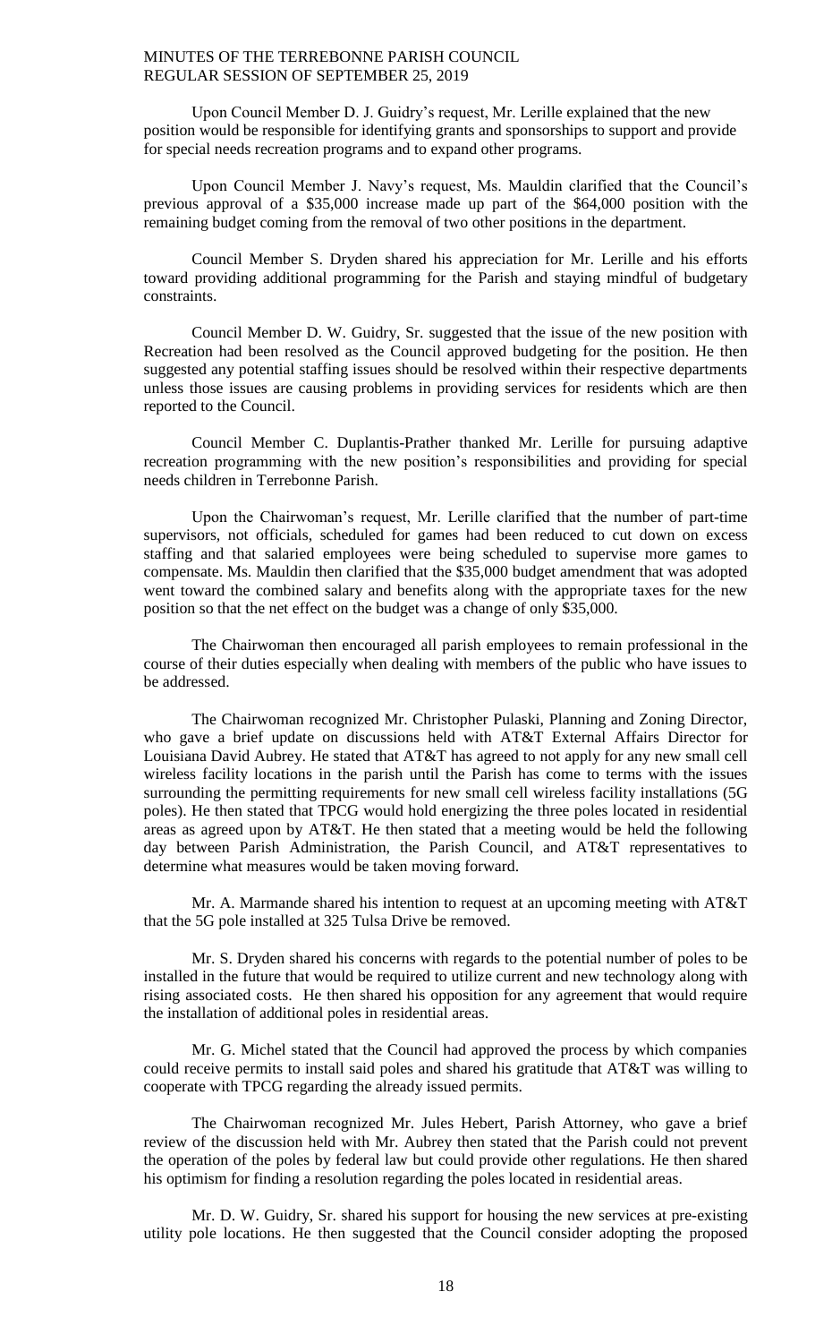Upon Council Member D. J. Guidry's request, Mr. Lerille explained that the new position would be responsible for identifying grants and sponsorships to support and provide for special needs recreation programs and to expand other programs.

Upon Council Member J. Navy's request, Ms. Mauldin clarified that the Council's previous approval of a $35,000 increase made up part of the $64,000 position with the remaining budget coming from the removal of two other positions in the department.

Council Member S. Dryden shared his appreciation for Mr. Lerille and his efforts toward providing additional programming for the Parish and staying mindful of budgetary constraints.

Council Member D. W. Guidry, Sr. suggested that the issue of the new position with Recreation had been resolved as the Council approved budgeting for the position. He then suggested any potential staffing issues should be resolved within their respective departments unless those issues are causing problems in providing services for residents which are then reported to the Council.

Council Member C. Duplantis-Prather thanked Mr. Lerille for pursuing adaptive recreation programming with the new position's responsibilities and providing for special needs children in Terrebonne Parish.

Upon the Chairwoman's request, Mr. Lerille clarified that the number of part-time supervisors, not officials, scheduled for games had been reduced to cut down on excess staffing and that salaried employees were being scheduled to supervise more games to compensate. Ms. Mauldin then clarified that the $35,000 budget amendment that was adopted went toward the combined salary and benefits along with the appropriate taxes for the new position so that the net effect on the budget was a change of only $35,000.

The Chairwoman then encouraged all parish employees to remain professional in the course of their duties especially when dealing with members of the public who have issues to be addressed.

The Chairwoman recognized Mr. Christopher Pulaski, Planning and Zoning Director, who gave a brief update on discussions held with AT&T External Affairs Director for Louisiana David Aubrey. He stated that AT&T has agreed to not apply for any new small cell wireless facility locations in the parish until the Parish has come to terms with the issues surrounding the permitting requirements for new small cell wireless facility installations (5G poles). He then stated that TPCG would hold energizing the three poles located in residential areas as agreed upon by AT&T. He then stated that a meeting would be held the following day between Parish Administration, the Parish Council, and AT&T representatives to determine what measures would be taken moving forward.

Mr. A. Marmande shared his intention to request at an upcoming meeting with AT&T that the 5G pole installed at 325 Tulsa Drive be removed.

Mr. S. Dryden shared his concerns with regards to the potential number of poles to be installed in the future that would be required to utilize current and new technology along with rising associated costs. He then shared his opposition for any agreement that would require the installation of additional poles in residential areas.

Mr. G. Michel stated that the Council had approved the process by which companies could receive permits to install said poles and shared his gratitude that AT&T was willing to cooperate with TPCG regarding the already issued permits.

The Chairwoman recognized Mr. Jules Hebert, Parish Attorney, who gave a brief review of the discussion held with Mr. Aubrey then stated that the Parish could not prevent the operation of the poles by federal law but could provide other regulations. He then shared his optimism for finding a resolution regarding the poles located in residential areas.

Mr. D. W. Guidry, Sr. shared his support for housing the new services at pre-existing utility pole locations. He then suggested that the Council consider adopting the proposed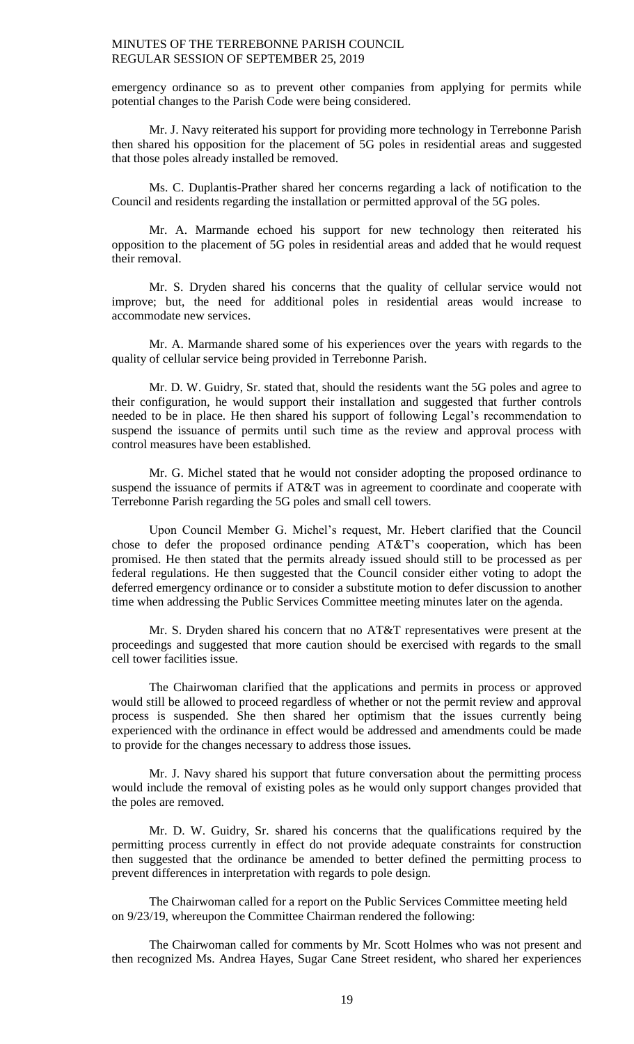emergency ordinance so as to prevent other companies from applying for permits while potential changes to the Parish Code were being considered.

Mr. J. Navy reiterated his support for providing more technology in Terrebonne Parish then shared his opposition for the placement of 5G poles in residential areas and suggested that those poles already installed be removed.

Ms. C. Duplantis-Prather shared her concerns regarding a lack of notification to the Council and residents regarding the installation or permitted approval of the 5G poles.

Mr. A. Marmande echoed his support for new technology then reiterated his opposition to the placement of 5G poles in residential areas and added that he would request their removal.

Mr. S. Dryden shared his concerns that the quality of cellular service would not improve; but, the need for additional poles in residential areas would increase to accommodate new services.

Mr. A. Marmande shared some of his experiences over the years with regards to the quality of cellular service being provided in Terrebonne Parish.

Mr. D. W. Guidry, Sr. stated that, should the residents want the 5G poles and agree to their configuration, he would support their installation and suggested that further controls needed to be in place. He then shared his support of following Legal's recommendation to suspend the issuance of permits until such time as the review and approval process with control measures have been established.

Mr. G. Michel stated that he would not consider adopting the proposed ordinance to suspend the issuance of permits if AT&T was in agreement to coordinate and cooperate with Terrebonne Parish regarding the 5G poles and small cell towers.

Upon Council Member G. Michel's request, Mr. Hebert clarified that the Council chose to defer the proposed ordinance pending AT&T's cooperation, which has been promised. He then stated that the permits already issued should still to be processed as per federal regulations. He then suggested that the Council consider either voting to adopt the deferred emergency ordinance or to consider a substitute motion to defer discussion to another time when addressing the Public Services Committee meeting minutes later on the agenda.

Mr. S. Dryden shared his concern that no AT&T representatives were present at the proceedings and suggested that more caution should be exercised with regards to the small cell tower facilities issue.

The Chairwoman clarified that the applications and permits in process or approved would still be allowed to proceed regardless of whether or not the permit review and approval process is suspended. She then shared her optimism that the issues currently being experienced with the ordinance in effect would be addressed and amendments could be made to provide for the changes necessary to address those issues.

Mr. J. Navy shared his support that future conversation about the permitting process would include the removal of existing poles as he would only support changes provided that the poles are removed.

Mr. D. W. Guidry, Sr. shared his concerns that the qualifications required by the permitting process currently in effect do not provide adequate constraints for construction then suggested that the ordinance be amended to better defined the permitting process to prevent differences in interpretation with regards to pole design.

The Chairwoman called for a report on the Public Services Committee meeting held on 9/23/19, whereupon the Committee Chairman rendered the following:

The Chairwoman called for comments by Mr. Scott Holmes who was not present and then recognized Ms. Andrea Hayes, Sugar Cane Street resident, who shared her experiences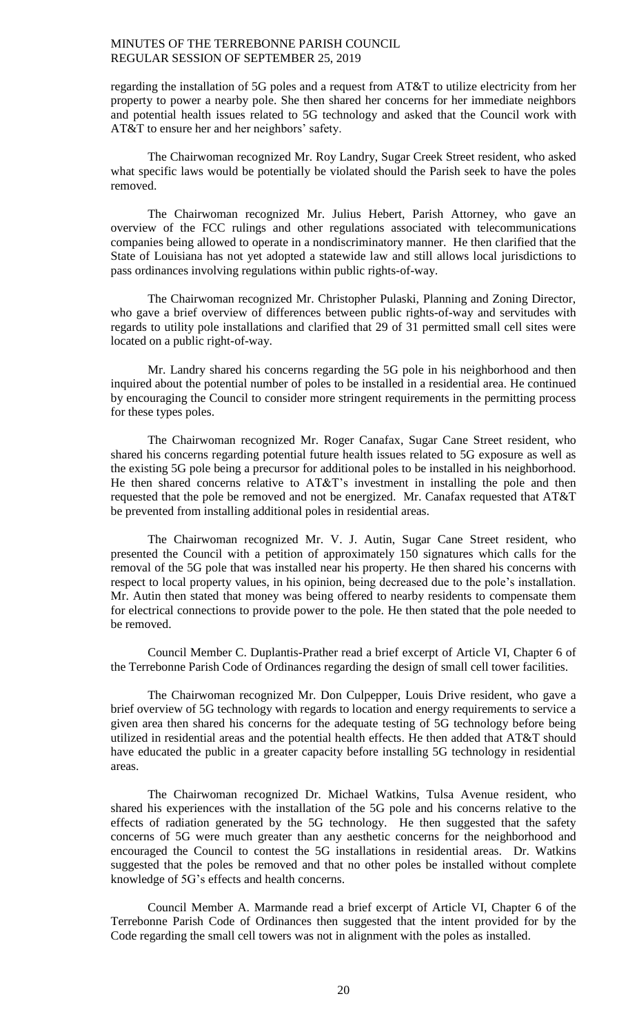regarding the installation of 5G poles and a request from AT&T to utilize electricity from her property to power a nearby pole. She then shared her concerns for her immediate neighbors and potential health issues related to 5G technology and asked that the Council work with AT&T to ensure her and her neighbors' safety.

The Chairwoman recognized Mr. Roy Landry, Sugar Creek Street resident, who asked what specific laws would be potentially be violated should the Parish seek to have the poles removed.

The Chairwoman recognized Mr. Julius Hebert, Parish Attorney, who gave an overview of the FCC rulings and other regulations associated with telecommunications companies being allowed to operate in a nondiscriminatory manner. He then clarified that the State of Louisiana has not yet adopted a statewide law and still allows local jurisdictions to pass ordinances involving regulations within public rights-of-way.

The Chairwoman recognized Mr. Christopher Pulaski, Planning and Zoning Director, who gave a brief overview of differences between public rights-of-way and servitudes with regards to utility pole installations and clarified that 29 of 31 permitted small cell sites were located on a public right-of-way.

Mr. Landry shared his concerns regarding the 5G pole in his neighborhood and then inquired about the potential number of poles to be installed in a residential area. He continued by encouraging the Council to consider more stringent requirements in the permitting process for these types poles.

The Chairwoman recognized Mr. Roger Canafax, Sugar Cane Street resident, who shared his concerns regarding potential future health issues related to 5G exposure as well as the existing 5G pole being a precursor for additional poles to be installed in his neighborhood. He then shared concerns relative to AT&T's investment in installing the pole and then requested that the pole be removed and not be energized. Mr. Canafax requested that AT&T be prevented from installing additional poles in residential areas.

The Chairwoman recognized Mr. V. J. Autin, Sugar Cane Street resident, who presented the Council with a petition of approximately 150 signatures which calls for the removal of the 5G pole that was installed near his property. He then shared his concerns with respect to local property values, in his opinion, being decreased due to the pole's installation. Mr. Autin then stated that money was being offered to nearby residents to compensate them for electrical connections to provide power to the pole. He then stated that the pole needed to be removed.

Council Member C. Duplantis-Prather read a brief excerpt of Article VI, Chapter 6 of the Terrebonne Parish Code of Ordinances regarding the design of small cell tower facilities.

The Chairwoman recognized Mr. Don Culpepper, Louis Drive resident, who gave a brief overview of 5G technology with regards to location and energy requirements to service a given area then shared his concerns for the adequate testing of 5G technology before being utilized in residential areas and the potential health effects. He then added that AT&T should have educated the public in a greater capacity before installing 5G technology in residential areas.

The Chairwoman recognized Dr. Michael Watkins, Tulsa Avenue resident, who shared his experiences with the installation of the 5G pole and his concerns relative to the effects of radiation generated by the 5G technology. He then suggested that the safety concerns of 5G were much greater than any aesthetic concerns for the neighborhood and encouraged the Council to contest the 5G installations in residential areas. Dr. Watkins suggested that the poles be removed and that no other poles be installed without complete knowledge of 5G's effects and health concerns.

Council Member A. Marmande read a brief excerpt of Article VI, Chapter 6 of the Terrebonne Parish Code of Ordinances then suggested that the intent provided for by the Code regarding the small cell towers was not in alignment with the poles as installed.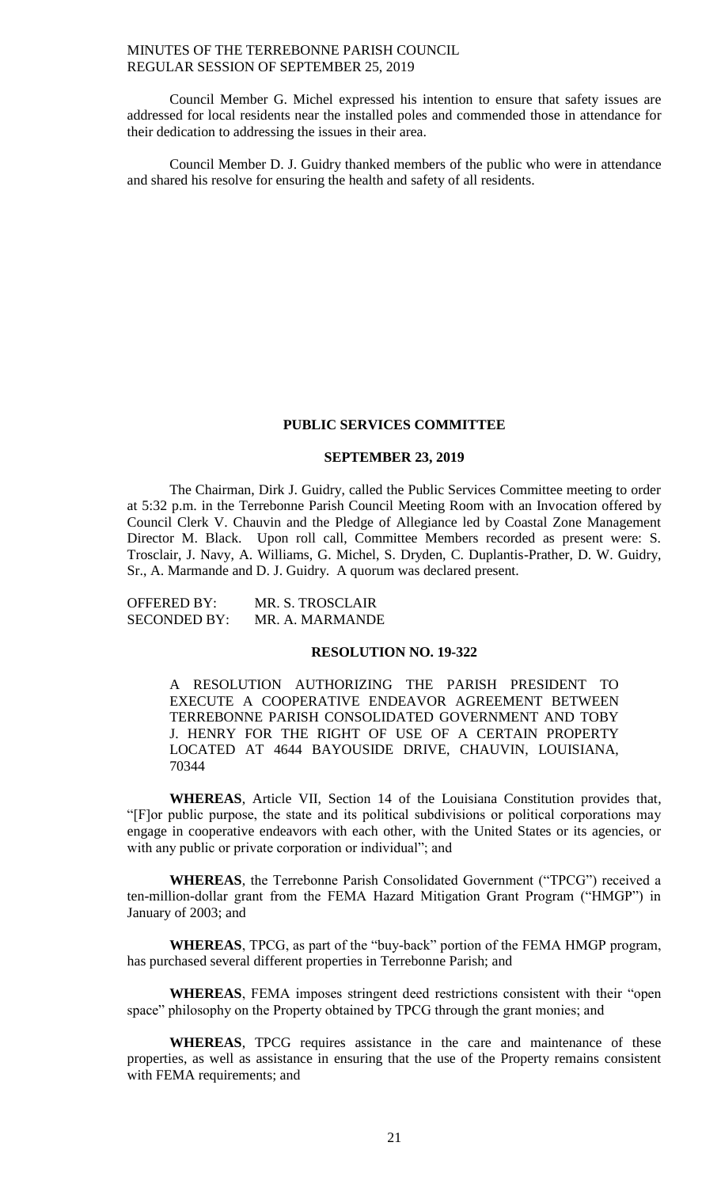Council Member G. Michel expressed his intention to ensure that safety issues are addressed for local residents near the installed poles and commended those in attendance for their dedication to addressing the issues in their area.

Council Member D. J. Guidry thanked members of the public who were in attendance and shared his resolve for ensuring the health and safety of all residents.

## PUBLIC SERVICES COMMITTEE

### SEPTEMBER 23, 2019

The Chairman, Dirk J. Guidry, called the Public Services Committee meeting to order at 5:32 p.m. in the Terrebonne Parish Council Meeting Room with an Invocation offered by Council Clerk V. Chauvin and the Pledge of Allegiance led by Coastal Zone Management Director M. Black. Upon roll call, Committee Members recorded as present were: S. Trosclair, J. Navy, A. Williams, G. Michel, S. Dryden, C. Duplantis-Prather, D. W. Guidry, Sr., A. Marmande and D. J. Guidry. A quorum was declared present.

OFFERED BY: MR. S. TROSCLAIR
SECONDED BY: MR. A. MARMANDE

### RESOLUTION NO. 19-322

A RESOLUTION AUTHORIZING THE PARISH PRESIDENT TO EXECUTE A COOPERATIVE ENDEAVOR AGREEMENT BETWEEN TERREBONNE PARISH CONSOLIDATED GOVERNMENT AND TOBY J. HENRY FOR THE RIGHT OF USE OF A CERTAIN PROPERTY LOCATED AT 4644 BAYOUSIDE DRIVE, CHAUVIN, LOUISIANA, 70344

**WHEREAS**, Article VII, Section 14 of the Louisiana Constitution provides that, "[F]or public purpose, the state and its political subdivisions or political corporations may engage in cooperative endeavors with each other, with the United States or its agencies, or with any public or private corporation or individual"; and

**WHEREAS**, the Terrebonne Parish Consolidated Government ("TPCG") received a ten-million-dollar grant from the FEMA Hazard Mitigation Grant Program ("HMGP") in January of 2003; and

**WHEREAS**, TPCG, as part of the "buy-back" portion of the FEMA HMGP program, has purchased several different properties in Terrebonne Parish; and

**WHEREAS**, FEMA imposes stringent deed restrictions consistent with their "open space" philosophy on the Property obtained by TPCG through the grant monies; and

**WHEREAS**, TPCG requires assistance in the care and maintenance of these properties, as well as assistance in ensuring that the use of the Property remains consistent with FEMA requirements; and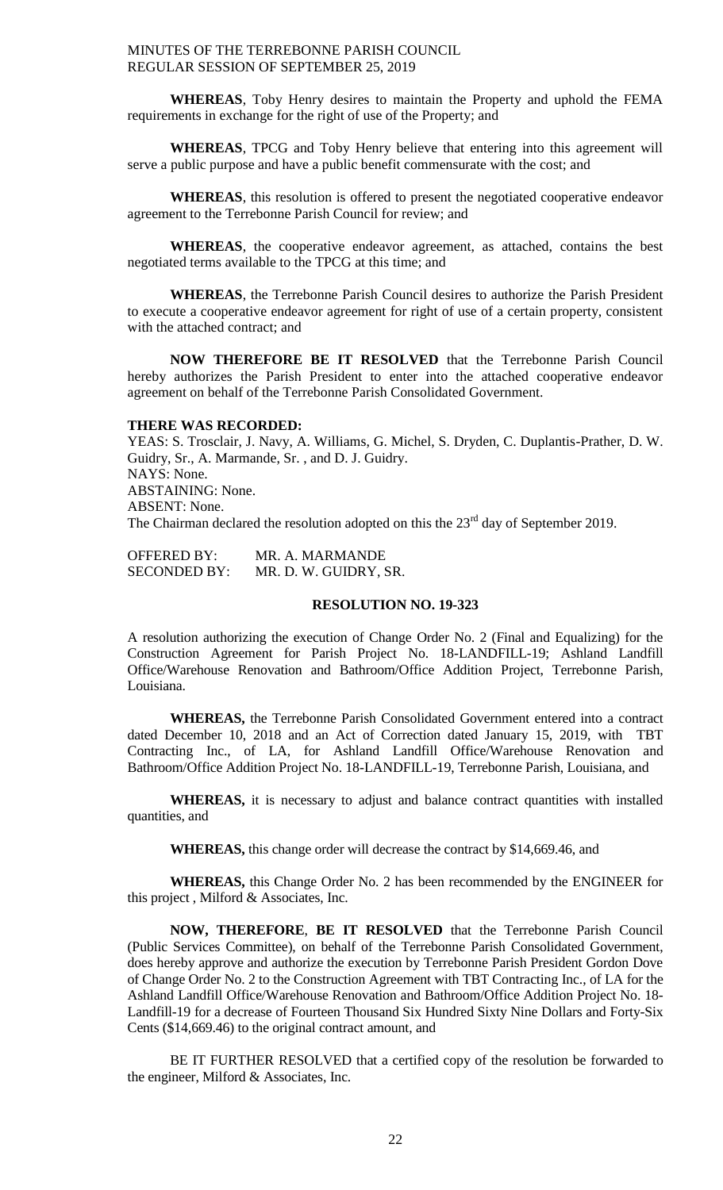**WHEREAS**, Toby Henry desires to maintain the Property and uphold the FEMA requirements in exchange for the right of use of the Property; and

**WHEREAS**, TPCG and Toby Henry believe that entering into this agreement will serve a public purpose and have a public benefit commensurate with the cost; and

**WHEREAS**, this resolution is offered to present the negotiated cooperative endeavor agreement to the Terrebonne Parish Council for review; and

**WHEREAS**, the cooperative endeavor agreement, as attached, contains the best negotiated terms available to the TPCG at this time; and

**WHEREAS**, the Terrebonne Parish Council desires to authorize the Parish President to execute a cooperative endeavor agreement for right of use of a certain property, consistent with the attached contract; and

**NOW THEREFORE BE IT RESOLVED** that the Terrebonne Parish Council hereby authorizes the Parish President to enter into the attached cooperative endeavor agreement on behalf of the Terrebonne Parish Consolidated Government.

**THERE WAS RECORDED:**
YEAS: S. Trosclair, J. Navy, A. Williams, G. Michel, S. Dryden, C. Duplantis-Prather, D. W. Guidry, Sr., A. Marmande, Sr. , and D. J. Guidry.
NAYS: None.
ABSTAINING: None.
ABSENT: None.
The Chairman declared the resolution adopted on this the 23rd day of September 2019.

OFFERED BY: MR. A. MARMANDE
SECONDED BY: MR. D. W. GUIDRY, SR.

**RESOLUTION NO. 19-323**

A resolution authorizing the execution of Change Order No. 2 (Final and Equalizing) for the Construction Agreement for Parish Project No. 18-LANDFILL-19; Ashland Landfill Office/Warehouse Renovation and Bathroom/Office Addition Project, Terrebonne Parish, Louisiana.

**WHEREAS,** the Terrebonne Parish Consolidated Government entered into a contract dated December 10, 2018 and an Act of Correction dated January 15, 2019, with TBT Contracting Inc., of LA, for Ashland Landfill Office/Warehouse Renovation and Bathroom/Office Addition Project No. 18-LANDFILL-19, Terrebonne Parish, Louisiana, and

**WHEREAS,** it is necessary to adjust and balance contract quantities with installed quantities, and

**WHEREAS,** this change order will decrease the contract by $14,669.46, and

**WHEREAS,** this Change Order No. 2 has been recommended by the ENGINEER for this project , Milford & Associates, Inc.

**NOW, THEREFORE**, **BE IT RESOLVED** that the Terrebonne Parish Council (Public Services Committee), on behalf of the Terrebonne Parish Consolidated Government, does hereby approve and authorize the execution by Terrebonne Parish President Gordon Dove of Change Order No. 2 to the Construction Agreement with TBT Contracting Inc., of LA for the Ashland Landfill Office/Warehouse Renovation and Bathroom/Office Addition Project No. 18-Landfill-19 for a decrease of Fourteen Thousand Six Hundred Sixty Nine Dollars and Forty-Six Cents ($14,669.46) to the original contract amount, and

BE IT FURTHER RESOLVED that a certified copy of the resolution be forwarded to the engineer, Milford & Associates, Inc.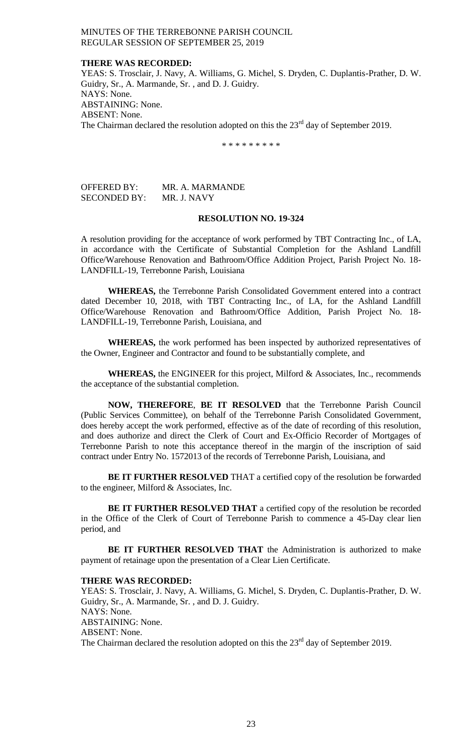**THERE WAS RECORDED:**
YEAS: S. Trosclair, J. Navy, A. Williams, G. Michel, S. Dryden, C. Duplantis-Prather, D. W. Guidry, Sr., A. Marmande, Sr. , and D. J. Guidry.
NAYS: None.
ABSTAINING: None.
ABSENT: None.
The Chairman declared the resolution adopted on this the 23rd day of September 2019.

\* \* \* \* \* \* \* \* \*

OFFERED BY: MR. A. MARMANDE
SECONDED BY: MR. J. NAVY

**RESOLUTION NO. 19-324**

A resolution providing for the acceptance of work performed by TBT Contracting Inc., of LA, in accordance with the Certificate of Substantial Completion for the Ashland Landfill Office/Warehouse Renovation and Bathroom/Office Addition Project, Parish Project No. 18-LANDFILL-19, Terrebonne Parish, Louisiana

**WHEREAS,** the Terrebonne Parish Consolidated Government entered into a contract dated December 10, 2018, with TBT Contracting Inc., of LA, for the Ashland Landfill Office/Warehouse Renovation and Bathroom/Office Addition, Parish Project No. 18-LANDFILL-19, Terrebonne Parish, Louisiana, and

**WHEREAS,** the work performed has been inspected by authorized representatives of the Owner, Engineer and Contractor and found to be substantially complete, and

**WHEREAS,** the ENGINEER for this project, Milford & Associates, Inc., recommends the acceptance of the substantial completion.

**NOW, THEREFORE**, **BE IT RESOLVED** that the Terrebonne Parish Council (Public Services Committee), on behalf of the Terrebonne Parish Consolidated Government, does hereby accept the work performed, effective as of the date of recording of this resolution, and does authorize and direct the Clerk of Court and Ex-Officio Recorder of Mortgages of Terrebonne Parish to note this acceptance thereof in the margin of the inscription of said contract under Entry No. 1572013 of the records of Terrebonne Parish, Louisiana, and

**BE IT FURTHER RESOLVED** THAT a certified copy of the resolution be forwarded to the engineer, Milford & Associates, Inc.

**BE IT FURTHER RESOLVED THAT** a certified copy of the resolution be recorded in the Office of the Clerk of Court of Terrebonne Parish to commence a 45-Day clear lien period, and

**BE IT FURTHER RESOLVED THAT** the Administration is authorized to make payment of retainage upon the presentation of a Clear Lien Certificate.

**THERE WAS RECORDED:**
YEAS: S. Trosclair, J. Navy, A. Williams, G. Michel, S. Dryden, C. Duplantis-Prather, D. W. Guidry, Sr., A. Marmande, Sr. , and D. J. Guidry.
NAYS: None.
ABSTAINING: None.
ABSENT: None.
The Chairman declared the resolution adopted on this the 23rd day of September 2019.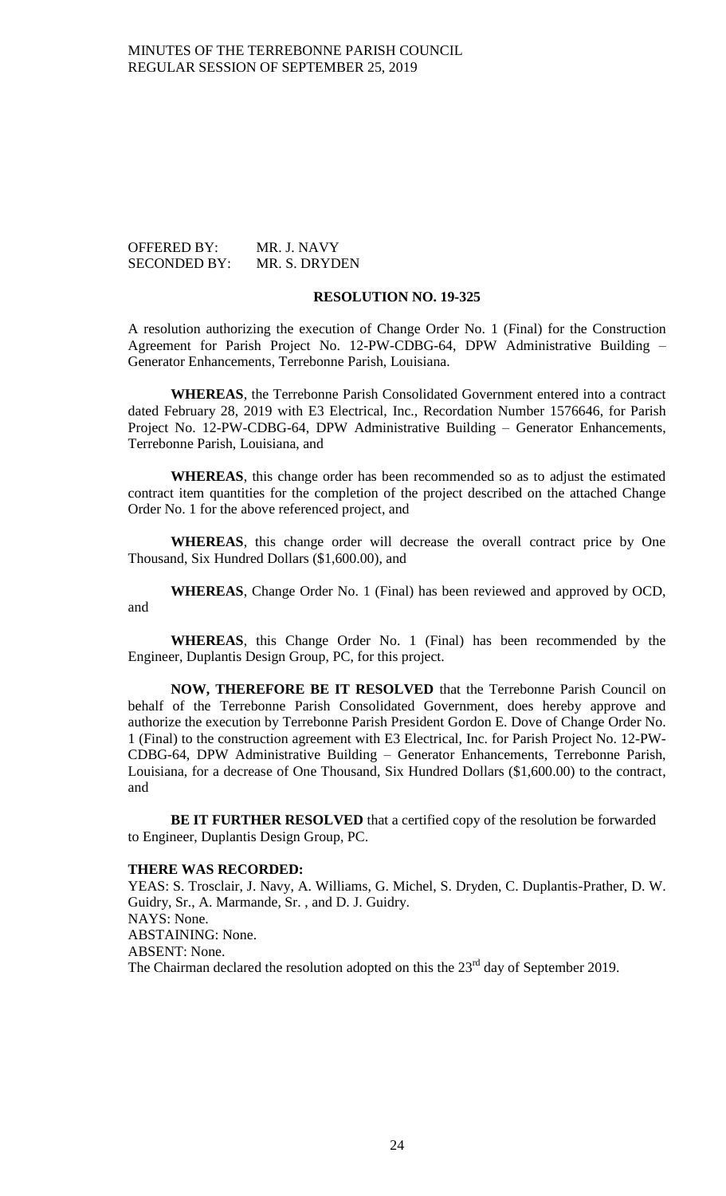OFFERED BY: MR. J. NAVY
SECONDED BY: MR. S. DRYDEN

**RESOLUTION NO. 19-325**

A resolution authorizing the execution of Change Order No. 1 (Final) for the Construction Agreement for Parish Project No. 12-PW-CDBG-64, DPW Administrative Building – Generator Enhancements, Terrebonne Parish, Louisiana.

**WHEREAS**, the Terrebonne Parish Consolidated Government entered into a contract dated February 28, 2019 with E3 Electrical, Inc., Recordation Number 1576646, for Parish Project No. 12-PW-CDBG-64, DPW Administrative Building – Generator Enhancements, Terrebonne Parish, Louisiana, and

**WHEREAS**, this change order has been recommended so as to adjust the estimated contract item quantities for the completion of the project described on the attached Change Order No. 1 for the above referenced project, and

**WHEREAS**, this change order will decrease the overall contract price by One Thousand, Six Hundred Dollars ($1,600.00), and

**WHEREAS**, Change Order No. 1 (Final) has been reviewed and approved by OCD, and

**WHEREAS**, this Change Order No. 1 (Final) has been recommended by the Engineer, Duplantis Design Group, PC, for this project.

**NOW, THEREFORE BE IT RESOLVED** that the Terrebonne Parish Council on behalf of the Terrebonne Parish Consolidated Government, does hereby approve and authorize the execution by Terrebonne Parish President Gordon E. Dove of Change Order No. 1 (Final) to the construction agreement with E3 Electrical, Inc. for Parish Project No. 12-PW-CDBG-64, DPW Administrative Building – Generator Enhancements, Terrebonne Parish, Louisiana, for a decrease of One Thousand, Six Hundred Dollars ($1,600.00) to the contract, and

**BE IT FURTHER RESOLVED** that a certified copy of the resolution be forwarded to Engineer, Duplantis Design Group, PC.

**THERE WAS RECORDED:**
YEAS: S. Trosclair, J. Navy, A. Williams, G. Michel, S. Dryden, C. Duplantis-Prather, D. W. Guidry, Sr., A. Marmande, Sr. , and D. J. Guidry.
NAYS: None.
ABSTAINING: None.
ABSENT: None.
The Chairman declared the resolution adopted on this the 23rd day of September 2019.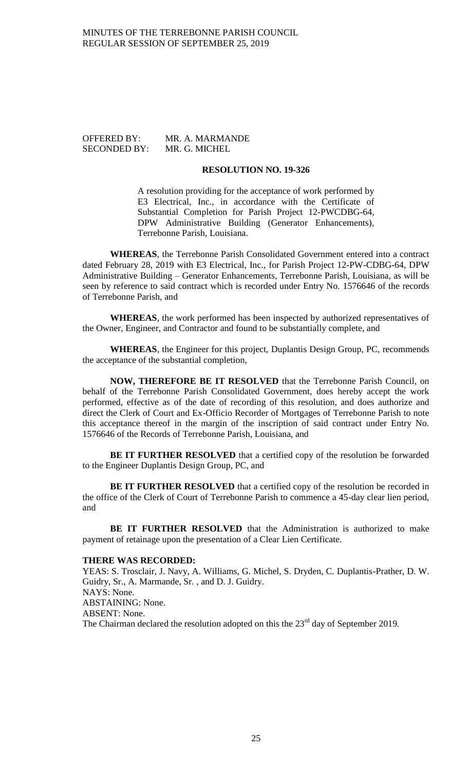OFFERED BY: MR. A. MARMANDE
SECONDED BY: MR. G. MICHEL

**RESOLUTION NO. 19-326**

A resolution providing for the acceptance of work performed by E3 Electrical, Inc., in accordance with the Certificate of Substantial Completion for Parish Project 12-PWCDBG-64, DPW Administrative Building (Generator Enhancements), Terrebonne Parish, Louisiana.

**WHEREAS**, the Terrebonne Parish Consolidated Government entered into a contract dated February 28, 2019 with E3 Electrical, Inc., for Parish Project 12-PW-CDBG-64, DPW Administrative Building – Generator Enhancements, Terrebonne Parish, Louisiana, as will be seen by reference to said contract which is recorded under Entry No. 1576646 of the records of Terrebonne Parish, and

**WHEREAS**, the work performed has been inspected by authorized representatives of the Owner, Engineer, and Contractor and found to be substantially complete, and

**WHEREAS**, the Engineer for this project, Duplantis Design Group, PC, recommends the acceptance of the substantial completion,

**NOW, THEREFORE BE IT RESOLVED** that the Terrebonne Parish Council, on behalf of the Terrebonne Parish Consolidated Government, does hereby accept the work performed, effective as of the date of recording of this resolution, and does authorize and direct the Clerk of Court and Ex-Officio Recorder of Mortgages of Terrebonne Parish to note this acceptance thereof in the margin of the inscription of said contract under Entry No. 1576646 of the Records of Terrebonne Parish, Louisiana, and

**BE IT FURTHER RESOLVED** that a certified copy of the resolution be forwarded to the Engineer Duplantis Design Group, PC, and

**BE IT FURTHER RESOLVED** that a certified copy of the resolution be recorded in the office of the Clerk of Court of Terrebonne Parish to commence a 45-day clear lien period, and

**BE IT FURTHER RESOLVED** that the Administration is authorized to make payment of retainage upon the presentation of a Clear Lien Certificate.

**THERE WAS RECORDED:**
YEAS: S. Trosclair, J. Navy, A. Williams, G. Michel, S. Dryden, C. Duplantis-Prather, D. W. Guidry, Sr., A. Marmande, Sr. , and D. J. Guidry.
NAYS: None.
ABSTAINING: None.
ABSENT: None.
The Chairman declared the resolution adopted on this the 23rd day of September 2019.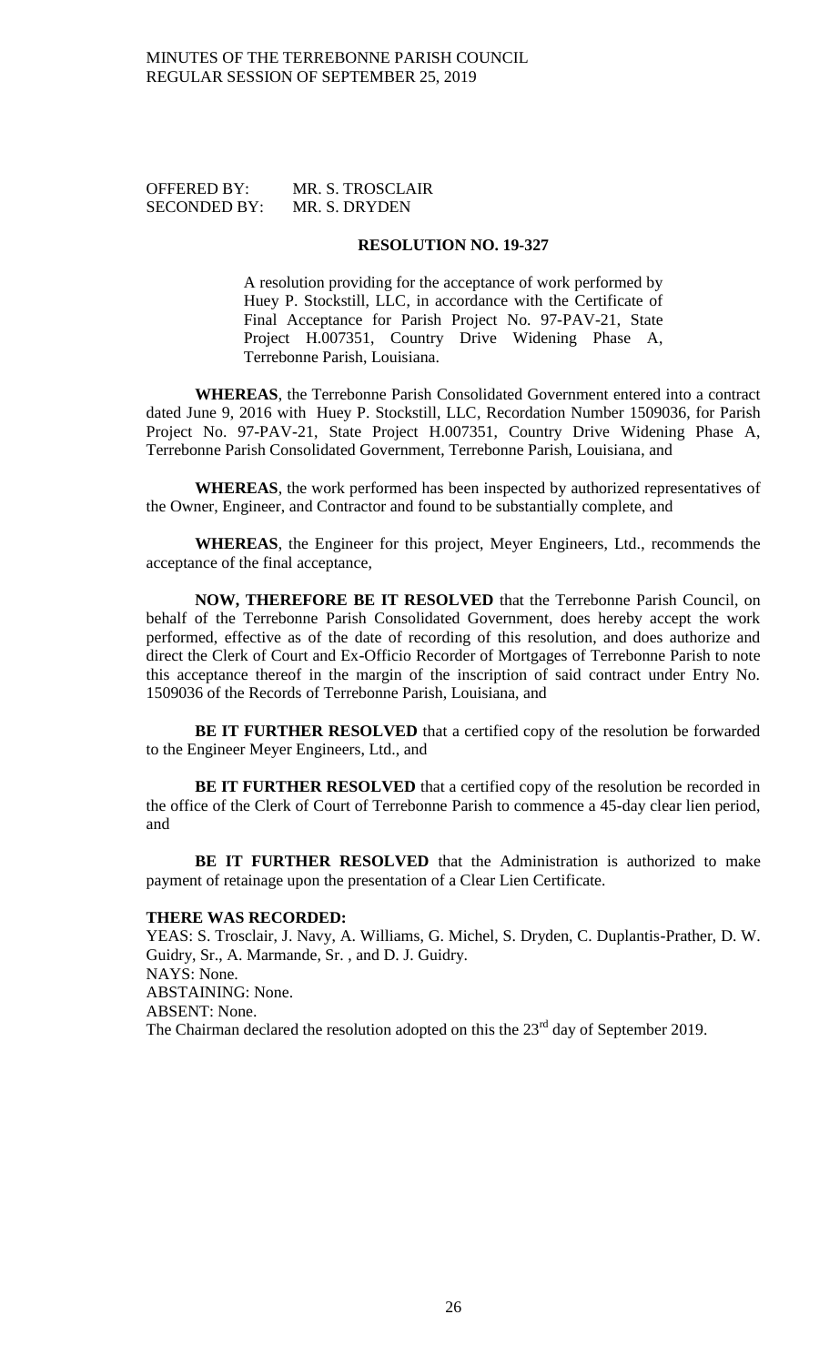OFFERED BY: MR. S. TROSCLAIR
SECONDED BY: MR. S. DRYDEN

**RESOLUTION NO. 19-327**

A resolution providing for the acceptance of work performed by Huey P. Stockstill, LLC, in accordance with the Certificate of Final Acceptance for Parish Project No. 97-PAV-21, State Project H.007351, Country Drive Widening Phase A, Terrebonne Parish, Louisiana.

**WHEREAS**, the Terrebonne Parish Consolidated Government entered into a contract dated June 9, 2016 with Huey P. Stockstill, LLC, Recordation Number 1509036, for Parish Project No. 97-PAV-21, State Project H.007351, Country Drive Widening Phase A, Terrebonne Parish Consolidated Government, Terrebonne Parish, Louisiana, and

**WHEREAS**, the work performed has been inspected by authorized representatives of the Owner, Engineer, and Contractor and found to be substantially complete, and

**WHEREAS**, the Engineer for this project, Meyer Engineers, Ltd., recommends the acceptance of the final acceptance,

**NOW, THEREFORE BE IT RESOLVED** that the Terrebonne Parish Council, on behalf of the Terrebonne Parish Consolidated Government, does hereby accept the work performed, effective as of the date of recording of this resolution, and does authorize and direct the Clerk of Court and Ex-Officio Recorder of Mortgages of Terrebonne Parish to note this acceptance thereof in the margin of the inscription of said contract under Entry No. 1509036 of the Records of Terrebonne Parish, Louisiana, and

**BE IT FURTHER RESOLVED** that a certified copy of the resolution be forwarded to the Engineer Meyer Engineers, Ltd., and

**BE IT FURTHER RESOLVED** that a certified copy of the resolution be recorded in the office of the Clerk of Court of Terrebonne Parish to commence a 45-day clear lien period, and

**BE IT FURTHER RESOLVED** that the Administration is authorized to make payment of retainage upon the presentation of a Clear Lien Certificate.

**THERE WAS RECORDED:**

YEAS: S. Trosclair, J. Navy, A. Williams, G. Michel, S. Dryden, C. Duplantis-Prather, D. W. Guidry, Sr., A. Marmande, Sr. , and D. J. Guidry.

NAYS: None.

ABSTAINING: None.

ABSENT: None.

The Chairman declared the resolution adopted on this the 23rd day of September 2019.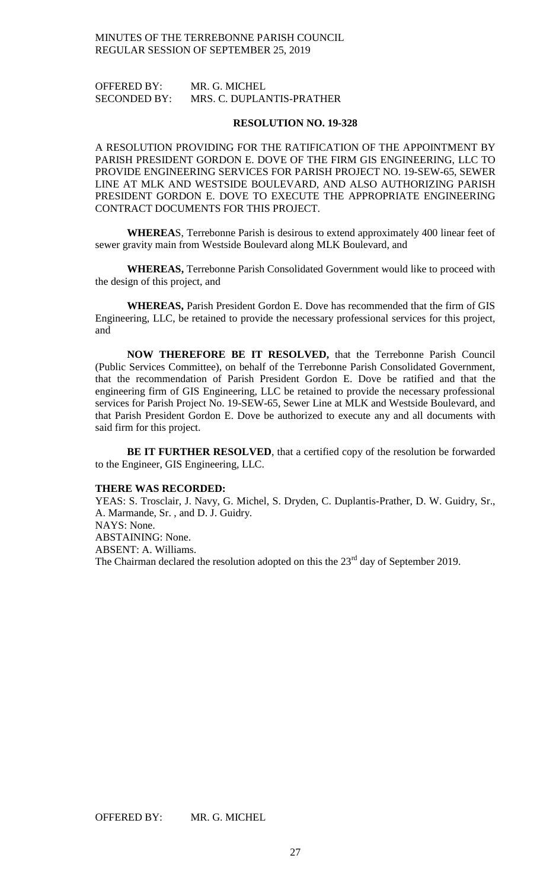OFFERED BY: MR. G. MICHEL
SECONDED BY: MRS. C. DUPLANTIS-PRATHER

**RESOLUTION NO. 19-328**

A RESOLUTION PROVIDING FOR THE RATIFICATION OF THE APPOINTMENT BY PARISH PRESIDENT GORDON E. DOVE OF THE FIRM GIS ENGINEERING, LLC TO PROVIDE ENGINEERING SERVICES FOR PARISH PROJECT NO. 19-SEW-65, SEWER LINE AT MLK AND WESTSIDE BOULEVARD, AND ALSO AUTHORIZING PARISH PRESIDENT GORDON E. DOVE TO EXECUTE THE APPROPRIATE ENGINEERING CONTRACT DOCUMENTS FOR THIS PROJECT.

**WHEREA**S, Terrebonne Parish is desirous to extend approximately 400 linear feet of sewer gravity main from Westside Boulevard along MLK Boulevard, and

**WHEREAS,** Terrebonne Parish Consolidated Government would like to proceed with the design of this project, and

**WHEREAS,** Parish President Gordon E. Dove has recommended that the firm of GIS Engineering, LLC, be retained to provide the necessary professional services for this project, and

**NOW THEREFORE BE IT RESOLVED,** that the Terrebonne Parish Council (Public Services Committee), on behalf of the Terrebonne Parish Consolidated Government, that the recommendation of Parish President Gordon E. Dove be ratified and that the engineering firm of GIS Engineering, LLC be retained to provide the necessary professional services for Parish Project No. 19-SEW-65, Sewer Line at MLK and Westside Boulevard, and that Parish President Gordon E. Dove be authorized to execute any and all documents with said firm for this project.

**BE IT FURTHER RESOLVED**, that a certified copy of the resolution be forwarded to the Engineer, GIS Engineering, LLC.

**THERE WAS RECORDED:**

YEAS: S. Trosclair, J. Navy, G. Michel, S. Dryden, C. Duplantis-Prather, D. W. Guidry, Sr., A. Marmande, Sr. , and D. J. Guidry.
NAYS: None.
ABSTAINING: None.
ABSENT: A. Williams.
The Chairman declared the resolution adopted on this the 23rd day of September 2019.

OFFERED BY: MR. G. MICHEL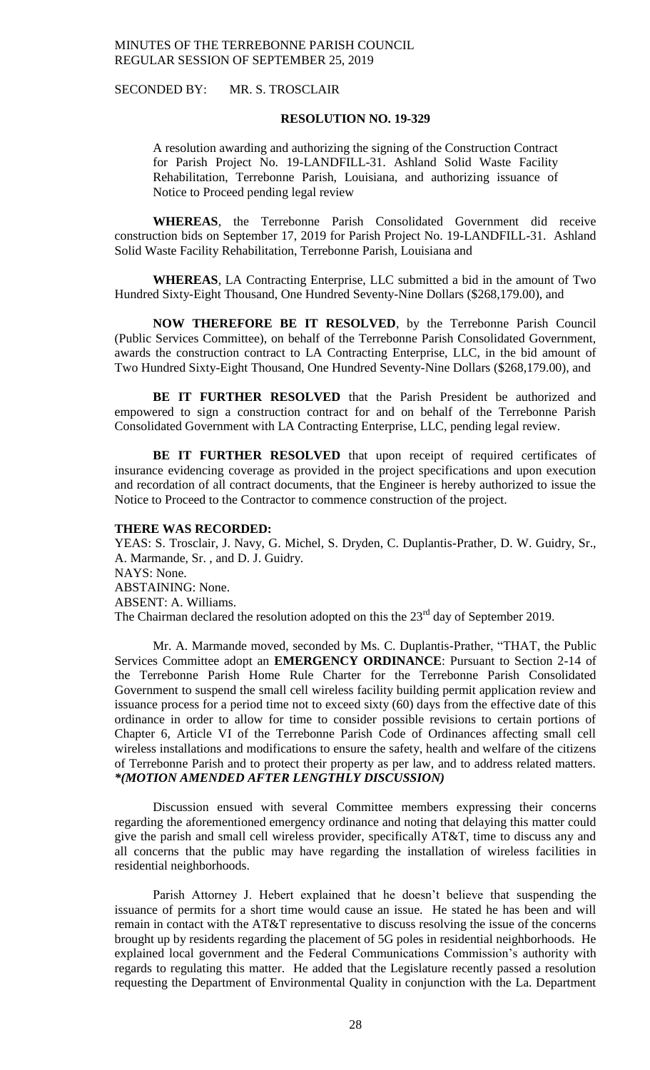SECONDED BY: MR. S. TROSCLAIR

**RESOLUTION NO. 19-329**

A resolution awarding and authorizing the signing of the Construction Contract for Parish Project No. 19-LANDFILL-31. Ashland Solid Waste Facility Rehabilitation, Terrebonne Parish, Louisiana, and authorizing issuance of Notice to Proceed pending legal review

**WHEREAS**, the Terrebonne Parish Consolidated Government did receive construction bids on September 17, 2019 for Parish Project No. 19-LANDFILL-31. Ashland Solid Waste Facility Rehabilitation, Terrebonne Parish, Louisiana and

**WHEREAS**, LA Contracting Enterprise, LLC submitted a bid in the amount of Two Hundred Sixty-Eight Thousand, One Hundred Seventy-Nine Dollars ($268,179.00), and

**NOW THEREFORE BE IT RESOLVED**, by the Terrebonne Parish Council (Public Services Committee), on behalf of the Terrebonne Parish Consolidated Government, awards the construction contract to LA Contracting Enterprise, LLC, in the bid amount of Two Hundred Sixty-Eight Thousand, One Hundred Seventy-Nine Dollars ($268,179.00), and

**BE IT FURTHER RESOLVED** that the Parish President be authorized and empowered to sign a construction contract for and on behalf of the Terrebonne Parish Consolidated Government with LA Contracting Enterprise, LLC, pending legal review.

**BE IT FURTHER RESOLVED** that upon receipt of required certificates of insurance evidencing coverage as provided in the project specifications and upon execution and recordation of all contract documents, that the Engineer is hereby authorized to issue the Notice to Proceed to the Contractor to commence construction of the project.

**THERE WAS RECORDED:**

YEAS: S. Trosclair, J. Navy, G. Michel, S. Dryden, C. Duplantis-Prather, D. W. Guidry, Sr., A. Marmande, Sr. , and D. J. Guidry.
NAYS: None.
ABSTAINING: None.
ABSENT: A. Williams.
The Chairman declared the resolution adopted on this the 23rd day of September 2019.

Mr. A. Marmande moved, seconded by Ms. C. Duplantis-Prather, "THAT, the Public Services Committee adopt an **EMERGENCY ORDINANCE**: Pursuant to Section 2-14 of the Terrebonne Parish Home Rule Charter for the Terrebonne Parish Consolidated Government to suspend the small cell wireless facility building permit application review and issuance process for a period time not to exceed sixty (60) days from the effective date of this ordinance in order to allow for time to consider possible revisions to certain portions of Chapter 6, Article VI of the Terrebonne Parish Code of Ordinances affecting small cell wireless installations and modifications to ensure the safety, health and welfare of the citizens of Terrebonne Parish and to protect their property as per law, and to address related matters. ***(MOTION AMENDED AFTER LENGTHLY DISCUSSION)***

Discussion ensued with several Committee members expressing their concerns regarding the aforementioned emergency ordinance and noting that delaying this matter could give the parish and small cell wireless provider, specifically AT&T, time to discuss any and all concerns that the public may have regarding the installation of wireless facilities in residential neighborhoods.

Parish Attorney J. Hebert explained that he doesn't believe that suspending the issuance of permits for a short time would cause an issue. He stated he has been and will remain in contact with the AT&T representative to discuss resolving the issue of the concerns brought up by residents regarding the placement of 5G poles in residential neighborhoods. He explained local government and the Federal Communications Commission's authority with regards to regulating this matter. He added that the Legislature recently passed a resolution requesting the Department of Environmental Quality in conjunction with the La. Department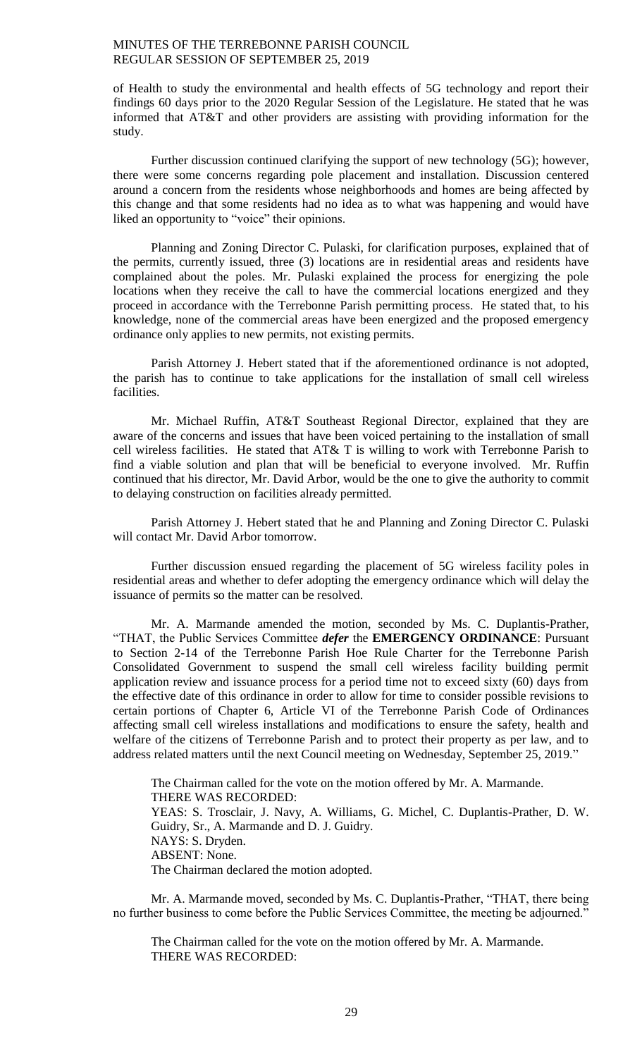of Health to study the environmental and health effects of 5G technology and report their findings 60 days prior to the 2020 Regular Session of the Legislature. He stated that he was informed that AT&T and other providers are assisting with providing information for the study.

Further discussion continued clarifying the support of new technology (5G); however, there were some concerns regarding pole placement and installation. Discussion centered around a concern from the residents whose neighborhoods and homes are being affected by this change and that some residents had no idea as to what was happening and would have liked an opportunity to "voice" their opinions.

Planning and Zoning Director C. Pulaski, for clarification purposes, explained that of the permits, currently issued, three (3) locations are in residential areas and residents have complained about the poles. Mr. Pulaski explained the process for energizing the pole locations when they receive the call to have the commercial locations energized and they proceed in accordance with the Terrebonne Parish permitting process. He stated that, to his knowledge, none of the commercial areas have been energized and the proposed emergency ordinance only applies to new permits, not existing permits.

Parish Attorney J. Hebert stated that if the aforementioned ordinance is not adopted, the parish has to continue to take applications for the installation of small cell wireless facilities.

Mr. Michael Ruffin, AT&T Southeast Regional Director, explained that they are aware of the concerns and issues that have been voiced pertaining to the installation of small cell wireless facilities. He stated that AT& T is willing to work with Terrebonne Parish to find a viable solution and plan that will be beneficial to everyone involved. Mr. Ruffin continued that his director, Mr. David Arbor, would be the one to give the authority to commit to delaying construction on facilities already permitted.

Parish Attorney J. Hebert stated that he and Planning and Zoning Director C. Pulaski will contact Mr. David Arbor tomorrow.

Further discussion ensued regarding the placement of 5G wireless facility poles in residential areas and whether to defer adopting the emergency ordinance which will delay the issuance of permits so the matter can be resolved.

Mr. A. Marmande amended the motion, seconded by Ms. C. Duplantis-Prather, "THAT, the Public Services Committee ***defer*** the **EMERGENCY ORDINANCE**: Pursuant to Section 2-14 of the Terrebonne Parish Hoe Rule Charter for the Terrebonne Parish Consolidated Government to suspend the small cell wireless facility building permit application review and issuance process for a period time not to exceed sixty (60) days from the effective date of this ordinance in order to allow for time to consider possible revisions to certain portions of Chapter 6, Article VI of the Terrebonne Parish Code of Ordinances affecting small cell wireless installations and modifications to ensure the safety, health and welfare of the citizens of Terrebonne Parish and to protect their property as per law, and to address related matters until the next Council meeting on Wednesday, September 25, 2019."

The Chairman called for the vote on the motion offered by Mr. A. Marmande.
THERE WAS RECORDED:
YEAS: S. Trosclair, J. Navy, A. Williams, G. Michel, C. Duplantis-Prather, D. W. Guidry, Sr., A. Marmande and D. J. Guidry.
NAYS: S. Dryden.
ABSENT: None.
The Chairman declared the motion adopted.

Mr. A. Marmande moved, seconded by Ms. C. Duplantis-Prather, "THAT, there being no further business to come before the Public Services Committee, the meeting be adjourned."

The Chairman called for the vote on the motion offered by Mr. A. Marmande.
THERE WAS RECORDED: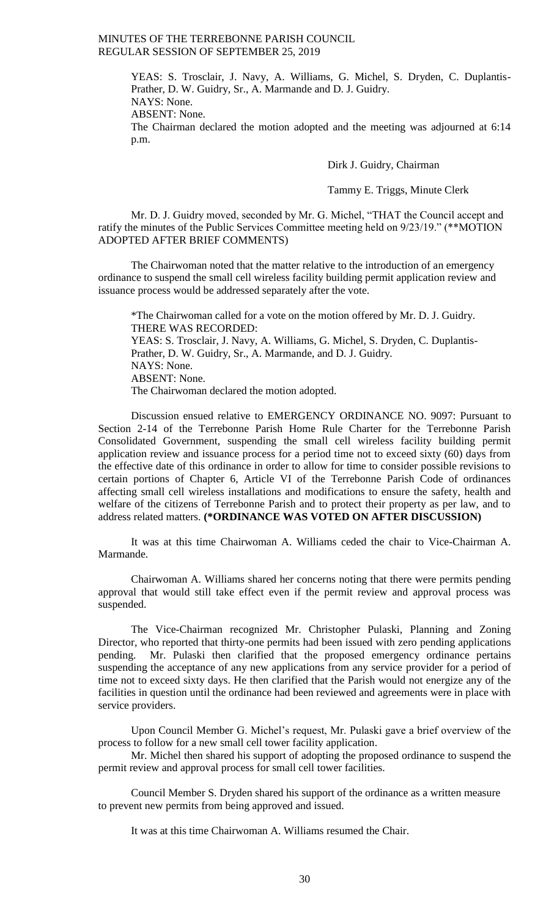YEAS: S. Trosclair, J. Navy, A. Williams, G. Michel, S. Dryden, C. Duplantis-Prather, D. W. Guidry, Sr., A. Marmande and D. J. Guidry.
NAYS: None.
ABSENT: None.
The Chairman declared the motion adopted and the meeting was adjourned at 6:14 p.m.

Dirk J. Guidry, Chairman

Tammy E. Triggs, Minute Clerk

Mr. D. J. Guidry moved, seconded by Mr. G. Michel, "THAT the Council accept and ratify the minutes of the Public Services Committee meeting held on 9/23/19." (**MOTION ADOPTED AFTER BRIEF COMMENTS)

The Chairwoman noted that the matter relative to the introduction of an emergency ordinance to suspend the small cell wireless facility building permit application review and issuance process would be addressed separately after the vote.

*The Chairwoman called for a vote on the motion offered by Mr. D. J. Guidry.
THERE WAS RECORDED:
YEAS: S. Trosclair, J. Navy, A. Williams, G. Michel, S. Dryden, C. Duplantis-Prather, D. W. Guidry, Sr., A. Marmande, and D. J. Guidry.
NAYS: None.
ABSENT: None.
The Chairwoman declared the motion adopted.

Discussion ensued relative to EMERGENCY ORDINANCE NO. 9097: Pursuant to Section 2-14 of the Terrebonne Parish Home Rule Charter for the Terrebonne Parish Consolidated Government, suspending the small cell wireless facility building permit application review and issuance process for a period time not to exceed sixty (60) days from the effective date of this ordinance in order to allow for time to consider possible revisions to certain portions of Chapter 6, Article VI of the Terrebonne Parish Code of ordinances affecting small cell wireless installations and modifications to ensure the safety, health and welfare of the citizens of Terrebonne Parish and to protect their property as per law, and to address related matters. **(*ORDINANCE WAS VOTED ON AFTER DISCUSSION)**

It was at this time Chairwoman A. Williams ceded the chair to Vice-Chairman A. Marmande.

Chairwoman A. Williams shared her concerns noting that there were permits pending approval that would still take effect even if the permit review and approval process was suspended.

The Vice-Chairman recognized Mr. Christopher Pulaski, Planning and Zoning Director, who reported that thirty-one permits had been issued with zero pending applications pending. Mr. Pulaski then clarified that the proposed emergency ordinance pertains suspending the acceptance of any new applications from any service provider for a period of time not to exceed sixty days. He then clarified that the Parish would not energize any of the facilities in question until the ordinance had been reviewed and agreements were in place with service providers.

Upon Council Member G. Michel's request, Mr. Pulaski gave a brief overview of the process to follow for a new small cell tower facility application.

Mr. Michel then shared his support of adopting the proposed ordinance to suspend the permit review and approval process for small cell tower facilities.

Council Member S. Dryden shared his support of the ordinance as a written measure to prevent new permits from being approved and issued.

It was at this time Chairwoman A. Williams resumed the Chair.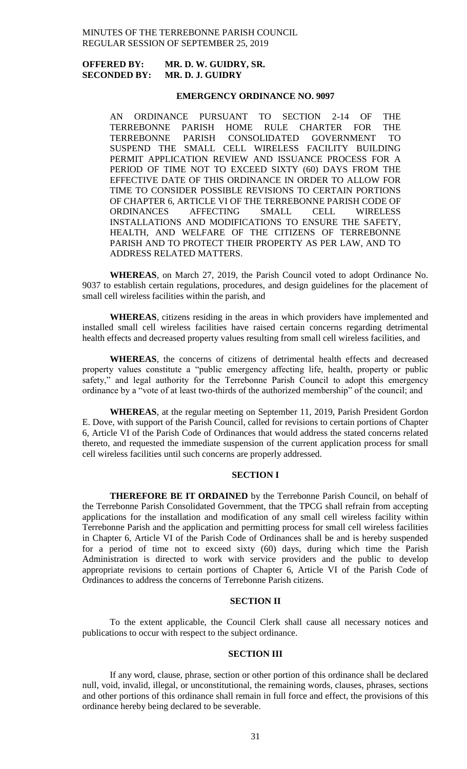**OFFERED BY: MR. D. W. GUIDRY, SR.**
**SECONDED BY: MR. D. J. GUIDRY**

**EMERGENCY ORDINANCE NO. 9097**

AN ORDINANCE PURSUANT TO SECTION 2-14 OF THE TERREBONNE PARISH HOME RULE CHARTER FOR THE TERREBONNE PARISH CONSOLIDATED GOVERNMENT TO SUSPEND THE SMALL CELL WIRELESS FACILITY BUILDING PERMIT APPLICATION REVIEW AND ISSUANCE PROCESS FOR A PERIOD OF TIME NOT TO EXCEED SIXTY (60) DAYS FROM THE EFFECTIVE DATE OF THIS ORDINANCE IN ORDER TO ALLOW FOR TIME TO CONSIDER POSSIBLE REVISIONS TO CERTAIN PORTIONS OF CHAPTER 6, ARTICLE VI OF THE TERREBONNE PARISH CODE OF ORDINANCES AFFECTING SMALL CELL WIRELESS INSTALLATIONS AND MODIFICATIONS TO ENSURE THE SAFETY, HEALTH, AND WELFARE OF THE CITIZENS OF TERREBONNE PARISH AND TO PROTECT THEIR PROPERTY AS PER LAW, AND TO ADDRESS RELATED MATTERS.

**WHEREAS**, on March 27, 2019, the Parish Council voted to adopt Ordinance No. 9037 to establish certain regulations, procedures, and design guidelines for the placement of small cell wireless facilities within the parish, and

**WHEREAS**, citizens residing in the areas in which providers have implemented and installed small cell wireless facilities have raised certain concerns regarding detrimental health effects and decreased property values resulting from small cell wireless facilities, and

**WHEREAS**, the concerns of citizens of detrimental health effects and decreased property values constitute a "public emergency affecting life, health, property or public safety," and legal authority for the Terrebonne Parish Council to adopt this emergency ordinance by a "vote of at least two-thirds of the authorized membership" of the council; and

**WHEREAS**, at the regular meeting on September 11, 2019, Parish President Gordon E. Dove, with support of the Parish Council, called for revisions to certain portions of Chapter 6, Article VI of the Parish Code of Ordinances that would address the stated concerns related thereto, and requested the immediate suspension of the current application process for small cell wireless facilities until such concerns are properly addressed.

**SECTION I**

**THEREFORE BE IT ORDAINED** by the Terrebonne Parish Council, on behalf of the Terrebonne Parish Consolidated Government, that the TPCG shall refrain from accepting applications for the installation and modification of any small cell wireless facility within Terrebonne Parish and the application and permitting process for small cell wireless facilities in Chapter 6, Article VI of the Parish Code of Ordinances shall be and is hereby suspended for a period of time not to exceed sixty (60) days, during which time the Parish Administration is directed to work with service providers and the public to develop appropriate revisions to certain portions of Chapter 6, Article VI of the Parish Code of Ordinances to address the concerns of Terrebonne Parish citizens.

**SECTION II**

To the extent applicable, the Council Clerk shall cause all necessary notices and publications to occur with respect to the subject ordinance.

**SECTION III**

If any word, clause, phrase, section or other portion of this ordinance shall be declared null, void, invalid, illegal, or unconstitutional, the remaining words, clauses, phrases, sections and other portions of this ordinance shall remain in full force and effect, the provisions of this ordinance hereby being declared to be severable.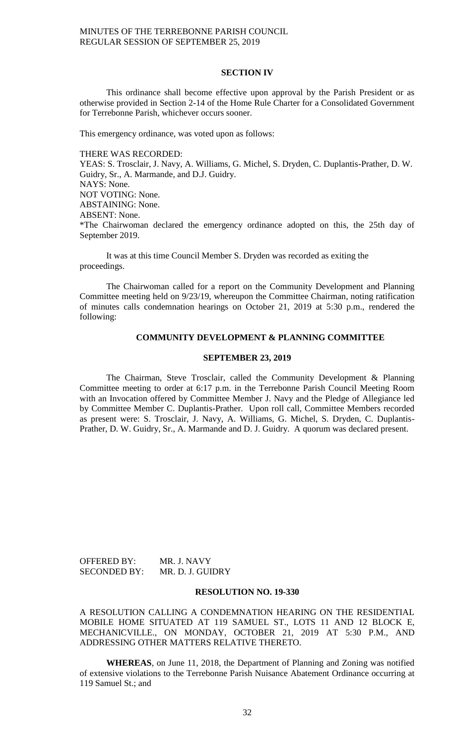## SECTION IV

This ordinance shall become effective upon approval by the Parish President or as otherwise provided in Section 2-14 of the Home Rule Charter for a Consolidated Government for Terrebonne Parish, whichever occurs sooner.

This emergency ordinance, was voted upon as follows:

THERE WAS RECORDED:
YEAS: S. Trosclair, J. Navy, A. Williams, G. Michel, S. Dryden, C. Duplantis-Prather, D. W. Guidry, Sr., A. Marmande, and D.J. Guidry.
NAYS: None.
NOT VOTING: None.
ABSTAINING: None.
ABSENT: None.
*The Chairwoman declared the emergency ordinance adopted on this, the 25th day of September 2019.

It was at this time Council Member S. Dryden was recorded as exiting the proceedings.

The Chairwoman called for a report on the Community Development and Planning Committee meeting held on 9/23/19, whereupon the Committee Chairman, noting ratification of minutes calls condemnation hearings on October 21, 2019 at 5:30 p.m., rendered the following:

## COMMUNITY DEVELOPMENT & PLANNING COMMITTEE

## SEPTEMBER 23, 2019

The Chairman, Steve Trosclair, called the Community Development & Planning Committee meeting to order at 6:17 p.m. in the Terrebonne Parish Council Meeting Room with an Invocation offered by Committee Member J. Navy and the Pledge of Allegiance led by Committee Member C. Duplantis-Prather. Upon roll call, Committee Members recorded as present were: S. Trosclair, J. Navy, A. Williams, G. Michel, S. Dryden, C. Duplantis-Prather, D. W. Guidry, Sr., A. Marmande and D. J. Guidry. A quorum was declared present.

OFFERED BY: MR. J. NAVY
SECONDED BY: MR. D. J. GUIDRY

## RESOLUTION NO. 19-330

A RESOLUTION CALLING A CONDEMNATION HEARING ON THE RESIDENTIAL MOBILE HOME SITUATED AT 119 SAMUEL ST., LOTS 11 AND 12 BLOCK E, MECHANICVILLE., ON MONDAY, OCTOBER 21, 2019 AT 5:30 P.M., AND ADDRESSING OTHER MATTERS RELATIVE THERETO.

**WHEREAS**, on June 11, 2018, the Department of Planning and Zoning was notified of extensive violations to the Terrebonne Parish Nuisance Abatement Ordinance occurring at 119 Samuel St.; and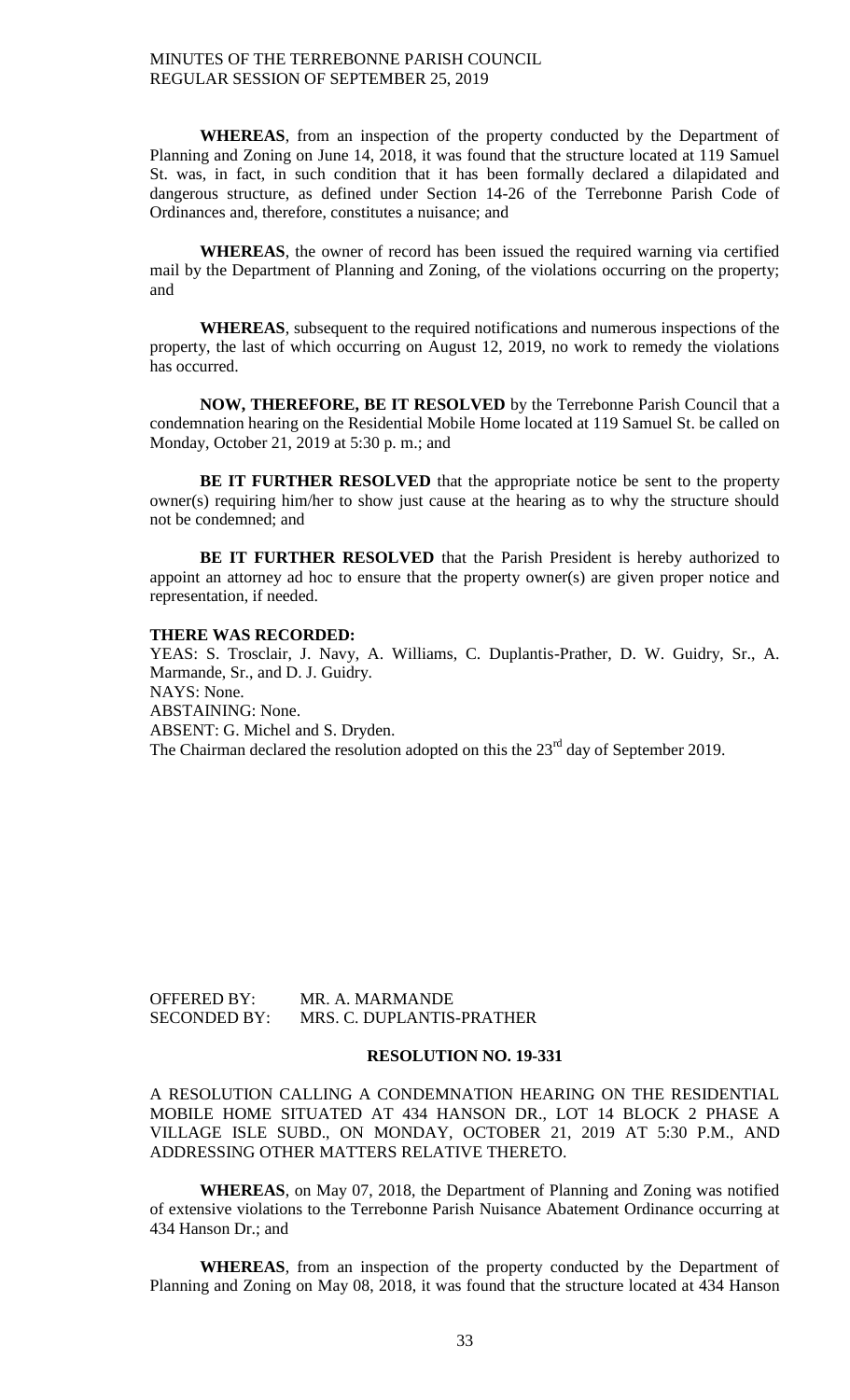**WHEREAS**, from an inspection of the property conducted by the Department of Planning and Zoning on June 14, 2018, it was found that the structure located at 119 Samuel St. was, in fact, in such condition that it has been formally declared a dilapidated and dangerous structure, as defined under Section 14-26 of the Terrebonne Parish Code of Ordinances and, therefore, constitutes a nuisance; and

**WHEREAS**, the owner of record has been issued the required warning via certified mail by the Department of Planning and Zoning, of the violations occurring on the property; and

**WHEREAS**, subsequent to the required notifications and numerous inspections of the property, the last of which occurring on August 12, 2019, no work to remedy the violations has occurred.

**NOW, THEREFORE, BE IT RESOLVED** by the Terrebonne Parish Council that a condemnation hearing on the Residential Mobile Home located at 119 Samuel St. be called on Monday, October 21, 2019 at 5:30 p. m.; and

**BE IT FURTHER RESOLVED** that the appropriate notice be sent to the property owner(s) requiring him/her to show just cause at the hearing as to why the structure should not be condemned; and

**BE IT FURTHER RESOLVED** that the Parish President is hereby authorized to appoint an attorney ad hoc to ensure that the property owner(s) are given proper notice and representation, if needed.

**THERE WAS RECORDED:**

YEAS: S. Trosclair, J. Navy, A. Williams, C. Duplantis-Prather, D. W. Guidry, Sr., A. Marmande, Sr., and D. J. Guidry.
NAYS: None.
ABSTAINING: None.
ABSENT: G. Michel and S. Dryden.
The Chairman declared the resolution adopted on this the 23rd day of September 2019.

OFFERED BY: MR. A. MARMANDE
SECONDED BY: MRS. C. DUPLANTIS-PRATHER

**RESOLUTION NO. 19-331**

A RESOLUTION CALLING A CONDEMNATION HEARING ON THE RESIDENTIAL MOBILE HOME SITUATED AT 434 HANSON DR., LOT 14 BLOCK 2 PHASE A VILLAGE ISLE SUBD., ON MONDAY, OCTOBER 21, 2019 AT 5:30 P.M., AND ADDRESSING OTHER MATTERS RELATIVE THERETO.

**WHEREAS**, on May 07, 2018, the Department of Planning and Zoning was notified of extensive violations to the Terrebonne Parish Nuisance Abatement Ordinance occurring at 434 Hanson Dr.; and

**WHEREAS**, from an inspection of the property conducted by the Department of Planning and Zoning on May 08, 2018, it was found that the structure located at 434 Hanson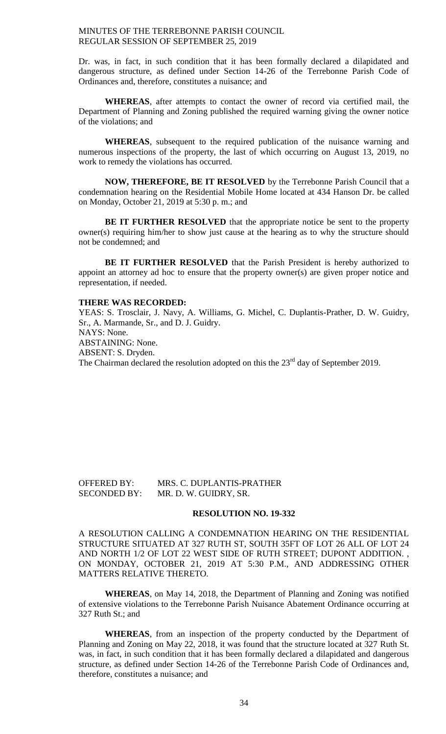Dr. was, in fact, in such condition that it has been formally declared a dilapidated and dangerous structure, as defined under Section 14-26 of the Terrebonne Parish Code of Ordinances and, therefore, constitutes a nuisance; and

**WHEREAS**, after attempts to contact the owner of record via certified mail, the Department of Planning and Zoning published the required warning giving the owner notice of the violations; and

**WHEREAS**, subsequent to the required publication of the nuisance warning and numerous inspections of the property, the last of which occurring on August 13, 2019, no work to remedy the violations has occurred.

**NOW, THEREFORE, BE IT RESOLVED** by the Terrebonne Parish Council that a condemnation hearing on the Residential Mobile Home located at 434 Hanson Dr. be called on Monday, October 21, 2019 at 5:30 p. m.; and

**BE IT FURTHER RESOLVED** that the appropriate notice be sent to the property owner(s) requiring him/her to show just cause at the hearing as to why the structure should not be condemned; and

**BE IT FURTHER RESOLVED** that the Parish President is hereby authorized to appoint an attorney ad hoc to ensure that the property owner(s) are given proper notice and representation, if needed.

**THERE WAS RECORDED:**
YEAS: S. Trosclair, J. Navy, A. Williams, G. Michel, C. Duplantis-Prather, D. W. Guidry, Sr., A. Marmande, Sr., and D. J. Guidry.
NAYS: None.
ABSTAINING: None.
ABSENT: S. Dryden.
The Chairman declared the resolution adopted on this the 23rd day of September 2019.

OFFERED BY: MRS. C. DUPLANTIS-PRATHER
SECONDED BY: MR. D. W. GUIDRY, SR.

**RESOLUTION NO. 19-332**

A RESOLUTION CALLING A CONDEMNATION HEARING ON THE RESIDENTIAL STRUCTURE SITUATED AT 327 RUTH ST, SOUTH 35FT OF LOT 26 ALL OF LOT 24 AND NORTH 1/2 OF LOT 22 WEST SIDE OF RUTH STREET; DUPONT ADDITION. , ON MONDAY, OCTOBER 21, 2019 AT 5:30 P.M., AND ADDRESSING OTHER MATTERS RELATIVE THERETO.

**WHEREAS**, on May 14, 2018, the Department of Planning and Zoning was notified of extensive violations to the Terrebonne Parish Nuisance Abatement Ordinance occurring at 327 Ruth St.; and

**WHEREAS**, from an inspection of the property conducted by the Department of Planning and Zoning on May 22, 2018, it was found that the structure located at 327 Ruth St. was, in fact, in such condition that it has been formally declared a dilapidated and dangerous structure, as defined under Section 14-26 of the Terrebonne Parish Code of Ordinances and, therefore, constitutes a nuisance; and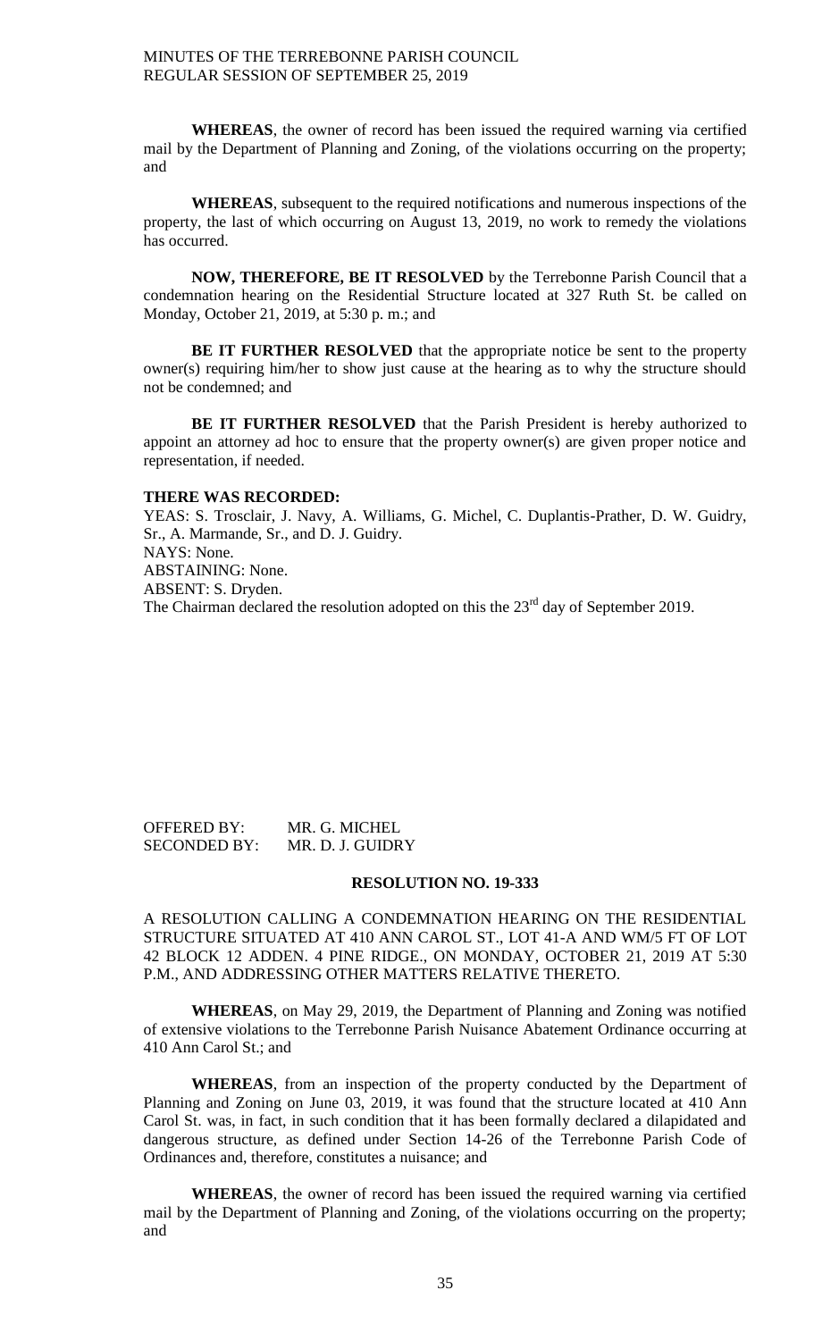**WHEREAS**, the owner of record has been issued the required warning via certified mail by the Department of Planning and Zoning, of the violations occurring on the property; and

**WHEREAS**, subsequent to the required notifications and numerous inspections of the property, the last of which occurring on August 13, 2019, no work to remedy the violations has occurred.

**NOW, THEREFORE, BE IT RESOLVED** by the Terrebonne Parish Council that a condemnation hearing on the Residential Structure located at 327 Ruth St. be called on Monday, October 21, 2019, at 5:30 p. m.; and

**BE IT FURTHER RESOLVED** that the appropriate notice be sent to the property owner(s) requiring him/her to show just cause at the hearing as to why the structure should not be condemned; and

**BE IT FURTHER RESOLVED** that the Parish President is hereby authorized to appoint an attorney ad hoc to ensure that the property owner(s) are given proper notice and representation, if needed.

**THERE WAS RECORDED:**

YEAS: S. Trosclair, J. Navy, A. Williams, G. Michel, C. Duplantis-Prather, D. W. Guidry, Sr., A. Marmande, Sr., and D. J. Guidry.
NAYS: None.
ABSTAINING: None.
ABSENT: S. Dryden.
The Chairman declared the resolution adopted on this the 23rd day of September 2019.

OFFERED BY: MR. G. MICHEL
SECONDED BY: MR. D. J. GUIDRY

**RESOLUTION NO. 19-333**

A RESOLUTION CALLING A CONDEMNATION HEARING ON THE RESIDENTIAL STRUCTURE SITUATED AT 410 ANN CAROL ST., LOT 41-A AND WM/5 FT OF LOT 42 BLOCK 12 ADDEN. 4 PINE RIDGE., ON MONDAY, OCTOBER 21, 2019 AT 5:30 P.M., AND ADDRESSING OTHER MATTERS RELATIVE THERETO.

**WHEREAS**, on May 29, 2019, the Department of Planning and Zoning was notified of extensive violations to the Terrebonne Parish Nuisance Abatement Ordinance occurring at 410 Ann Carol St.; and

**WHEREAS**, from an inspection of the property conducted by the Department of Planning and Zoning on June 03, 2019, it was found that the structure located at 410 Ann Carol St. was, in fact, in such condition that it has been formally declared a dilapidated and dangerous structure, as defined under Section 14-26 of the Terrebonne Parish Code of Ordinances and, therefore, constitutes a nuisance; and

**WHEREAS**, the owner of record has been issued the required warning via certified mail by the Department of Planning and Zoning, of the violations occurring on the property; and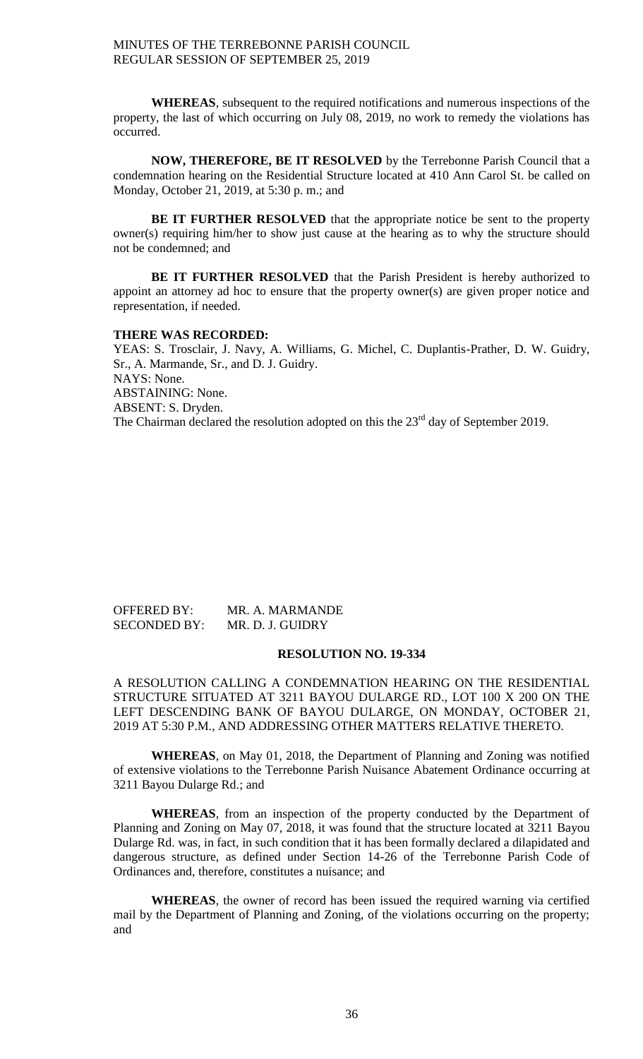**WHEREAS**, subsequent to the required notifications and numerous inspections of the property, the last of which occurring on July 08, 2019, no work to remedy the violations has occurred.

**NOW, THEREFORE, BE IT RESOLVED** by the Terrebonne Parish Council that a condemnation hearing on the Residential Structure located at 410 Ann Carol St. be called on Monday, October 21, 2019, at 5:30 p. m.; and

**BE IT FURTHER RESOLVED** that the appropriate notice be sent to the property owner(s) requiring him/her to show just cause at the hearing as to why the structure should not be condemned; and

**BE IT FURTHER RESOLVED** that the Parish President is hereby authorized to appoint an attorney ad hoc to ensure that the property owner(s) are given proper notice and representation, if needed.

**THERE WAS RECORDED:**

YEAS: S. Trosclair, J. Navy, A. Williams, G. Michel, C. Duplantis-Prather, D. W. Guidry, Sr., A. Marmande, Sr., and D. J. Guidry.
NAYS: None.
ABSTAINING: None.
ABSENT: S. Dryden.
The Chairman declared the resolution adopted on this the 23rd day of September 2019.

OFFERED BY: MR. A. MARMANDE
SECONDED BY: MR. D. J. GUIDRY

**RESOLUTION NO. 19-334**

A RESOLUTION CALLING A CONDEMNATION HEARING ON THE RESIDENTIAL STRUCTURE SITUATED AT 3211 BAYOU DULARGE RD., LOT 100 X 200 ON THE LEFT DESCENDING BANK OF BAYOU DULARGE, ON MONDAY, OCTOBER 21, 2019 AT 5:30 P.M., AND ADDRESSING OTHER MATTERS RELATIVE THERETO.

**WHEREAS**, on May 01, 2018, the Department of Planning and Zoning was notified of extensive violations to the Terrebonne Parish Nuisance Abatement Ordinance occurring at 3211 Bayou Dularge Rd.; and

**WHEREAS**, from an inspection of the property conducted by the Department of Planning and Zoning on May 07, 2018, it was found that the structure located at 3211 Bayou Dularge Rd. was, in fact, in such condition that it has been formally declared a dilapidated and dangerous structure, as defined under Section 14-26 of the Terrebonne Parish Code of Ordinances and, therefore, constitutes a nuisance; and

**WHEREAS**, the owner of record has been issued the required warning via certified mail by the Department of Planning and Zoning, of the violations occurring on the property; and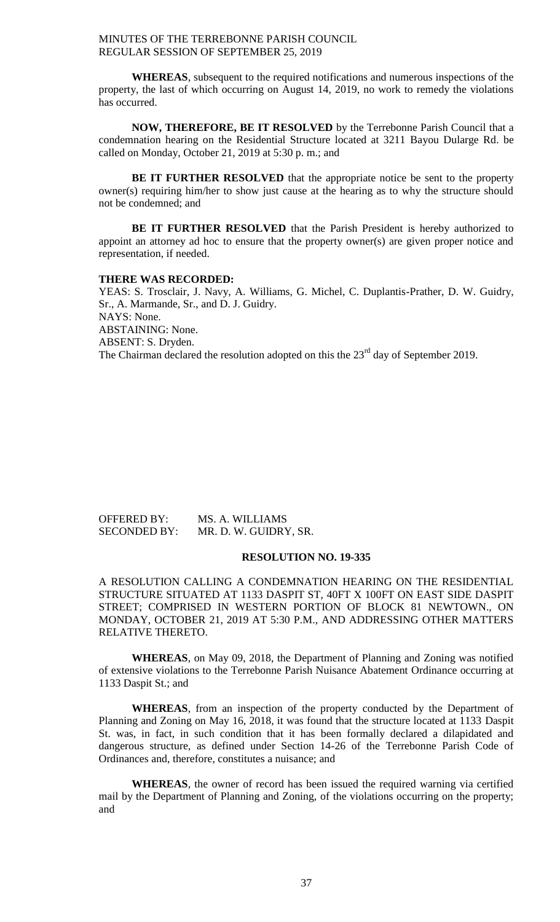**WHEREAS**, subsequent to the required notifications and numerous inspections of the property, the last of which occurring on August 14, 2019, no work to remedy the violations has occurred.

**NOW, THEREFORE, BE IT RESOLVED** by the Terrebonne Parish Council that a condemnation hearing on the Residential Structure located at 3211 Bayou Dularge Rd. be called on Monday, October 21, 2019 at 5:30 p. m.; and

**BE IT FURTHER RESOLVED** that the appropriate notice be sent to the property owner(s) requiring him/her to show just cause at the hearing as to why the structure should not be condemned; and

**BE IT FURTHER RESOLVED** that the Parish President is hereby authorized to appoint an attorney ad hoc to ensure that the property owner(s) are given proper notice and representation, if needed.

**THERE WAS RECORDED:**
YEAS: S. Trosclair, J. Navy, A. Williams, G. Michel, C. Duplantis-Prather, D. W. Guidry, Sr., A. Marmande, Sr., and D. J. Guidry.
NAYS: None.
ABSTAINING: None.
ABSENT: S. Dryden.
The Chairman declared the resolution adopted on this the 23rd day of September 2019.

OFFERED BY: MS. A. WILLIAMS
SECONDED BY: MR. D. W. GUIDRY, SR.

**RESOLUTION NO. 19-335**

A RESOLUTION CALLING A CONDEMNATION HEARING ON THE RESIDENTIAL STRUCTURE SITUATED AT 1133 DASPIT ST, 40FT X 100FT ON EAST SIDE DASPIT STREET; COMPRISED IN WESTERN PORTION OF BLOCK 81 NEWTOWN., ON MONDAY, OCTOBER 21, 2019 AT 5:30 P.M., AND ADDRESSING OTHER MATTERS RELATIVE THERETO.

**WHEREAS**, on May 09, 2018, the Department of Planning and Zoning was notified of extensive violations to the Terrebonne Parish Nuisance Abatement Ordinance occurring at 1133 Daspit St.; and

**WHEREAS**, from an inspection of the property conducted by the Department of Planning and Zoning on May 16, 2018, it was found that the structure located at 1133 Daspit St. was, in fact, in such condition that it has been formally declared a dilapidated and dangerous structure, as defined under Section 14-26 of the Terrebonne Parish Code of Ordinances and, therefore, constitutes a nuisance; and

**WHEREAS**, the owner of record has been issued the required warning via certified mail by the Department of Planning and Zoning, of the violations occurring on the property; and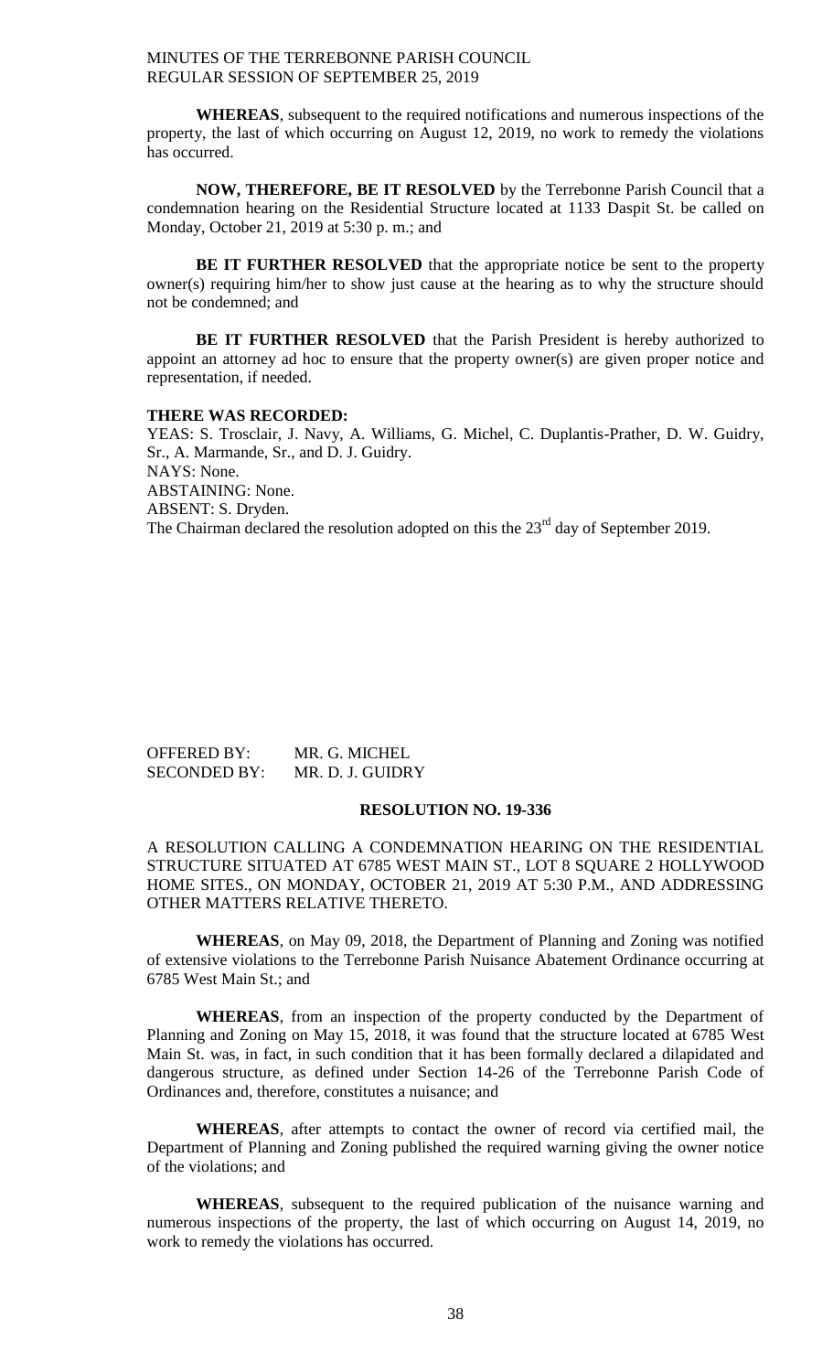**WHEREAS**, subsequent to the required notifications and numerous inspections of the property, the last of which occurring on August 12, 2019, no work to remedy the violations has occurred.

**NOW, THEREFORE, BE IT RESOLVED** by the Terrebonne Parish Council that a condemnation hearing on the Residential Structure located at 1133 Daspit St. be called on Monday, October 21, 2019 at 5:30 p. m.; and

**BE IT FURTHER RESOLVED** that the appropriate notice be sent to the property owner(s) requiring him/her to show just cause at the hearing as to why the structure should not be condemned; and

**BE IT FURTHER RESOLVED** that the Parish President is hereby authorized to appoint an attorney ad hoc to ensure that the property owner(s) are given proper notice and representation, if needed.

**THERE WAS RECORDED:**

YEAS: S. Trosclair, J. Navy, A. Williams, G. Michel, C. Duplantis-Prather, D. W. Guidry, Sr., A. Marmande, Sr., and D. J. Guidry.

NAYS: None.

ABSTAINING: None.

ABSENT: S. Dryden.

The Chairman declared the resolution adopted on this the 23rd day of September 2019.

OFFERED BY: MR. G. MICHEL

SECONDED BY: MR. D. J. GUIDRY

**RESOLUTION NO. 19-336**

A RESOLUTION CALLING A CONDEMNATION HEARING ON THE RESIDENTIAL STRUCTURE SITUATED AT 6785 WEST MAIN ST., LOT 8 SQUARE 2 HOLLYWOOD HOME SITES., ON MONDAY, OCTOBER 21, 2019 AT 5:30 P.M., AND ADDRESSING OTHER MATTERS RELATIVE THERETO.

**WHEREAS**, on May 09, 2018, the Department of Planning and Zoning was notified of extensive violations to the Terrebonne Parish Nuisance Abatement Ordinance occurring at 6785 West Main St.; and

**WHEREAS**, from an inspection of the property conducted by the Department of Planning and Zoning on May 15, 2018, it was found that the structure located at 6785 West Main St. was, in fact, in such condition that it has been formally declared a dilapidated and dangerous structure, as defined under Section 14-26 of the Terrebonne Parish Code of Ordinances and, therefore, constitutes a nuisance; and

**WHEREAS**, after attempts to contact the owner of record via certified mail, the Department of Planning and Zoning published the required warning giving the owner notice of the violations; and

**WHEREAS**, subsequent to the required publication of the nuisance warning and numerous inspections of the property, the last of which occurring on August 14, 2019, no work to remedy the violations has occurred.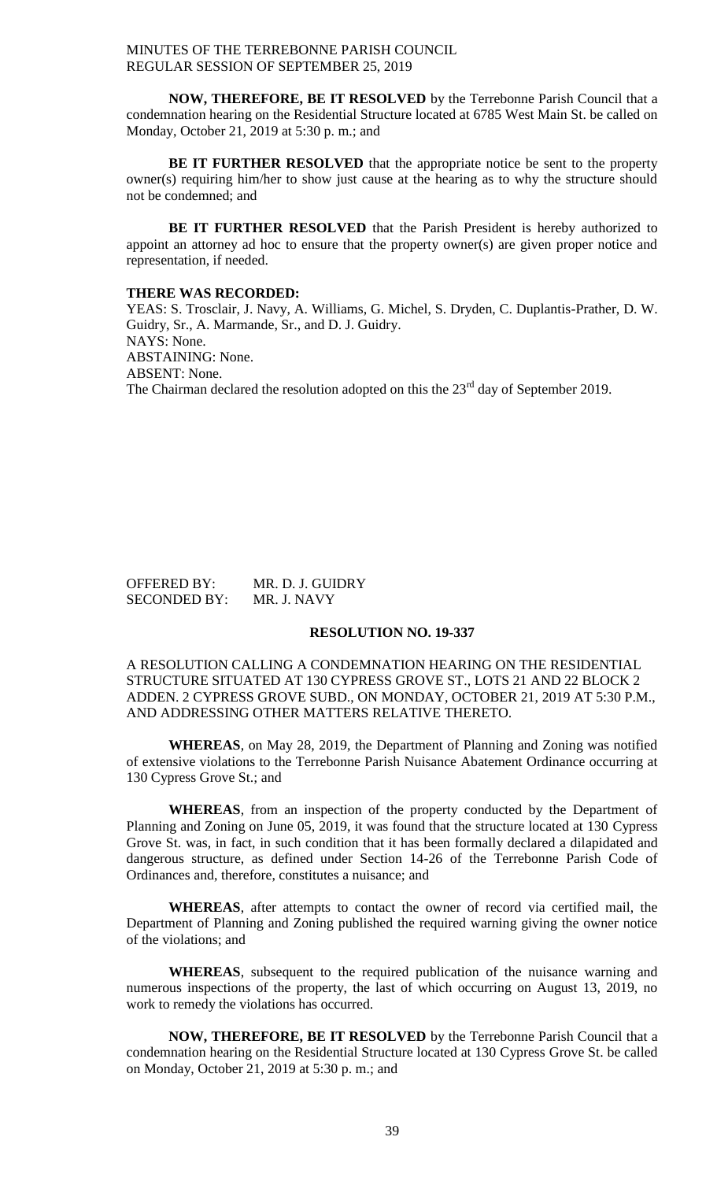**NOW, THEREFORE, BE IT RESOLVED** by the Terrebonne Parish Council that a condemnation hearing on the Residential Structure located at 6785 West Main St. be called on Monday, October 21, 2019 at 5:30 p. m.; and

**BE IT FURTHER RESOLVED** that the appropriate notice be sent to the property owner(s) requiring him/her to show just cause at the hearing as to why the structure should not be condemned; and

**BE IT FURTHER RESOLVED** that the Parish President is hereby authorized to appoint an attorney ad hoc to ensure that the property owner(s) are given proper notice and representation, if needed.

**THERE WAS RECORDED:**
YEAS: S. Trosclair, J. Navy, A. Williams, G. Michel, S. Dryden, C. Duplantis-Prather, D. W. Guidry, Sr., A. Marmande, Sr., and D. J. Guidry.
NAYS: None.
ABSTAINING: None.
ABSENT: None.
The Chairman declared the resolution adopted on this the 23rd day of September 2019.

OFFERED BY: MR. D. J. GUIDRY
SECONDED BY: MR. J. NAVY

**RESOLUTION NO. 19-337**

A RESOLUTION CALLING A CONDEMNATION HEARING ON THE RESIDENTIAL STRUCTURE SITUATED AT 130 CYPRESS GROVE ST., LOTS 21 AND 22 BLOCK 2 ADDEN. 2 CYPRESS GROVE SUBD., ON MONDAY, OCTOBER 21, 2019 AT 5:30 P.M., AND ADDRESSING OTHER MATTERS RELATIVE THERETO.

**WHEREAS**, on May 28, 2019, the Department of Planning and Zoning was notified of extensive violations to the Terrebonne Parish Nuisance Abatement Ordinance occurring at 130 Cypress Grove St.; and

**WHEREAS**, from an inspection of the property conducted by the Department of Planning and Zoning on June 05, 2019, it was found that the structure located at 130 Cypress Grove St. was, in fact, in such condition that it has been formally declared a dilapidated and dangerous structure, as defined under Section 14-26 of the Terrebonne Parish Code of Ordinances and, therefore, constitutes a nuisance; and

**WHEREAS**, after attempts to contact the owner of record via certified mail, the Department of Planning and Zoning published the required warning giving the owner notice of the violations; and

**WHEREAS**, subsequent to the required publication of the nuisance warning and numerous inspections of the property, the last of which occurring on August 13, 2019, no work to remedy the violations has occurred.

**NOW, THEREFORE, BE IT RESOLVED** by the Terrebonne Parish Council that a condemnation hearing on the Residential Structure located at 130 Cypress Grove St. be called on Monday, October 21, 2019 at 5:30 p. m.; and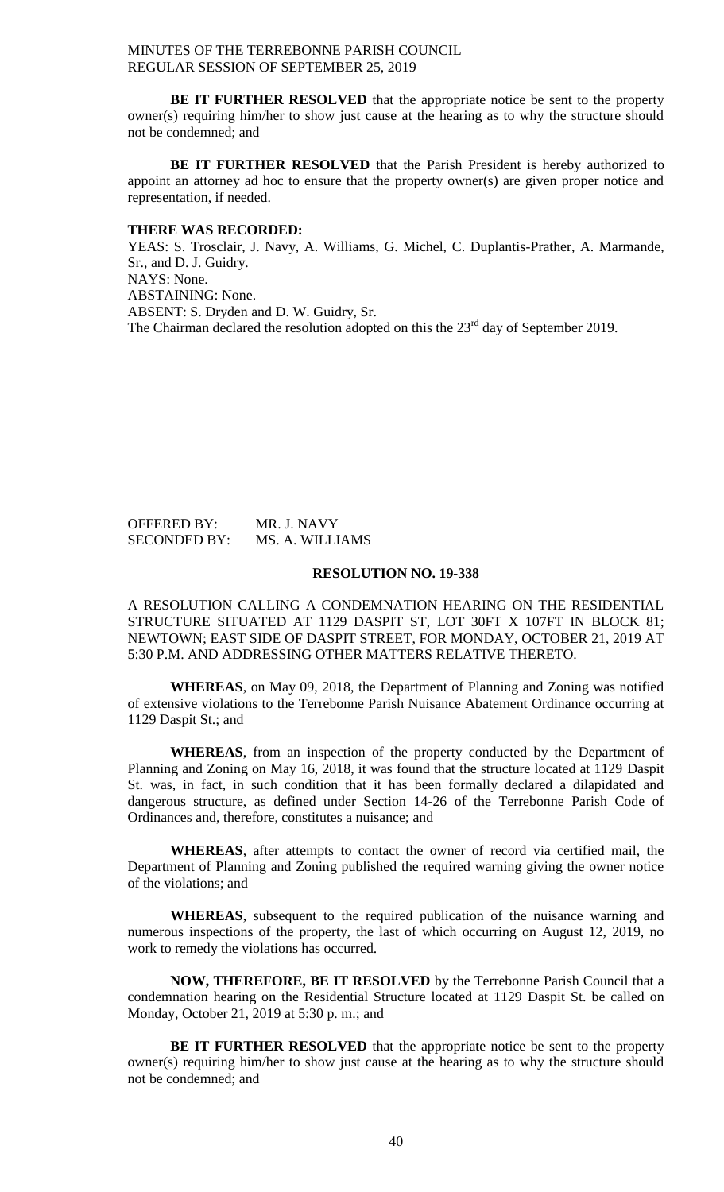**BE IT FURTHER RESOLVED** that the appropriate notice be sent to the property owner(s) requiring him/her to show just cause at the hearing as to why the structure should not be condemned; and

**BE IT FURTHER RESOLVED** that the Parish President is hereby authorized to appoint an attorney ad hoc to ensure that the property owner(s) are given proper notice and representation, if needed.

**THERE WAS RECORDED:**
YEAS: S. Trosclair, J. Navy, A. Williams, G. Michel, C. Duplantis-Prather, A. Marmande, Sr., and D. J. Guidry.
NAYS: None.
ABSTAINING: None.
ABSENT: S. Dryden and D. W. Guidry, Sr.
The Chairman declared the resolution adopted on this the 23rd day of September 2019.

OFFERED BY: MR. J. NAVY
SECONDED BY: MS. A. WILLIAMS

**RESOLUTION NO. 19-338**

A RESOLUTION CALLING A CONDEMNATION HEARING ON THE RESIDENTIAL STRUCTURE SITUATED AT 1129 DASPIT ST, LOT 30FT X 107FT IN BLOCK 81; NEWTOWN; EAST SIDE OF DASPIT STREET, FOR MONDAY, OCTOBER 21, 2019 AT 5:30 P.M. AND ADDRESSING OTHER MATTERS RELATIVE THERETO.

**WHEREAS**, on May 09, 2018, the Department of Planning and Zoning was notified of extensive violations to the Terrebonne Parish Nuisance Abatement Ordinance occurring at 1129 Daspit St.; and

**WHEREAS**, from an inspection of the property conducted by the Department of Planning and Zoning on May 16, 2018, it was found that the structure located at 1129 Daspit St. was, in fact, in such condition that it has been formally declared a dilapidated and dangerous structure, as defined under Section 14-26 of the Terrebonne Parish Code of Ordinances and, therefore, constitutes a nuisance; and

**WHEREAS**, after attempts to contact the owner of record via certified mail, the Department of Planning and Zoning published the required warning giving the owner notice of the violations; and

**WHEREAS**, subsequent to the required publication of the nuisance warning and numerous inspections of the property, the last of which occurring on August 12, 2019, no work to remedy the violations has occurred.

**NOW, THEREFORE, BE IT RESOLVED** by the Terrebonne Parish Council that a condemnation hearing on the Residential Structure located at 1129 Daspit St. be called on Monday, October 21, 2019 at 5:30 p. m.; and

**BE IT FURTHER RESOLVED** that the appropriate notice be sent to the property owner(s) requiring him/her to show just cause at the hearing as to why the structure should not be condemned; and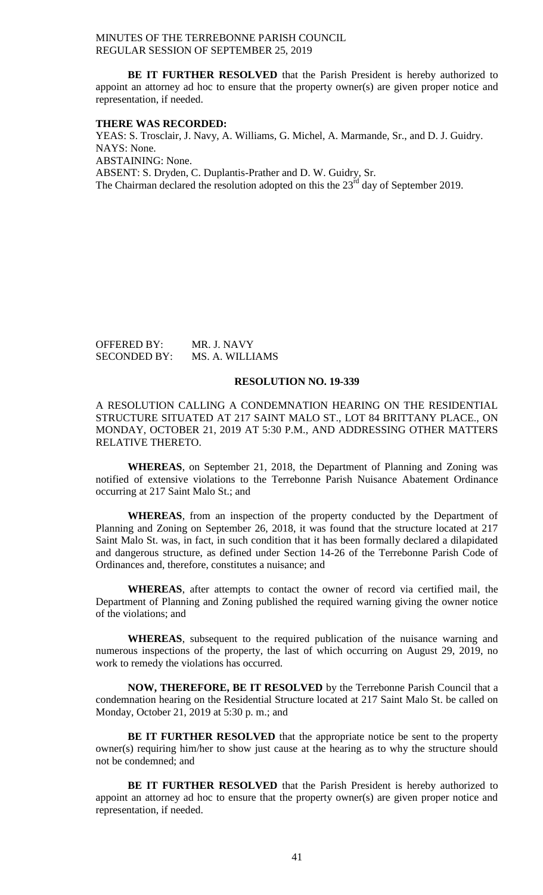**BE IT FURTHER RESOLVED** that the Parish President is hereby authorized to appoint an attorney ad hoc to ensure that the property owner(s) are given proper notice and representation, if needed.

**THERE WAS RECORDED:**
YEAS: S. Trosclair, J. Navy, A. Williams, G. Michel, A. Marmande, Sr., and D. J. Guidry.
NAYS: None.
ABSTAINING: None.
ABSENT: S. Dryden, C. Duplantis-Prather and D. W. Guidry, Sr.
The Chairman declared the resolution adopted on this the 23rd day of September 2019.

OFFERED BY: MR. J. NAVY
SECONDED BY: MS. A. WILLIAMS

**RESOLUTION NO. 19-339**

A RESOLUTION CALLING A CONDEMNATION HEARING ON THE RESIDENTIAL STRUCTURE SITUATED AT 217 SAINT MALO ST., LOT 84 BRITTANY PLACE., ON MONDAY, OCTOBER 21, 2019 AT 5:30 P.M., AND ADDRESSING OTHER MATTERS RELATIVE THERETO.

**WHEREAS**, on September 21, 2018, the Department of Planning and Zoning was notified of extensive violations to the Terrebonne Parish Nuisance Abatement Ordinance occurring at 217 Saint Malo St.; and

**WHEREAS**, from an inspection of the property conducted by the Department of Planning and Zoning on September 26, 2018, it was found that the structure located at 217 Saint Malo St. was, in fact, in such condition that it has been formally declared a dilapidated and dangerous structure, as defined under Section 14-26 of the Terrebonne Parish Code of Ordinances and, therefore, constitutes a nuisance; and

**WHEREAS**, after attempts to contact the owner of record via certified mail, the Department of Planning and Zoning published the required warning giving the owner notice of the violations; and

**WHEREAS**, subsequent to the required publication of the nuisance warning and numerous inspections of the property, the last of which occurring on August 29, 2019, no work to remedy the violations has occurred.

**NOW, THEREFORE, BE IT RESOLVED** by the Terrebonne Parish Council that a condemnation hearing on the Residential Structure located at 217 Saint Malo St. be called on Monday, October 21, 2019 at 5:30 p. m.; and

**BE IT FURTHER RESOLVED** that the appropriate notice be sent to the property owner(s) requiring him/her to show just cause at the hearing as to why the structure should not be condemned; and

**BE IT FURTHER RESOLVED** that the Parish President is hereby authorized to appoint an attorney ad hoc to ensure that the property owner(s) are given proper notice and representation, if needed.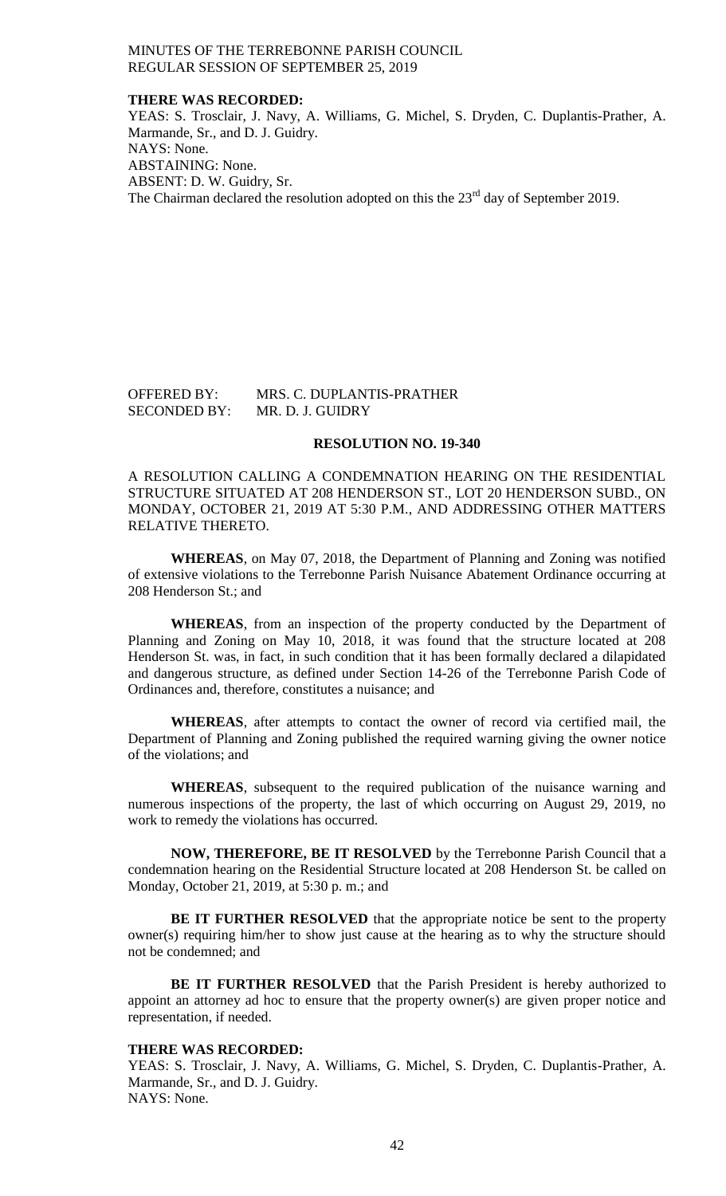**THERE WAS RECORDED:**
YEAS: S. Trosclair, J. Navy, A. Williams, G. Michel, S. Dryden, C. Duplantis-Prather, A. Marmande, Sr., and D. J. Guidry.
NAYS: None.
ABSTAINING: None.
ABSENT: D. W. Guidry, Sr.
The Chairman declared the resolution adopted on this the 23rd day of September 2019.

OFFERED BY: MRS. C. DUPLANTIS-PRATHER
SECONDED BY: MR. D. J. GUIDRY

**RESOLUTION NO. 19-340**

A RESOLUTION CALLING A CONDEMNATION HEARING ON THE RESIDENTIAL STRUCTURE SITUATED AT 208 HENDERSON ST., LOT 20 HENDERSON SUBD., ON MONDAY, OCTOBER 21, 2019 AT 5:30 P.M., AND ADDRESSING OTHER MATTERS RELATIVE THERETO.

**WHEREAS**, on May 07, 2018, the Department of Planning and Zoning was notified of extensive violations to the Terrebonne Parish Nuisance Abatement Ordinance occurring at 208 Henderson St.; and

**WHEREAS**, from an inspection of the property conducted by the Department of Planning and Zoning on May 10, 2018, it was found that the structure located at 208 Henderson St. was, in fact, in such condition that it has been formally declared a dilapidated and dangerous structure, as defined under Section 14-26 of the Terrebonne Parish Code of Ordinances and, therefore, constitutes a nuisance; and

**WHEREAS**, after attempts to contact the owner of record via certified mail, the Department of Planning and Zoning published the required warning giving the owner notice of the violations; and

**WHEREAS**, subsequent to the required publication of the nuisance warning and numerous inspections of the property, the last of which occurring on August 29, 2019, no work to remedy the violations has occurred.

**NOW, THEREFORE, BE IT RESOLVED** by the Terrebonne Parish Council that a condemnation hearing on the Residential Structure located at 208 Henderson St. be called on Monday, October 21, 2019, at 5:30 p. m.; and

**BE IT FURTHER RESOLVED** that the appropriate notice be sent to the property owner(s) requiring him/her to show just cause at the hearing as to why the structure should not be condemned; and

**BE IT FURTHER RESOLVED** that the Parish President is hereby authorized to appoint an attorney ad hoc to ensure that the property owner(s) are given proper notice and representation, if needed.

**THERE WAS RECORDED:**
YEAS: S. Trosclair, J. Navy, A. Williams, G. Michel, S. Dryden, C. Duplantis-Prather, A. Marmande, Sr., and D. J. Guidry.
NAYS: None.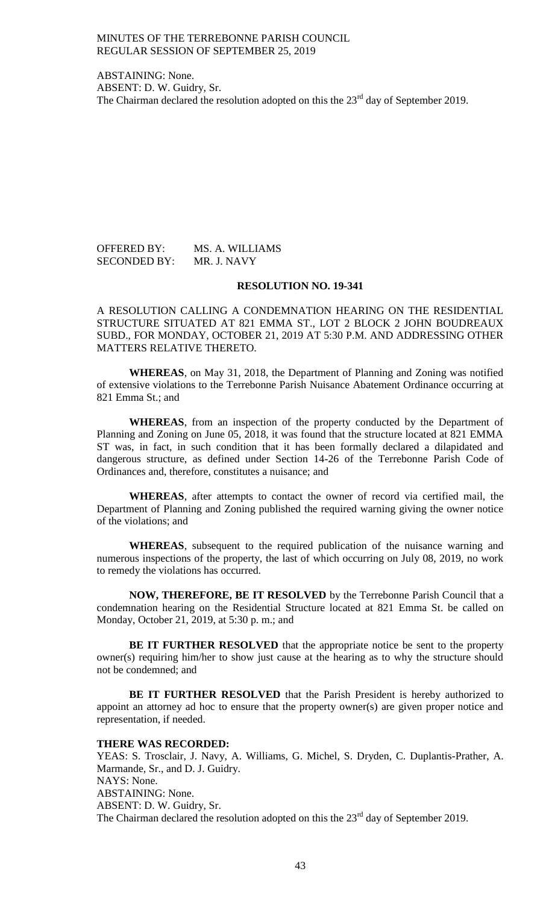ABSTAINING: None.
ABSENT: D. W. Guidry, Sr.
The Chairman declared the resolution adopted on this the 23rd day of September 2019.

OFFERED BY: MS. A. WILLIAMS
SECONDED BY: MR. J. NAVY

**RESOLUTION NO. 19-341**

A RESOLUTION CALLING A CONDEMNATION HEARING ON THE RESIDENTIAL STRUCTURE SITUATED AT 821 EMMA ST., LOT 2 BLOCK 2 JOHN BOUDREAUX SUBD., FOR MONDAY, OCTOBER 21, 2019 AT 5:30 P.M. AND ADDRESSING OTHER MATTERS RELATIVE THERETO.

**WHEREAS**, on May 31, 2018, the Department of Planning and Zoning was notified of extensive violations to the Terrebonne Parish Nuisance Abatement Ordinance occurring at 821 Emma St.; and

**WHEREAS**, from an inspection of the property conducted by the Department of Planning and Zoning on June 05, 2018, it was found that the structure located at 821 EMMA ST was, in fact, in such condition that it has been formally declared a dilapidated and dangerous structure, as defined under Section 14-26 of the Terrebonne Parish Code of Ordinances and, therefore, constitutes a nuisance; and

**WHEREAS**, after attempts to contact the owner of record via certified mail, the Department of Planning and Zoning published the required warning giving the owner notice of the violations; and

**WHEREAS**, subsequent to the required publication of the nuisance warning and numerous inspections of the property, the last of which occurring on July 08, 2019, no work to remedy the violations has occurred.

**NOW, THEREFORE, BE IT RESOLVED** by the Terrebonne Parish Council that a condemnation hearing on the Residential Structure located at 821 Emma St. be called on Monday, October 21, 2019, at 5:30 p. m.; and

**BE IT FURTHER RESOLVED** that the appropriate notice be sent to the property owner(s) requiring him/her to show just cause at the hearing as to why the structure should not be condemned; and

**BE IT FURTHER RESOLVED** that the Parish President is hereby authorized to appoint an attorney ad hoc to ensure that the property owner(s) are given proper notice and representation, if needed.

**THERE WAS RECORDED:**
YEAS: S. Trosclair, J. Navy, A. Williams, G. Michel, S. Dryden, C. Duplantis-Prather, A. Marmande, Sr., and D. J. Guidry.
NAYS: None.
ABSTAINING: None.
ABSENT: D. W. Guidry, Sr.
The Chairman declared the resolution adopted on this the 23rd day of September 2019.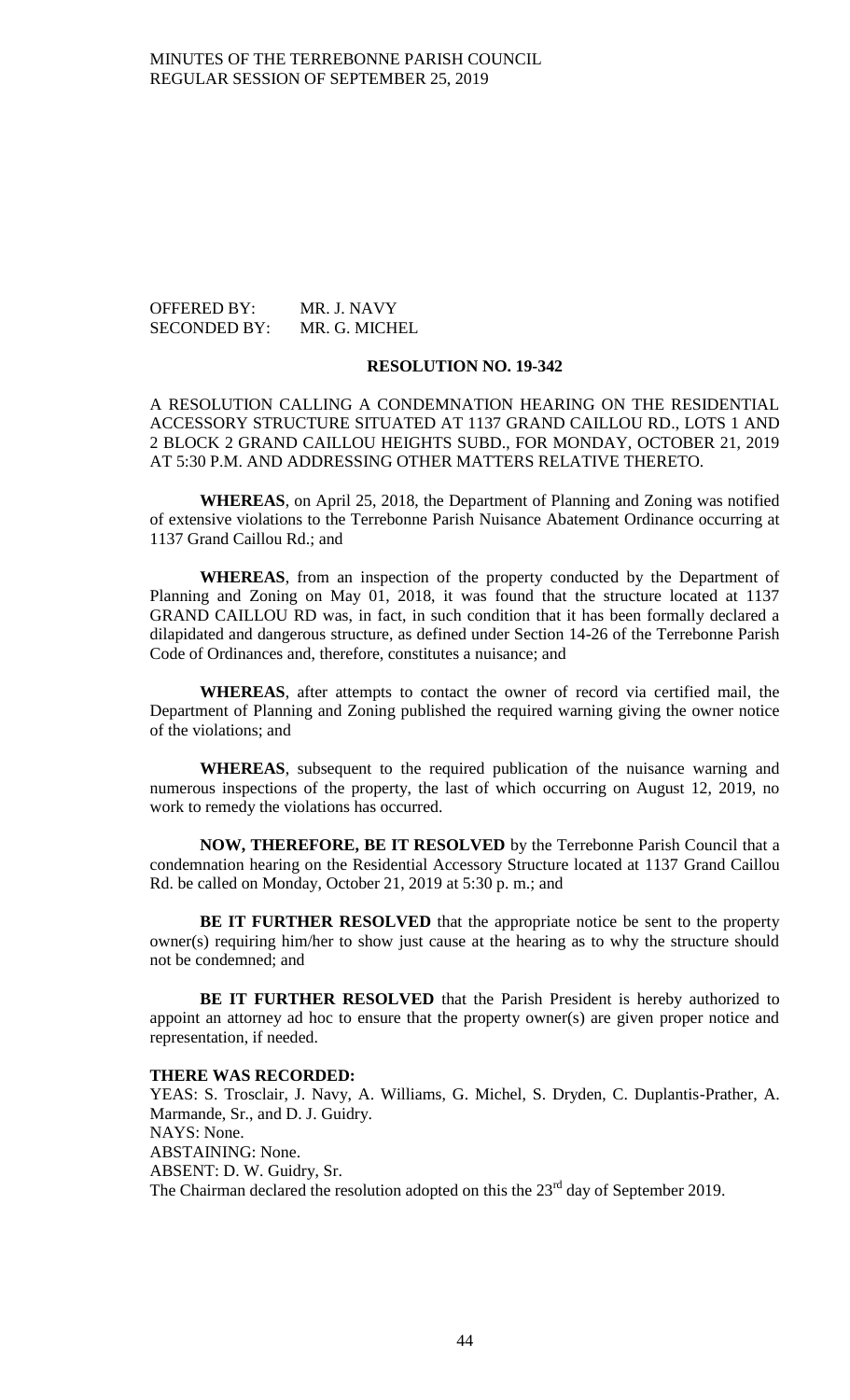OFFERED BY: MR. J. NAVY
SECONDED BY: MR. G. MICHEL

**RESOLUTION NO. 19-342**

A RESOLUTION CALLING A CONDEMNATION HEARING ON THE RESIDENTIAL ACCESSORY STRUCTURE SITUATED AT 1137 GRAND CAILLOU RD., LOTS 1 AND 2 BLOCK 2 GRAND CAILLOU HEIGHTS SUBD., FOR MONDAY, OCTOBER 21, 2019 AT 5:30 P.M. AND ADDRESSING OTHER MATTERS RELATIVE THERETO.

**WHEREAS**, on April 25, 2018, the Department of Planning and Zoning was notified of extensive violations to the Terrebonne Parish Nuisance Abatement Ordinance occurring at 1137 Grand Caillou Rd.; and

**WHEREAS**, from an inspection of the property conducted by the Department of Planning and Zoning on May 01, 2018, it was found that the structure located at 1137 GRAND CAILLOU RD was, in fact, in such condition that it has been formally declared a dilapidated and dangerous structure, as defined under Section 14-26 of the Terrebonne Parish Code of Ordinances and, therefore, constitutes a nuisance; and

**WHEREAS**, after attempts to contact the owner of record via certified mail, the Department of Planning and Zoning published the required warning giving the owner notice of the violations; and

**WHEREAS**, subsequent to the required publication of the nuisance warning and numerous inspections of the property, the last of which occurring on August 12, 2019, no work to remedy the violations has occurred.

**NOW, THEREFORE, BE IT RESOLVED** by the Terrebonne Parish Council that a condemnation hearing on the Residential Accessory Structure located at 1137 Grand Caillou Rd. be called on Monday, October 21, 2019 at 5:30 p. m.; and

**BE IT FURTHER RESOLVED** that the appropriate notice be sent to the property owner(s) requiring him/her to show just cause at the hearing as to why the structure should not be condemned; and

**BE IT FURTHER RESOLVED** that the Parish President is hereby authorized to appoint an attorney ad hoc to ensure that the property owner(s) are given proper notice and representation, if needed.

**THERE WAS RECORDED:**
YEAS: S. Trosclair, J. Navy, A. Williams, G. Michel, S. Dryden, C. Duplantis-Prather, A. Marmande, Sr., and D. J. Guidry.
NAYS: None.
ABSTAINING: None.
ABSENT: D. W. Guidry, Sr.
The Chairman declared the resolution adopted on this the 23rd day of September 2019.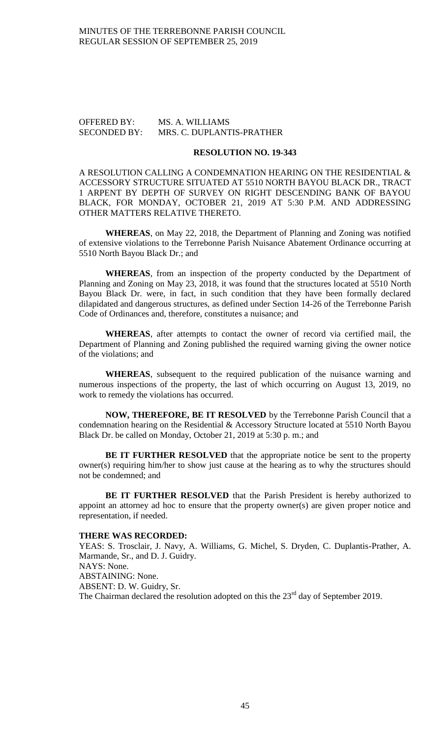OFFERED BY: MS. A. WILLIAMS
SECONDED BY: MRS. C. DUPLANTIS-PRATHER

**RESOLUTION NO. 19-343**

A RESOLUTION CALLING A CONDEMNATION HEARING ON THE RESIDENTIAL & ACCESSORY STRUCTURE SITUATED AT 5510 NORTH BAYOU BLACK DR., TRACT 1 ARPENT BY DEPTH OF SURVEY ON RIGHT DESCENDING BANK OF BAYOU BLACK, FOR MONDAY, OCTOBER 21, 2019 AT 5:30 P.M. AND ADDRESSING OTHER MATTERS RELATIVE THERETO.

**WHEREAS**, on May 22, 2018, the Department of Planning and Zoning was notified of extensive violations to the Terrebonne Parish Nuisance Abatement Ordinance occurring at 5510 North Bayou Black Dr.; and

**WHEREAS**, from an inspection of the property conducted by the Department of Planning and Zoning on May 23, 2018, it was found that the structures located at 5510 North Bayou Black Dr. were, in fact, in such condition that they have been formally declared dilapidated and dangerous structures, as defined under Section 14-26 of the Terrebonne Parish Code of Ordinances and, therefore, constitutes a nuisance; and

**WHEREAS**, after attempts to contact the owner of record via certified mail, the Department of Planning and Zoning published the required warning giving the owner notice of the violations; and

**WHEREAS**, subsequent to the required publication of the nuisance warning and numerous inspections of the property, the last of which occurring on August 13, 2019, no work to remedy the violations has occurred.

**NOW, THEREFORE, BE IT RESOLVED** by the Terrebonne Parish Council that a condemnation hearing on the Residential & Accessory Structure located at 5510 North Bayou Black Dr. be called on Monday, October 21, 2019 at 5:30 p. m.; and

**BE IT FURTHER RESOLVED** that the appropriate notice be sent to the property owner(s) requiring him/her to show just cause at the hearing as to why the structures should not be condemned; and

**BE IT FURTHER RESOLVED** that the Parish President is hereby authorized to appoint an attorney ad hoc to ensure that the property owner(s) are given proper notice and representation, if needed.

**THERE WAS RECORDED:**

YEAS: S. Trosclair, J. Navy, A. Williams, G. Michel, S. Dryden, C. Duplantis-Prather, A. Marmande, Sr., and D. J. Guidry.
NAYS: None.
ABSTAINING: None.
ABSENT: D. W. Guidry, Sr.
The Chairman declared the resolution adopted on this the 23rd day of September 2019.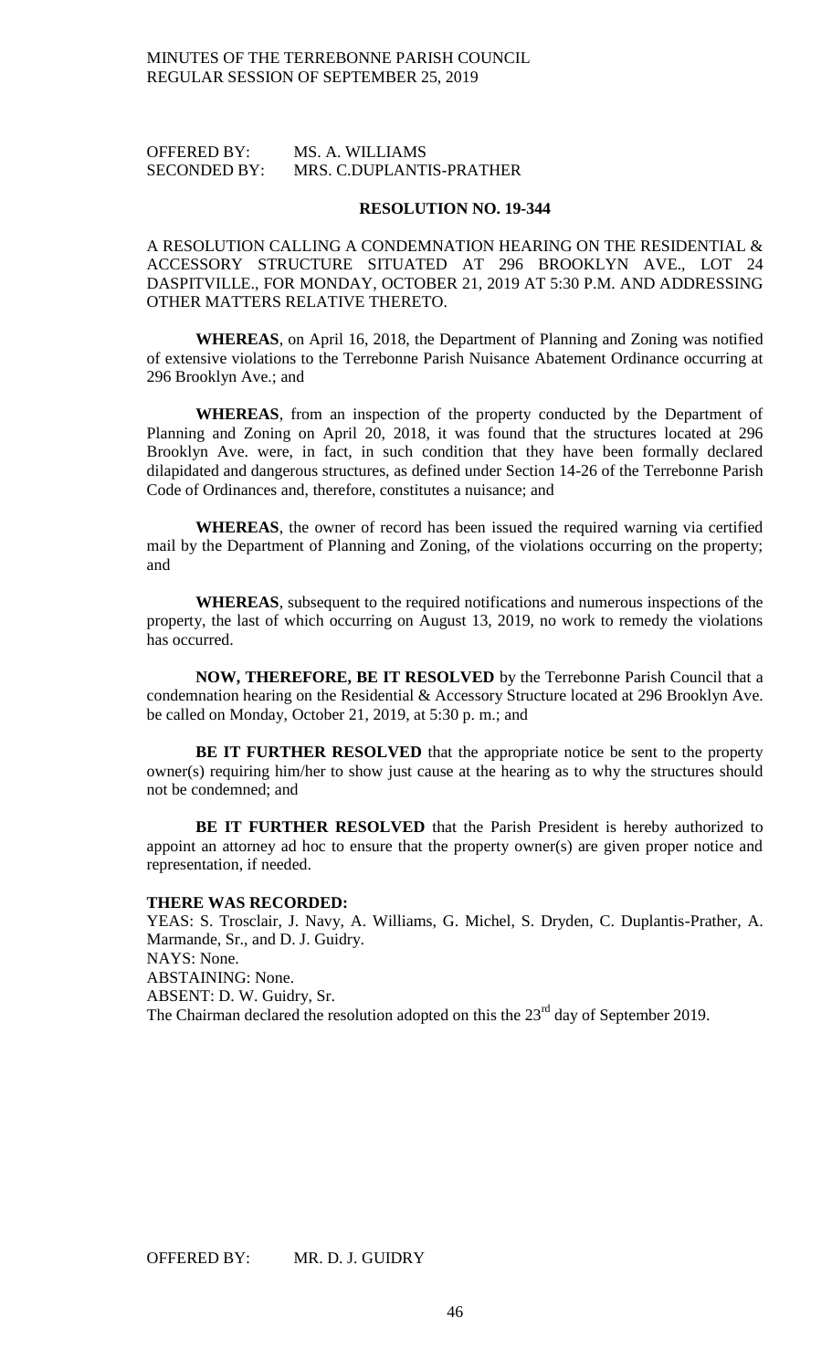OFFERED BY: MS. A. WILLIAMS
SECONDED BY: MRS. C.DUPLANTIS-PRATHER

**RESOLUTION NO. 19-344**

A RESOLUTION CALLING A CONDEMNATION HEARING ON THE RESIDENTIAL & ACCESSORY STRUCTURE SITUATED AT 296 BROOKLYN AVE., LOT 24 DASPITVILLE., FOR MONDAY, OCTOBER 21, 2019 AT 5:30 P.M. AND ADDRESSING OTHER MATTERS RELATIVE THERETO.

**WHEREAS**, on April 16, 2018, the Department of Planning and Zoning was notified of extensive violations to the Terrebonne Parish Nuisance Abatement Ordinance occurring at 296 Brooklyn Ave.; and

**WHEREAS**, from an inspection of the property conducted by the Department of Planning and Zoning on April 20, 2018, it was found that the structures located at 296 Brooklyn Ave. were, in fact, in such condition that they have been formally declared dilapidated and dangerous structures, as defined under Section 14-26 of the Terrebonne Parish Code of Ordinances and, therefore, constitutes a nuisance; and

**WHEREAS**, the owner of record has been issued the required warning via certified mail by the Department of Planning and Zoning, of the violations occurring on the property; and

**WHEREAS**, subsequent to the required notifications and numerous inspections of the property, the last of which occurring on August 13, 2019, no work to remedy the violations has occurred.

**NOW, THEREFORE, BE IT RESOLVED** by the Terrebonne Parish Council that a condemnation hearing on the Residential & Accessory Structure located at 296 Brooklyn Ave. be called on Monday, October 21, 2019, at 5:30 p. m.; and

**BE IT FURTHER RESOLVED** that the appropriate notice be sent to the property owner(s) requiring him/her to show just cause at the hearing as to why the structures should not be condemned; and

**BE IT FURTHER RESOLVED** that the Parish President is hereby authorized to appoint an attorney ad hoc to ensure that the property owner(s) are given proper notice and representation, if needed.

**THERE WAS RECORDED:**
YEAS: S. Trosclair, J. Navy, A. Williams, G. Michel, S. Dryden, C. Duplantis-Prather, A. Marmande, Sr., and D. J. Guidry.
NAYS: None.
ABSTAINING: None.
ABSENT: D. W. Guidry, Sr.
The Chairman declared the resolution adopted on this the 23rd day of September 2019.

OFFERED BY: MR. D. J. GUIDRY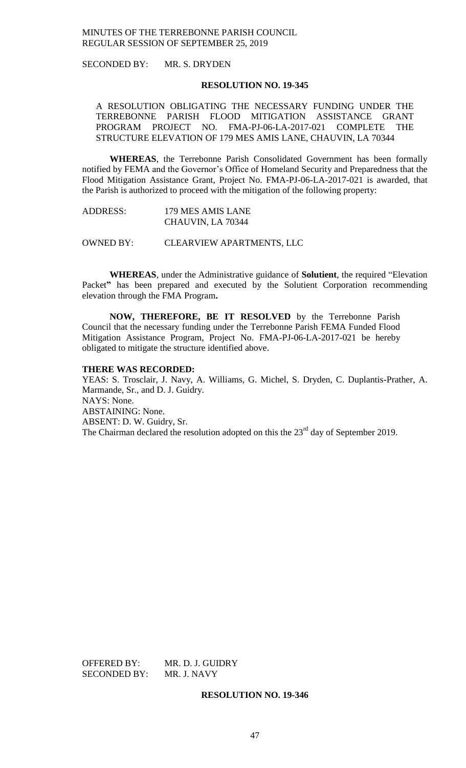SECONDED BY: MR. S. DRYDEN

**RESOLUTION NO. 19-345**

A RESOLUTION OBLIGATING THE NECESSARY FUNDING UNDER THE TERREBONNE PARISH FLOOD MITIGATION ASSISTANCE GRANT PROGRAM PROJECT NO. FMA-PJ-06-LA-2017-021 COMPLETE THE STRUCTURE ELEVATION OF 179 MES AMIS LANE, CHAUVIN, LA 70344

**WHEREAS**, the Terrebonne Parish Consolidated Government has been formally notified by FEMA and the Governor's Office of Homeland Security and Preparedness that the Flood Mitigation Assistance Grant, Project No. FMA-PJ-06-LA-2017-021 is awarded, that the Parish is authorized to proceed with the mitigation of the following property:

ADDRESS: 179 MES AMIS LANE
CHAUVIN, LA 70344

OWNED BY: CLEARVIEW APARTMENTS, LLC

**WHEREAS**, under the Administrative guidance of **Solutient**, the required "Elevation Packet**"** has been prepared and executed by the Solutient Corporation recommending elevation through the FMA Program**.**

**NOW, THEREFORE, BE IT RESOLVED** by the Terrebonne Parish Council that the necessary funding under the Terrebonne Parish FEMA Funded Flood Mitigation Assistance Program, Project No. FMA-PJ-06-LA-2017-021 be hereby obligated to mitigate the structure identified above.

**THERE WAS RECORDED:**
YEAS: S. Trosclair, J. Navy, A. Williams, G. Michel, S. Dryden, C. Duplantis-Prather, A. Marmande, Sr., and D. J. Guidry.
NAYS: None.
ABSTAINING: None.
ABSENT: D. W. Guidry, Sr.
The Chairman declared the resolution adopted on this the 23rd day of September 2019.

OFFERED BY: MR. D. J. GUIDRY
SECONDED BY: MR. J. NAVY

**RESOLUTION NO. 19-346**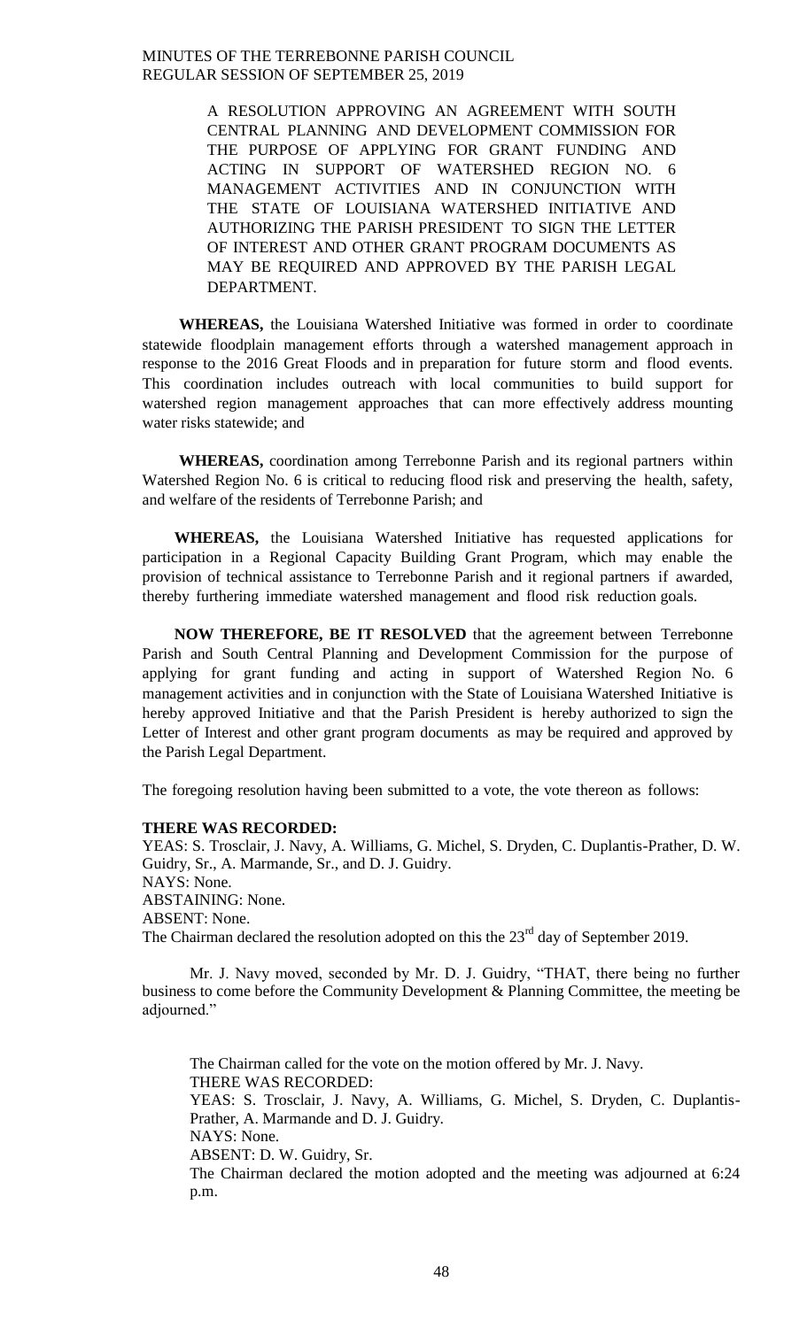A RESOLUTION APPROVING AN AGREEMENT WITH SOUTH CENTRAL PLANNING AND DEVELOPMENT COMMISSION FOR THE PURPOSE OF APPLYING FOR GRANT FUNDING AND ACTING IN SUPPORT OF WATERSHED REGION NO. 6 MANAGEMENT ACTIVITIES AND IN CONJUNCTION WITH THE STATE OF LOUISIANA WATERSHED INITIATIVE AND AUTHORIZING THE PARISH PRESIDENT TO SIGN THE LETTER OF INTEREST AND OTHER GRANT PROGRAM DOCUMENTS AS MAY BE REQUIRED AND APPROVED BY THE PARISH LEGAL DEPARTMENT.

**WHEREAS,** the Louisiana Watershed Initiative was formed in order to coordinate statewide floodplain management efforts through a watershed management approach in response to the 2016 Great Floods and in preparation for future storm and flood events. This coordination includes outreach with local communities to build support for watershed region management approaches that can more effectively address mounting water risks statewide; and

**WHEREAS,** coordination among Terrebonne Parish and its regional partners within Watershed Region No. 6 is critical to reducing flood risk and preserving the health, safety, and welfare of the residents of Terrebonne Parish; and

**WHEREAS,** the Louisiana Watershed Initiative has requested applications for participation in a Regional Capacity Building Grant Program, which may enable the provision of technical assistance to Terrebonne Parish and it regional partners if awarded, thereby furthering immediate watershed management and flood risk reduction goals.

**NOW THEREFORE, BE IT RESOLVED** that the agreement between Terrebonne Parish and South Central Planning and Development Commission for the purpose of applying for grant funding and acting in support of Watershed Region No. 6 management activities and in conjunction with the State of Louisiana Watershed Initiative is hereby approved Initiative and that the Parish President is hereby authorized to sign the Letter of Interest and other grant program documents as may be required and approved by the Parish Legal Department.

The foregoing resolution having been submitted to a vote, the vote thereon as follows:

**THERE WAS RECORDED:**
YEAS: S. Trosclair, J. Navy, A. Williams, G. Michel, S. Dryden, C. Duplantis-Prather, D. W. Guidry, Sr., A. Marmande, Sr., and D. J. Guidry.
NAYS: None.
ABSTAINING: None.
ABSENT: None.
The Chairman declared the resolution adopted on this the 23rd day of September 2019.

Mr. J. Navy moved, seconded by Mr. D. J. Guidry, "THAT, there being no further business to come before the Community Development & Planning Committee, the meeting be adjourned."

The Chairman called for the vote on the motion offered by Mr. J. Navy.
THERE WAS RECORDED:
YEAS: S. Trosclair, J. Navy, A. Williams, G. Michel, S. Dryden, C. Duplantis-Prather, A. Marmande and D. J. Guidry.
NAYS: None.
ABSENT: D. W. Guidry, Sr.
The Chairman declared the motion adopted and the meeting was adjourned at 6:24 p.m.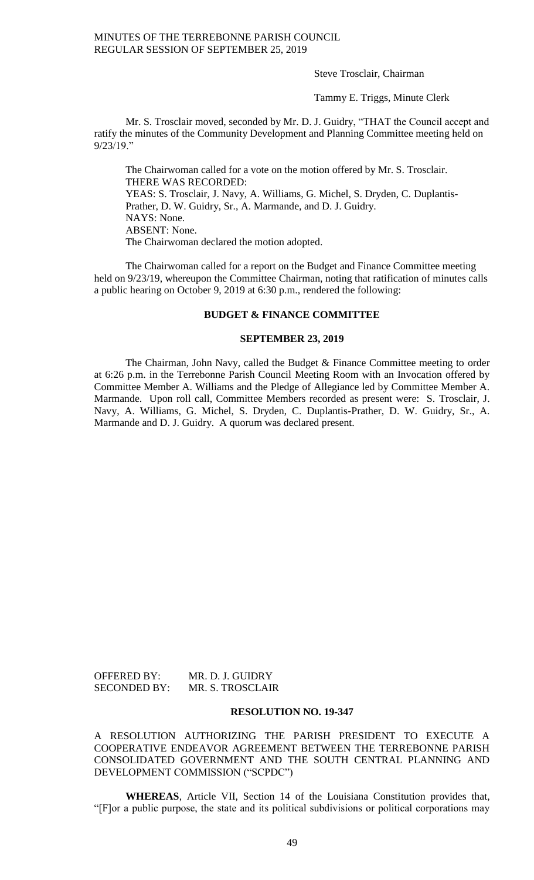Steve Trosclair, Chairman

Tammy E. Triggs, Minute Clerk

Mr. S. Trosclair moved, seconded by Mr. D. J. Guidry, "THAT the Council accept and ratify the minutes of the Community Development and Planning Committee meeting held on 9/23/19."

The Chairwoman called for a vote on the motion offered by Mr. S. Trosclair.
THERE WAS RECORDED:
YEAS: S. Trosclair, J. Navy, A. Williams, G. Michel, S. Dryden, C. Duplantis-Prather, D. W. Guidry, Sr., A. Marmande, and D. J. Guidry.
NAYS: None.
ABSENT: None.
The Chairwoman declared the motion adopted.

The Chairwoman called for a report on the Budget and Finance Committee meeting held on 9/23/19, whereupon the Committee Chairman, noting that ratification of minutes calls a public hearing on October 9, 2019 at 6:30 p.m., rendered the following:

**BUDGET & FINANCE COMMITTEE**

**SEPTEMBER 23, 2019**

The Chairman, John Navy, called the Budget & Finance Committee meeting to order at 6:26 p.m. in the Terrebonne Parish Council Meeting Room with an Invocation offered by Committee Member A. Williams and the Pledge of Allegiance led by Committee Member A. Marmande. Upon roll call, Committee Members recorded as present were: S. Trosclair, J. Navy, A. Williams, G. Michel, S. Dryden, C. Duplantis-Prather, D. W. Guidry, Sr., A. Marmande and D. J. Guidry. A quorum was declared present.

OFFERED BY: MR. D. J. GUIDRY
SECONDED BY: MR. S. TROSCLAIR

**RESOLUTION NO. 19-347**

A RESOLUTION AUTHORIZING THE PARISH PRESIDENT TO EXECUTE A COOPERATIVE ENDEAVOR AGREEMENT BETWEEN THE TERREBONNE PARISH CONSOLIDATED GOVERNMENT AND THE SOUTH CENTRAL PLANNING AND DEVELOPMENT COMMISSION ("SCPDC")

**WHEREAS**, Article VII, Section 14 of the Louisiana Constitution provides that, "[F]or a public purpose, the state and its political subdivisions or political corporations may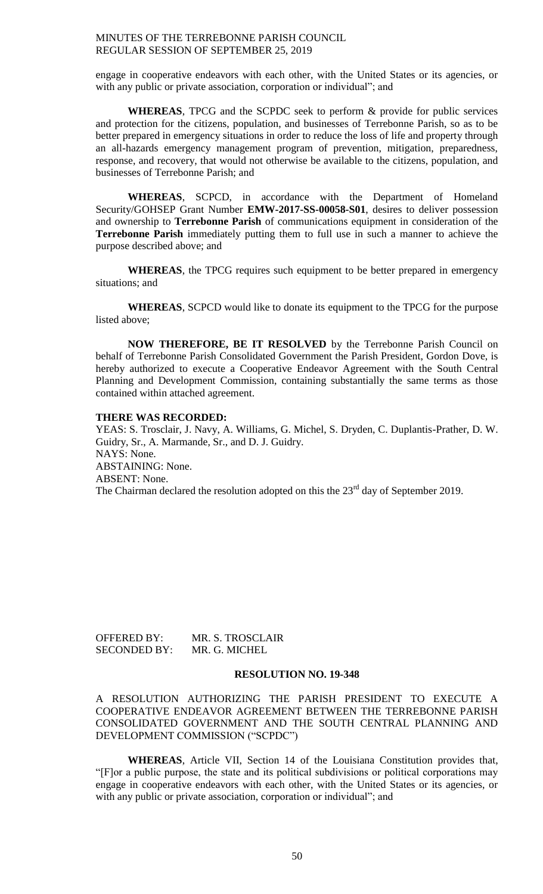engage in cooperative endeavors with each other, with the United States or its agencies, or with any public or private association, corporation or individual"; and

**WHEREAS**, TPCG and the SCPDC seek to perform & provide for public services and protection for the citizens, population, and businesses of Terrebonne Parish, so as to be better prepared in emergency situations in order to reduce the loss of life and property through an all-hazards emergency management program of prevention, mitigation, preparedness, response, and recovery, that would not otherwise be available to the citizens, population, and businesses of Terrebonne Parish; and

**WHEREAS**, SCPCD, in accordance with the Department of Homeland Security/GOHSEP Grant Number **EMW-2017-SS-00058-S01**, desires to deliver possession and ownership to **Terrebonne Parish** of communications equipment in consideration of the **Terrebonne Parish** immediately putting them to full use in such a manner to achieve the purpose described above; and

**WHEREAS**, the TPCG requires such equipment to be better prepared in emergency situations; and

**WHEREAS**, SCPCD would like to donate its equipment to the TPCG for the purpose listed above;

**NOW THEREFORE, BE IT RESOLVED** by the Terrebonne Parish Council on behalf of Terrebonne Parish Consolidated Government the Parish President, Gordon Dove, is hereby authorized to execute a Cooperative Endeavor Agreement with the South Central Planning and Development Commission, containing substantially the same terms as those contained within attached agreement.

**THERE WAS RECORDED:**

YEAS: S. Trosclair, J. Navy, A. Williams, G. Michel, S. Dryden, C. Duplantis-Prather, D. W. Guidry, Sr., A. Marmande, Sr., and D. J. Guidry.
NAYS: None.
ABSTAINING: None.
ABSENT: None.
The Chairman declared the resolution adopted on this the 23rd day of September 2019.

OFFERED BY: MR. S. TROSCLAIR
SECONDED BY: MR. G. MICHEL

**RESOLUTION NO. 19-348**

A RESOLUTION AUTHORIZING THE PARISH PRESIDENT TO EXECUTE A COOPERATIVE ENDEAVOR AGREEMENT BETWEEN THE TERREBONNE PARISH CONSOLIDATED GOVERNMENT AND THE SOUTH CENTRAL PLANNING AND DEVELOPMENT COMMISSION ("SCPDC")

**WHEREAS**, Article VII, Section 14 of the Louisiana Constitution provides that, "[F]or a public purpose, the state and its political subdivisions or political corporations may engage in cooperative endeavors with each other, with the United States or its agencies, or with any public or private association, corporation or individual"; and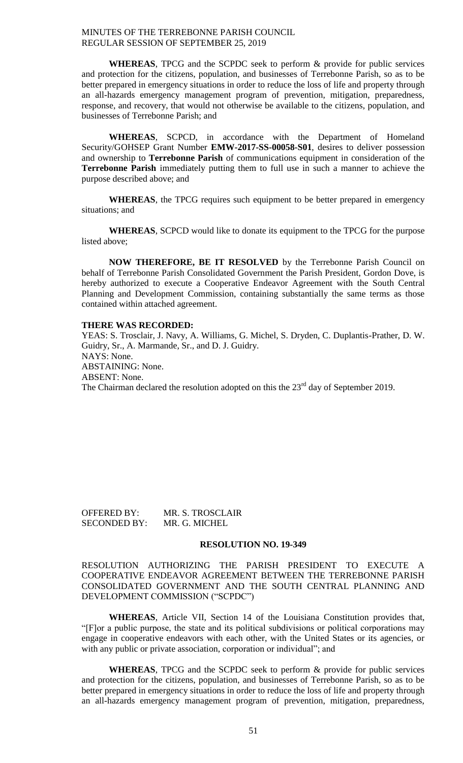**WHEREAS**, TPCG and the SCPDC seek to perform & provide for public services and protection for the citizens, population, and businesses of Terrebonne Parish, so as to be better prepared in emergency situations in order to reduce the loss of life and property through an all-hazards emergency management program of prevention, mitigation, preparedness, response, and recovery, that would not otherwise be available to the citizens, population, and businesses of Terrebonne Parish; and

**WHEREAS**, SCPCD, in accordance with the Department of Homeland Security/GOHSEP Grant Number **EMW-2017-SS-00058-S01**, desires to deliver possession and ownership to **Terrebonne Parish** of communications equipment in consideration of the **Terrebonne Parish** immediately putting them to full use in such a manner to achieve the purpose described above; and

**WHEREAS**, the TPCG requires such equipment to be better prepared in emergency situations; and

**WHEREAS**, SCPCD would like to donate its equipment to the TPCG for the purpose listed above;

**NOW THEREFORE, BE IT RESOLVED** by the Terrebonne Parish Council on behalf of Terrebonne Parish Consolidated Government the Parish President, Gordon Dove, is hereby authorized to execute a Cooperative Endeavor Agreement with the South Central Planning and Development Commission, containing substantially the same terms as those contained within attached agreement.

**THERE WAS RECORDED:**

YEAS: S. Trosclair, J. Navy, A. Williams, G. Michel, S. Dryden, C. Duplantis-Prather, D. W. Guidry, Sr., A. Marmande, Sr., and D. J. Guidry.
NAYS: None.
ABSTAINING: None.
ABSENT: None.
The Chairman declared the resolution adopted on this the 23rd day of September 2019.

OFFERED BY: MR. S. TROSCLAIR
SECONDED BY: MR. G. MICHEL

**RESOLUTION NO. 19-349**

RESOLUTION AUTHORIZING THE PARISH PRESIDENT TO EXECUTE A COOPERATIVE ENDEAVOR AGREEMENT BETWEEN THE TERREBONNE PARISH CONSOLIDATED GOVERNMENT AND THE SOUTH CENTRAL PLANNING AND DEVELOPMENT COMMISSION ("SCPDC")

**WHEREAS**, Article VII, Section 14 of the Louisiana Constitution provides that, "[F]or a public purpose, the state and its political subdivisions or political corporations may engage in cooperative endeavors with each other, with the United States or its agencies, or with any public or private association, corporation or individual"; and

**WHEREAS**, TPCG and the SCPDC seek to perform & provide for public services and protection for the citizens, population, and businesses of Terrebonne Parish, so as to be better prepared in emergency situations in order to reduce the loss of life and property through an all-hazards emergency management program of prevention, mitigation, preparedness,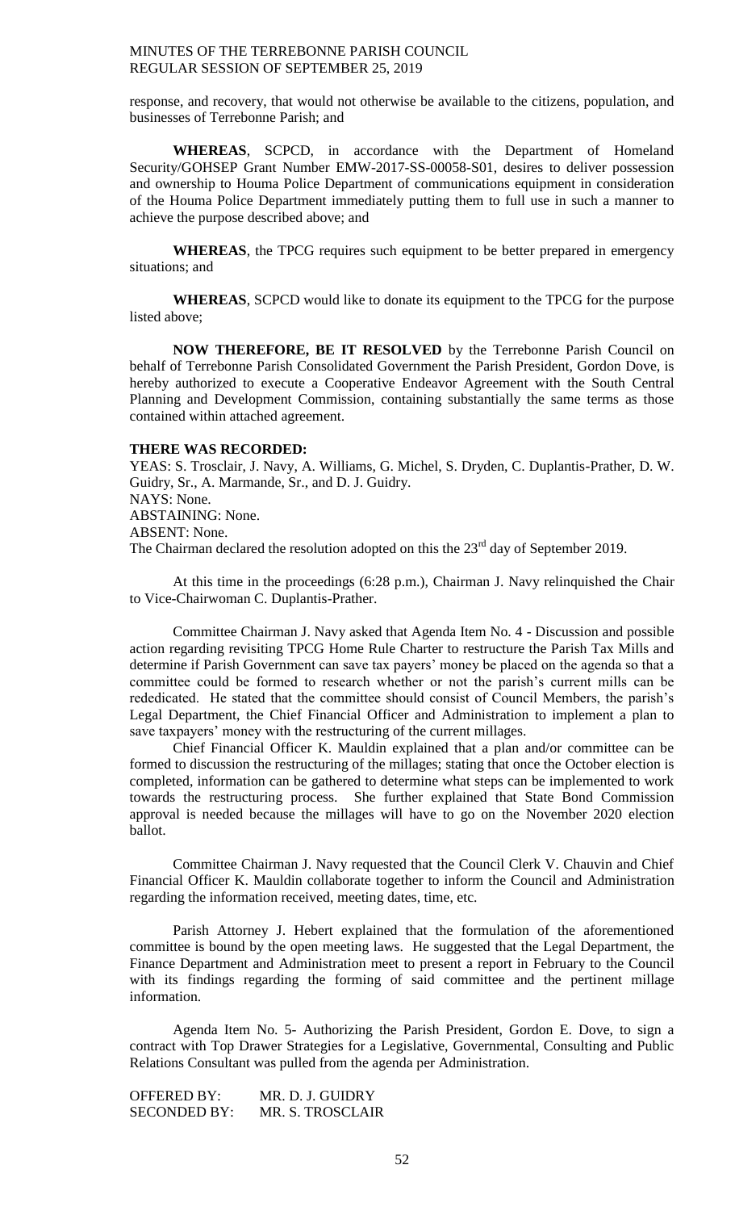response, and recovery, that would not otherwise be available to the citizens, population, and businesses of Terrebonne Parish; and

**WHEREAS**, SCPCD, in accordance with the Department of Homeland Security/GOHSEP Grant Number EMW-2017-SS-00058-S01, desires to deliver possession and ownership to Houma Police Department of communications equipment in consideration of the Houma Police Department immediately putting them to full use in such a manner to achieve the purpose described above; and

**WHEREAS**, the TPCG requires such equipment to be better prepared in emergency situations; and

**WHEREAS**, SCPCD would like to donate its equipment to the TPCG for the purpose listed above;

**NOW THEREFORE, BE IT RESOLVED** by the Terrebonne Parish Council on behalf of Terrebonne Parish Consolidated Government the Parish President, Gordon Dove, is hereby authorized to execute a Cooperative Endeavor Agreement with the South Central Planning and Development Commission, containing substantially the same terms as those contained within attached agreement.

**THERE WAS RECORDED:**

YEAS: S. Trosclair, J. Navy, A. Williams, G. Michel, S. Dryden, C. Duplantis-Prather, D. W. Guidry, Sr., A. Marmande, Sr., and D. J. Guidry.
NAYS: None.
ABSTAINING: None.
ABSENT: None.
The Chairman declared the resolution adopted on this the 23rd day of September 2019.

At this time in the proceedings (6:28 p.m.), Chairman J. Navy relinquished the Chair to Vice-Chairwoman C. Duplantis-Prather.

Committee Chairman J. Navy asked that Agenda Item No. 4 - Discussion and possible action regarding revisiting TPCG Home Rule Charter to restructure the Parish Tax Mills and determine if Parish Government can save tax payers' money be placed on the agenda so that a committee could be formed to research whether or not the parish's current mills can be rededicated. He stated that the committee should consist of Council Members, the parish's Legal Department, the Chief Financial Officer and Administration to implement a plan to save taxpayers' money with the restructuring of the current millages.

Chief Financial Officer K. Mauldin explained that a plan and/or committee can be formed to discussion the restructuring of the millages; stating that once the October election is completed, information can be gathered to determine what steps can be implemented to work towards the restructuring process. She further explained that State Bond Commission approval is needed because the millages will have to go on the November 2020 election ballot.

Committee Chairman J. Navy requested that the Council Clerk V. Chauvin and Chief Financial Officer K. Mauldin collaborate together to inform the Council and Administration regarding the information received, meeting dates, time, etc.

Parish Attorney J. Hebert explained that the formulation of the aforementioned committee is bound by the open meeting laws. He suggested that the Legal Department, the Finance Department and Administration meet to present a report in February to the Council with its findings regarding the forming of said committee and the pertinent millage information.

Agenda Item No. 5- Authorizing the Parish President, Gordon E. Dove, to sign a contract with Top Drawer Strategies for a Legislative, Governmental, Consulting and Public Relations Consultant was pulled from the agenda per Administration.

OFFERED BY: MR. D. J. GUIDRY
SECONDED BY: MR. S. TROSCLAIR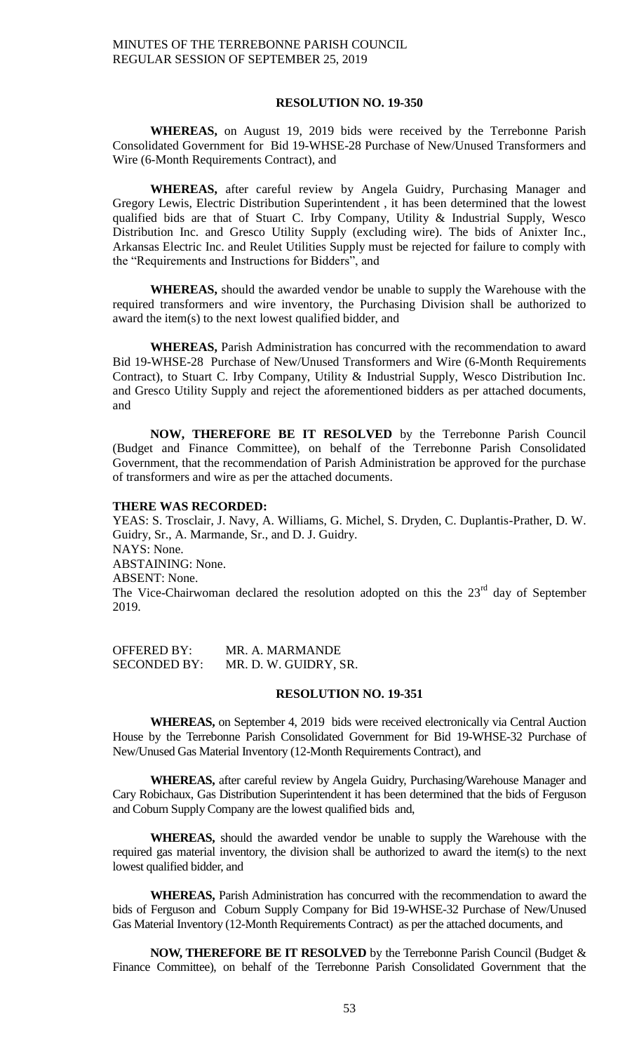**RESOLUTION NO. 19-350**

**WHEREAS,** on August 19, 2019 bids were received by the Terrebonne Parish Consolidated Government for Bid 19-WHSE-28 Purchase of New/Unused Transformers and Wire (6-Month Requirements Contract), and

**WHEREAS,** after careful review by Angela Guidry, Purchasing Manager and Gregory Lewis, Electric Distribution Superintendent , it has been determined that the lowest qualified bids are that of Stuart C. Irby Company, Utility & Industrial Supply, Wesco Distribution Inc. and Gresco Utility Supply (excluding wire). The bids of Anixter Inc., Arkansas Electric Inc. and Reulet Utilities Supply must be rejected for failure to comply with the "Requirements and Instructions for Bidders", and

**WHEREAS,** should the awarded vendor be unable to supply the Warehouse with the required transformers and wire inventory, the Purchasing Division shall be authorized to award the item(s) to the next lowest qualified bidder, and

**WHEREAS,** Parish Administration has concurred with the recommendation to award Bid 19-WHSE-28 Purchase of New/Unused Transformers and Wire (6-Month Requirements Contract), to Stuart C. Irby Company, Utility & Industrial Supply, Wesco Distribution Inc. and Gresco Utility Supply and reject the aforementioned bidders as per attached documents, and

**NOW, THEREFORE BE IT RESOLVED** by the Terrebonne Parish Council (Budget and Finance Committee), on behalf of the Terrebonne Parish Consolidated Government, that the recommendation of Parish Administration be approved for the purchase of transformers and wire as per the attached documents.

**THERE WAS RECORDED:**

YEAS: S. Trosclair, J. Navy, A. Williams, G. Michel, S. Dryden, C. Duplantis-Prather, D. W. Guidry, Sr., A. Marmande, Sr., and D. J. Guidry.

NAYS: None.

ABSTAINING: None.

ABSENT: None.

The Vice-Chairwoman declared the resolution adopted on this the 23rd day of September 2019.

OFFERED BY: MR. A. MARMANDE

SECONDED BY: MR. D. W. GUIDRY, SR.

**RESOLUTION NO. 19-351**

**WHEREAS,** on September 4, 2019 bids were received electronically via Central Auction House by the Terrebonne Parish Consolidated Government for Bid 19-WHSE-32 Purchase of New/Unused Gas Material Inventory (12-Month Requirements Contract), and

**WHEREAS,** after careful review by Angela Guidry, Purchasing/Warehouse Manager and Cary Robichaux, Gas Distribution Superintendent it has been determined that the bids of Ferguson and Coburn Supply Company are the lowest qualified bids and,

**WHEREAS,** should the awarded vendor be unable to supply the Warehouse with the required gas material inventory, the division shall be authorized to award the item(s) to the next lowest qualified bidder, and

**WHEREAS,** Parish Administration has concurred with the recommendation to award the bids of Ferguson and Coburn Supply Company for Bid 19-WHSE-32 Purchase of New/Unused Gas Material Inventory (12-Month Requirements Contract) as per the attached documents, and

**NOW, THEREFORE BE IT RESOLVED** by the Terrebonne Parish Council (Budget & Finance Committee), on behalf of the Terrebonne Parish Consolidated Government that the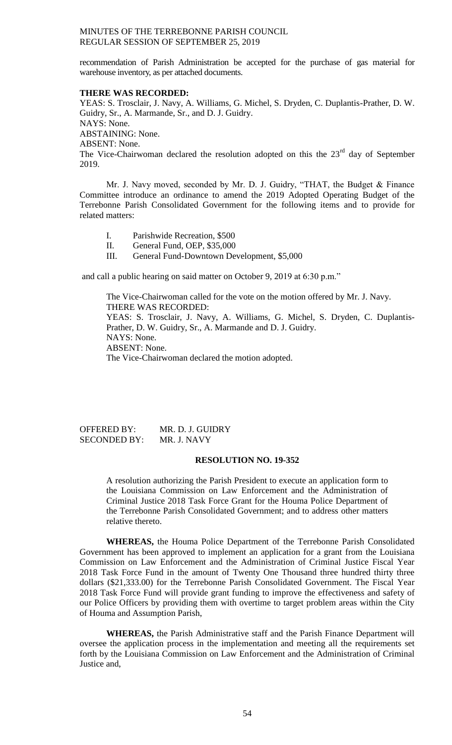recommendation of Parish Administration be accepted for the purchase of gas material for warehouse inventory, as per attached documents.

**THERE WAS RECORDED:**

YEAS: S. Trosclair, J. Navy, A. Williams, G. Michel, S. Dryden, C. Duplantis-Prather, D. W. Guidry, Sr., A. Marmande, Sr., and D. J. Guidry.
NAYS: None.
ABSTAINING: None.
ABSENT: None.
The Vice-Chairwoman declared the resolution adopted on this the 23rd day of September 2019.

Mr. J. Navy moved, seconded by Mr. D. J. Guidry, "THAT, the Budget & Finance Committee introduce an ordinance to amend the 2019 Adopted Operating Budget of the Terrebonne Parish Consolidated Government for the following items and to provide for related matters:

I. Parishwide Recreation, $500
II. General Fund, OEP, $35,000
III. General Fund-Downtown Development, $5,000

and call a public hearing on said matter on October 9, 2019 at 6:30 p.m."

The Vice-Chairwoman called for the vote on the motion offered by Mr. J. Navy.
THERE WAS RECORDED:
YEAS: S. Trosclair, J. Navy, A. Williams, G. Michel, S. Dryden, C. Duplantis-Prather, D. W. Guidry, Sr., A. Marmande and D. J. Guidry.
NAYS: None.
ABSENT: None.
The Vice-Chairwoman declared the motion adopted.

OFFERED BY: MR. D. J. GUIDRY
SECONDED BY: MR. J. NAVY

**RESOLUTION NO. 19-352**

A resolution authorizing the Parish President to execute an application form to the Louisiana Commission on Law Enforcement and the Administration of Criminal Justice 2018 Task Force Grant for the Houma Police Department of the Terrebonne Parish Consolidated Government; and to address other matters relative thereto.

**WHEREAS,** the Houma Police Department of the Terrebonne Parish Consolidated Government has been approved to implement an application for a grant from the Louisiana Commission on Law Enforcement and the Administration of Criminal Justice Fiscal Year 2018 Task Force Fund in the amount of Twenty One Thousand three hundred thirty three dollars ($21,333.00) for the Terrebonne Parish Consolidated Government. The Fiscal Year 2018 Task Force Fund will provide grant funding to improve the effectiveness and safety of our Police Officers by providing them with overtime to target problem areas within the City of Houma and Assumption Parish,

**WHEREAS,** the Parish Administrative staff and the Parish Finance Department will oversee the application process in the implementation and meeting all the requirements set forth by the Louisiana Commission on Law Enforcement and the Administration of Criminal Justice and,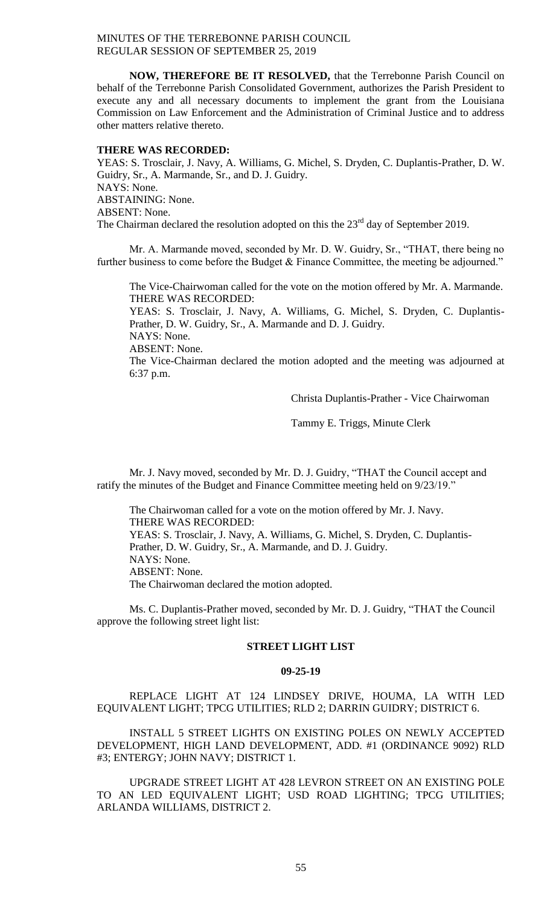**NOW, THEREFORE BE IT RESOLVED,** that the Terrebonne Parish Council on behalf of the Terrebonne Parish Consolidated Government, authorizes the Parish President to execute any and all necessary documents to implement the grant from the Louisiana Commission on Law Enforcement and the Administration of Criminal Justice and to address other matters relative thereto.

**THERE WAS RECORDED:**

YEAS: S. Trosclair, J. Navy, A. Williams, G. Michel, S. Dryden, C. Duplantis-Prather, D. W. Guidry, Sr., A. Marmande, Sr., and D. J. Guidry.
NAYS: None.
ABSTAINING: None.
ABSENT: None.
The Chairman declared the resolution adopted on this the 23rd day of September 2019.

Mr. A. Marmande moved, seconded by Mr. D. W. Guidry, Sr., "THAT, there being no further business to come before the Budget & Finance Committee, the meeting be adjourned."

The Vice-Chairwoman called for the vote on the motion offered by Mr. A. Marmande.
THERE WAS RECORDED:
YEAS: S. Trosclair, J. Navy, A. Williams, G. Michel, S. Dryden, C. Duplantis-Prather, D. W. Guidry, Sr., A. Marmande and D. J. Guidry.
NAYS: None.
ABSENT: None.
The Vice-Chairman declared the motion adopted and the meeting was adjourned at 6:37 p.m.

Christa Duplantis-Prather - Vice Chairwoman

Tammy E. Triggs, Minute Clerk

Mr. J. Navy moved, seconded by Mr. D. J. Guidry, "THAT the Council accept and ratify the minutes of the Budget and Finance Committee meeting held on 9/23/19."

The Chairwoman called for a vote on the motion offered by Mr. J. Navy.
THERE WAS RECORDED:
YEAS: S. Trosclair, J. Navy, A. Williams, G. Michel, S. Dryden, C. Duplantis-Prather, D. W. Guidry, Sr., A. Marmande, and D. J. Guidry.
NAYS: None.
ABSENT: None.
The Chairwoman declared the motion adopted.

Ms. C. Duplantis-Prather moved, seconded by Mr. D. J. Guidry, "THAT the Council approve the following street light list:

**STREET LIGHT LIST**

**09-25-19**

REPLACE LIGHT AT 124 LINDSEY DRIVE, HOUMA, LA WITH LED EQUIVALENT LIGHT; TPCG UTILITIES; RLD 2; DARRIN GUIDRY; DISTRICT 6.

INSTALL 5 STREET LIGHTS ON EXISTING POLES ON NEWLY ACCEPTED DEVELOPMENT, HIGH LAND DEVELOPMENT, ADD. #1 (ORDINANCE 9092) RLD #3; ENTERGY; JOHN NAVY; DISTRICT 1.

UPGRADE STREET LIGHT AT 428 LEVRON STREET ON AN EXISTING POLE TO AN LED EQUIVALENT LIGHT; USD ROAD LIGHTING; TPCG UTILITIES; ARLANDA WILLIAMS, DISTRICT 2.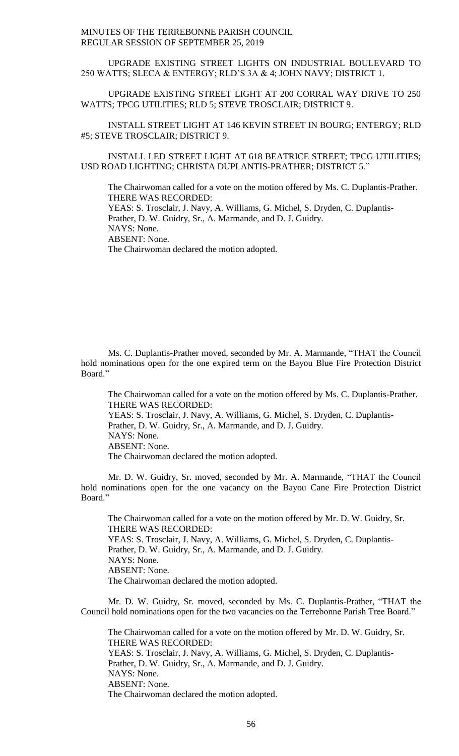UPGRADE EXISTING STREET LIGHTS ON INDUSTRIAL BOULEVARD TO 250 WATTS; SLECA & ENTERGY; RLD'S 3A & 4; JOHN NAVY; DISTRICT 1.

UPGRADE EXISTING STREET LIGHT AT 200 CORRAL WAY DRIVE TO 250 WATTS; TPCG UTILITIES; RLD 5; STEVE TROSCLAIR; DISTRICT 9.

INSTALL STREET LIGHT AT 146 KEVIN STREET IN BOURG; ENTERGY; RLD #5; STEVE TROSCLAIR; DISTRICT 9.

INSTALL LED STREET LIGHT AT 618 BEATRICE STREET; TPCG UTILITIES; USD ROAD LIGHTING; CHRISTA DUPLANTIS-PRATHER; DISTRICT 5."

The Chairwoman called for a vote on the motion offered by Ms. C. Duplantis-Prather.
THERE WAS RECORDED:
YEAS: S. Trosclair, J. Navy, A. Williams, G. Michel, S. Dryden, C. Duplantis-Prather, D. W. Guidry, Sr., A. Marmande, and D. J. Guidry.
NAYS: None.
ABSENT: None.
The Chairwoman declared the motion adopted.

Ms. C. Duplantis-Prather moved, seconded by Mr. A. Marmande, "THAT the Council hold nominations open for the one expired term on the Bayou Blue Fire Protection District Board."

The Chairwoman called for a vote on the motion offered by Ms. C. Duplantis-Prather.
THERE WAS RECORDED:
YEAS: S. Trosclair, J. Navy, A. Williams, G. Michel, S. Dryden, C. Duplantis-Prather, D. W. Guidry, Sr., A. Marmande, and D. J. Guidry.
NAYS: None.
ABSENT: None.
The Chairwoman declared the motion adopted.

Mr. D. W. Guidry, Sr. moved, seconded by Mr. A. Marmande, "THAT the Council hold nominations open for the one vacancy on the Bayou Cane Fire Protection District Board."

The Chairwoman called for a vote on the motion offered by Mr. D. W. Guidry, Sr.
THERE WAS RECORDED:
YEAS: S. Trosclair, J. Navy, A. Williams, G. Michel, S. Dryden, C. Duplantis-Prather, D. W. Guidry, Sr., A. Marmande, and D. J. Guidry.
NAYS: None.
ABSENT: None.
The Chairwoman declared the motion adopted.

Mr. D. W. Guidry, Sr. moved, seconded by Ms. C. Duplantis-Prather, "THAT the Council hold nominations open for the two vacancies on the Terrebonne Parish Tree Board."

The Chairwoman called for a vote on the motion offered by Mr. D. W. Guidry, Sr.
THERE WAS RECORDED:
YEAS: S. Trosclair, J. Navy, A. Williams, G. Michel, S. Dryden, C. Duplantis-Prather, D. W. Guidry, Sr., A. Marmande, and D. J. Guidry.
NAYS: None.
ABSENT: None.
The Chairwoman declared the motion adopted.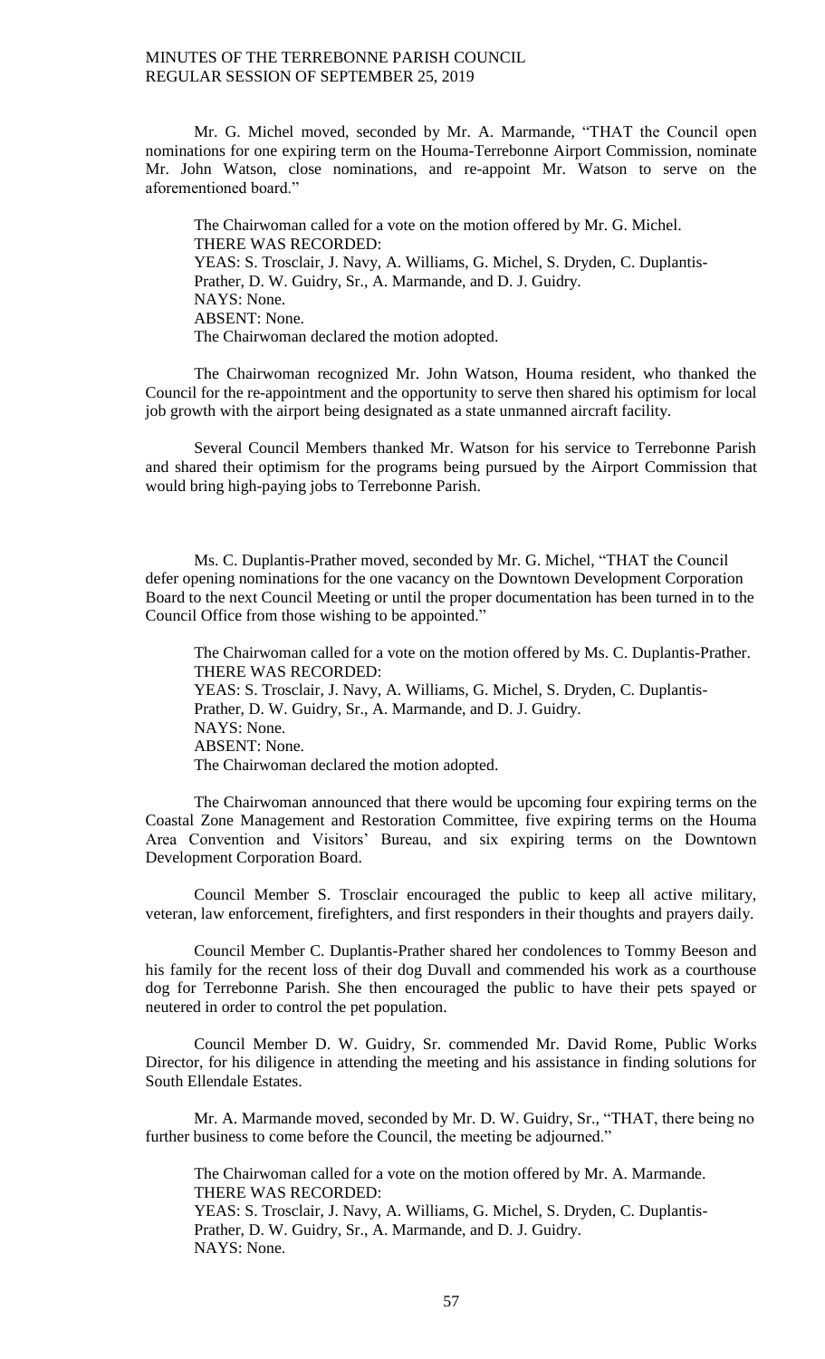Mr. G. Michel moved, seconded by Mr. A. Marmande, "THAT the Council open nominations for one expiring term on the Houma-Terrebonne Airport Commission, nominate Mr. John Watson, close nominations, and re-appoint Mr. Watson to serve on the aforementioned board."

The Chairwoman called for a vote on the motion offered by Mr. G. Michel.
THERE WAS RECORDED:
YEAS: S. Trosclair, J. Navy, A. Williams, G. Michel, S. Dryden, C. Duplantis-Prather, D. W. Guidry, Sr., A. Marmande, and D. J. Guidry.
NAYS: None.
ABSENT: None.
The Chairwoman declared the motion adopted.

The Chairwoman recognized Mr. John Watson, Houma resident, who thanked the Council for the re-appointment and the opportunity to serve then shared his optimism for local job growth with the airport being designated as a state unmanned aircraft facility.

Several Council Members thanked Mr. Watson for his service to Terrebonne Parish and shared their optimism for the programs being pursued by the Airport Commission that would bring high-paying jobs to Terrebonne Parish.

Ms. C. Duplantis-Prather moved, seconded by Mr. G. Michel, "THAT the Council defer opening nominations for the one vacancy on the Downtown Development Corporation Board to the next Council Meeting or until the proper documentation has been turned in to the Council Office from those wishing to be appointed."

The Chairwoman called for a vote on the motion offered by Ms. C. Duplantis-Prather.
THERE WAS RECORDED:
YEAS: S. Trosclair, J. Navy, A. Williams, G. Michel, S. Dryden, C. Duplantis-Prather, D. W. Guidry, Sr., A. Marmande, and D. J. Guidry.
NAYS: None.
ABSENT: None.
The Chairwoman declared the motion adopted.

The Chairwoman announced that there would be upcoming four expiring terms on the Coastal Zone Management and Restoration Committee, five expiring terms on the Houma Area Convention and Visitors' Bureau, and six expiring terms on the Downtown Development Corporation Board.

Council Member S. Trosclair encouraged the public to keep all active military, veteran, law enforcement, firefighters, and first responders in their thoughts and prayers daily.

Council Member C. Duplantis-Prather shared her condolences to Tommy Beeson and his family for the recent loss of their dog Duvall and commended his work as a courthouse dog for Terrebonne Parish. She then encouraged the public to have their pets spayed or neutered in order to control the pet population.

Council Member D. W. Guidry, Sr. commended Mr. David Rome, Public Works Director, for his diligence in attending the meeting and his assistance in finding solutions for South Ellendale Estates.

Mr. A. Marmande moved, seconded by Mr. D. W. Guidry, Sr., "THAT, there being no further business to come before the Council, the meeting be adjourned."

The Chairwoman called for a vote on the motion offered by Mr. A. Marmande.
THERE WAS RECORDED:
YEAS: S. Trosclair, J. Navy, A. Williams, G. Michel, S. Dryden, C. Duplantis-Prather, D. W. Guidry, Sr., A. Marmande, and D. J. Guidry.
NAYS: None.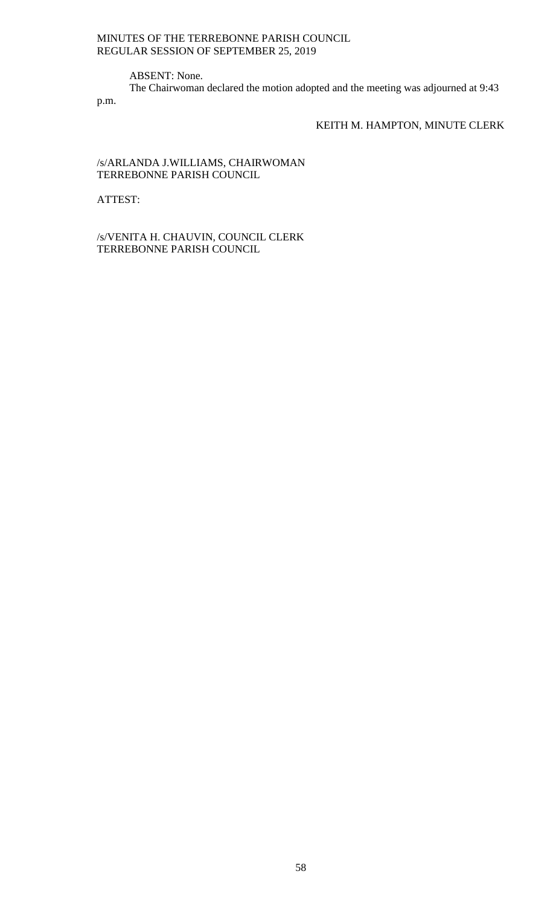ABSENT: None.

The Chairwoman declared the motion adopted and the meeting was adjourned at 9:43 p.m.

KEITH M. HAMPTON, MINUTE CLERK

/s/ARLANDA J.WILLIAMS, CHAIRWOMAN
TERREBONNE PARISH COUNCIL

ATTEST:

/s/VENITA H. CHAUVIN, COUNCIL CLERK
TERREBONNE PARISH COUNCIL